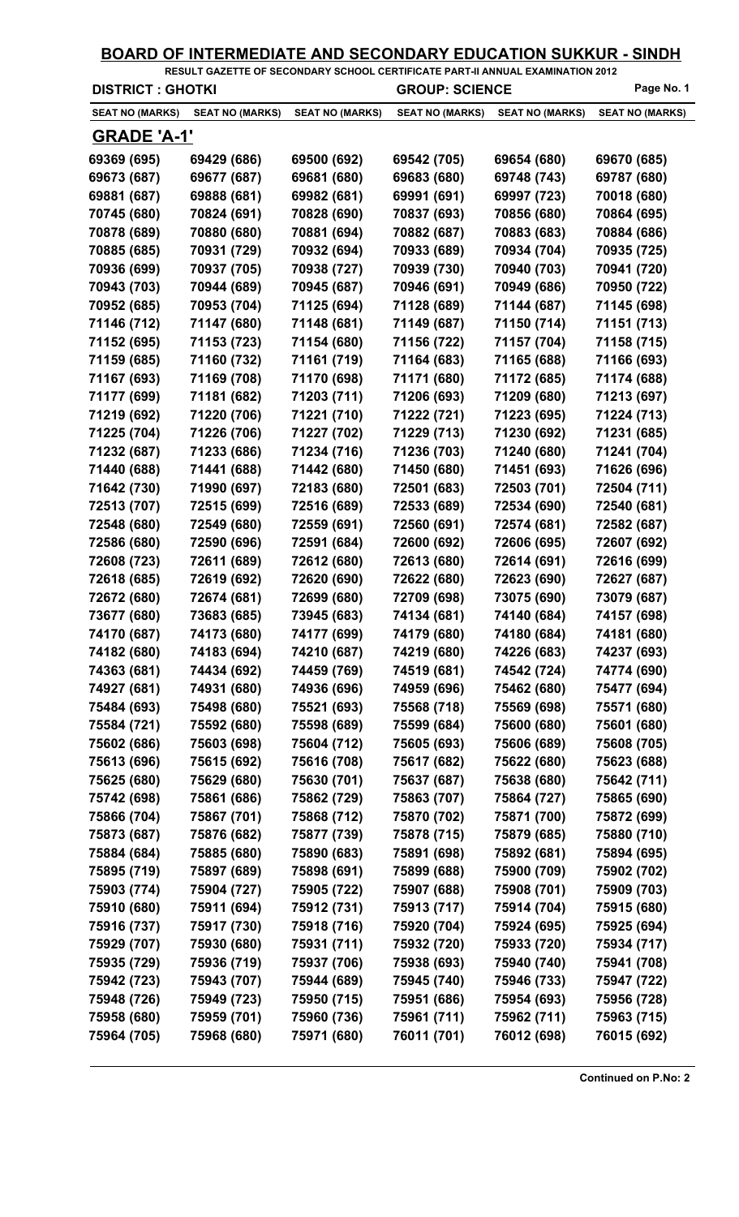# BOARD OF INTERMEDIATE AND SECONDARY EDUCATION SUKKUR - SINDH

**RESULT GAZETTE OF SECONDARY SCHOOL CERTIFICATE PART-II ANNUAL EXAMINATION 2012**

**DISTRICT : GHOTKI** | **GROUP: SCIENCE**

| SEAT NO (MARKS) | SEAT NO (MARKS) | SEAT NO (MARKS) | SEAT NO (MARKS) | SEAT NO (MARKS) | SEAT NO (MARKS) |
|---|---|---|---|---|---|

## GRADE 'A-1'

| SEAT NO (MARKS) | SEAT NO (MARKS) | SEAT NO (MARKS) | SEAT NO (MARKS) | SEAT NO (MARKS) | SEAT NO (MARKS) |
|---|---|---|---|---|---|
| 69369 (695) | 69429 (686) | 69500 (692) | 69542 (705) | 69654 (680) | 69670 (685) |
| 69673 (687) | 69677 (687) | 69681 (680) | 69683 (680) | 69748 (743) | 69787 (680) |
| 69881 (687) | 69888 (681) | 69982 (681) | 69991 (691) | 69997 (723) | 70018 (680) |
| 70745 (680) | 70824 (691) | 70828 (690) | 70837 (693) | 70856 (680) | 70864 (695) |
| 70878 (689) | 70880 (680) | 70881 (694) | 70882 (687) | 70883 (683) | 70884 (686) |
| 70885 (685) | 70931 (729) | 70932 (694) | 70933 (689) | 70934 (704) | 70935 (725) |
| 70936 (699) | 70937 (705) | 70938 (727) | 70939 (730) | 70940 (703) | 70941 (720) |
| 70943 (703) | 70944 (689) | 70945 (687) | 70946 (691) | 70949 (686) | 70950 (722) |
| 70952 (685) | 70953 (704) | 71125 (694) | 71128 (689) | 71144 (687) | 71145 (698) |
| 71146 (712) | 71147 (680) | 71148 (681) | 71149 (687) | 71150 (714) | 71151 (713) |
| 71152 (695) | 71153 (723) | 71154 (680) | 71156 (722) | 71157 (704) | 71158 (715) |
| 71159 (685) | 71160 (732) | 71161 (719) | 71164 (683) | 71165 (688) | 71166 (693) |
| 71167 (693) | 71169 (708) | 71170 (698) | 71171 (680) | 71172 (685) | 71174 (688) |
| 71177 (699) | 71181 (682) | 71203 (711) | 71206 (693) | 71209 (680) | 71213 (697) |
| 71219 (692) | 71220 (706) | 71221 (710) | 71222 (721) | 71223 (695) | 71224 (713) |
| 71225 (704) | 71226 (706) | 71227 (702) | 71229 (713) | 71230 (692) | 71231 (685) |
| 71232 (687) | 71233 (686) | 71234 (716) | 71236 (703) | 71240 (680) | 71241 (704) |
| 71440 (688) | 71441 (688) | 71442 (680) | 71450 (680) | 71451 (693) | 71626 (696) |
| 71642 (730) | 71990 (697) | 72183 (680) | 72501 (683) | 72503 (701) | 72504 (711) |
| 72513 (707) | 72515 (699) | 72516 (689) | 72533 (689) | 72534 (690) | 72540 (681) |
| 72548 (680) | 72549 (680) | 72559 (691) | 72560 (691) | 72574 (681) | 72582 (687) |
| 72586 (680) | 72590 (696) | 72591 (684) | 72600 (692) | 72606 (695) | 72607 (692) |
| 72608 (723) | 72611 (689) | 72612 (680) | 72613 (680) | 72614 (691) | 72616 (699) |
| 72618 (685) | 72619 (692) | 72620 (690) | 72622 (680) | 72623 (690) | 72627 (687) |
| 72672 (680) | 72674 (681) | 72699 (680) | 72709 (698) | 73075 (690) | 73079 (687) |
| 73677 (680) | 73683 (685) | 73945 (683) | 74134 (681) | 74140 (684) | 74157 (698) |
| 74170 (687) | 74173 (680) | 74177 (699) | 74179 (680) | 74180 (684) | 74181 (680) |
| 74182 (680) | 74183 (694) | 74210 (687) | 74219 (680) | 74226 (683) | 74237 (693) |
| 74363 (681) | 74434 (692) | 74459 (769) | 74519 (681) | 74542 (724) | 74774 (690) |
| 74927 (681) | 74931 (680) | 74936 (696) | 74959 (696) | 75462 (680) | 75477 (694) |
| 75484 (693) | 75498 (680) | 75521 (693) | 75568 (718) | 75569 (698) | 75571 (680) |
| 75584 (721) | 75592 (680) | 75598 (689) | 75599 (684) | 75600 (680) | 75601 (680) |
| 75602 (686) | 75603 (698) | 75604 (712) | 75605 (693) | 75606 (689) | 75608 (705) |
| 75613 (696) | 75615 (692) | 75616 (708) | 75617 (682) | 75622 (680) | 75623 (688) |
| 75625 (680) | 75629 (680) | 75630 (701) | 75637 (687) | 75638 (680) | 75642 (711) |
| 75742 (698) | 75861 (686) | 75862 (729) | 75863 (707) | 75864 (727) | 75865 (690) |
| 75866 (704) | 75867 (701) | 75868 (712) | 75870 (702) | 75871 (700) | 75872 (699) |
| 75873 (687) | 75876 (682) | 75877 (739) | 75878 (715) | 75879 (685) | 75880 (710) |
| 75884 (684) | 75885 (680) | 75890 (683) | 75891 (698) | 75892 (681) | 75894 (695) |
| 75895 (719) | 75897 (689) | 75898 (691) | 75899 (688) | 75900 (709) | 75902 (702) |
| 75903 (774) | 75904 (727) | 75905 (722) | 75907 (688) | 75908 (701) | 75909 (703) |
| 75910 (680) | 75911 (694) | 75912 (731) | 75913 (717) | 75914 (704) | 75915 (680) |
| 75916 (737) | 75917 (730) | 75918 (716) | 75920 (704) | 75924 (695) | 75925 (694) |
| 75929 (707) | 75930 (680) | 75931 (711) | 75932 (720) | 75933 (720) | 75934 (717) |
| 75935 (729) | 75936 (719) | 75937 (706) | 75938 (693) | 75940 (740) | 75941 (708) |
| 75942 (723) | 75943 (707) | 75944 (689) | 75945 (740) | 75946 (733) | 75947 (722) |
| 75948 (726) | 75949 (723) | 75950 (715) | 75951 (686) | 75954 (693) | 75956 (728) |
| 75958 (680) | 75959 (701) | 75960 (736) | 75961 (711) | 75962 (711) | 75963 (715) |
| 75964 (705) | 75968 (680) | 75971 (680) | 76011 (701) | 76012 (698) | 76015 (692) |

**Continued on P.No: 2**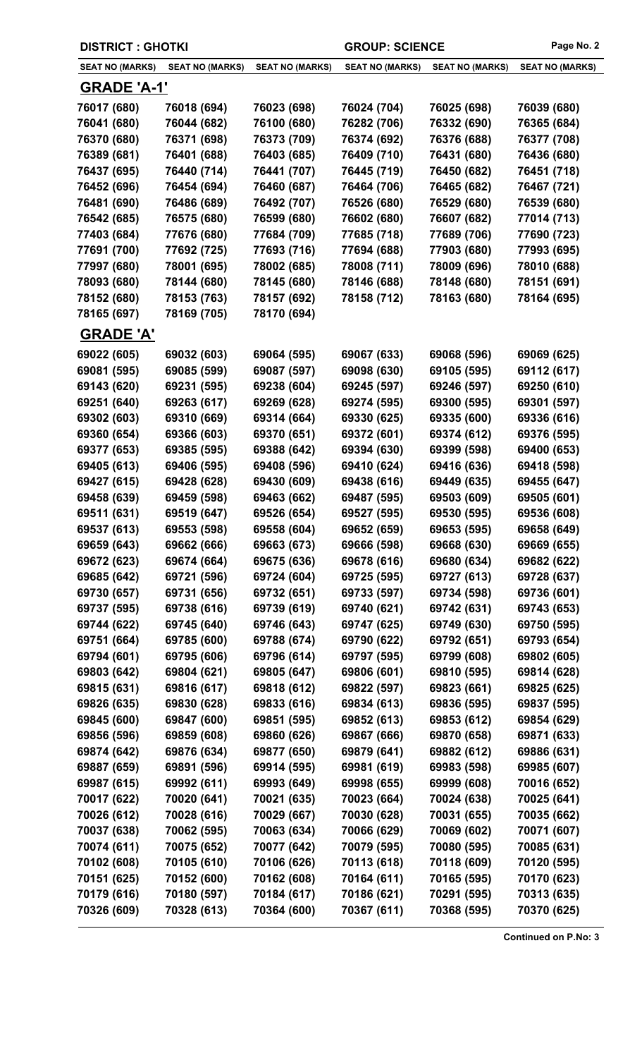| DISTRICT : GHOTKI | | | GROUP: SCIENCE | | |
|---|---|---|---|---|---|
| SEAT NO (MARKS) | SEAT NO (MARKS) | SEAT NO (MARKS) | SEAT NO (MARKS) | SEAT NO (MARKS) | SEAT NO (MARKS) |

## GRADE 'A-1'

| | | | | | |
|---|---|---|---|---|---|
| 76017 (680) | 76018 (694) | 76023 (698) | 76024 (704) | 76025 (698) | 76039 (680) |
| 76041 (680) | 76044 (682) | 76100 (680) | 76282 (706) | 76332 (690) | 76365 (684) |
| 76370 (680) | 76371 (698) | 76373 (709) | 76374 (692) | 76376 (688) | 76377 (708) |
| 76389 (681) | 76401 (688) | 76403 (685) | 76409 (710) | 76431 (680) | 76436 (680) |
| 76437 (695) | 76440 (714) | 76441 (707) | 76445 (719) | 76450 (682) | 76451 (718) |
| 76452 (696) | 76454 (694) | 76460 (687) | 76464 (706) | 76465 (682) | 76467 (721) |
| 76481 (690) | 76486 (689) | 76492 (707) | 76526 (680) | 76529 (680) | 76539 (680) |
| 76542 (685) | 76575 (680) | 76599 (680) | 76602 (680) | 76607 (682) | 77014 (713) |
| 77403 (684) | 77676 (680) | 77684 (709) | 77685 (718) | 77689 (706) | 77690 (723) |
| 77691 (700) | 77692 (725) | 77693 (716) | 77694 (688) | 77903 (680) | 77993 (695) |
| 77997 (680) | 78001 (695) | 78002 (685) | 78008 (711) | 78009 (696) | 78010 (688) |
| 78093 (680) | 78144 (680) | 78145 (680) | 78146 (688) | 78148 (680) | 78151 (691) |
| 78152 (680) | 78153 (763) | 78157 (692) | 78158 (712) | 78163 (680) | 78164 (695) |
| 78165 (697) | 78169 (705) | 78170 (694) | | | |

## GRADE 'A'

| | | | | | |
|---|---|---|---|---|---|
| 69022 (605) | 69032 (603) | 69064 (595) | 69067 (633) | 69068 (596) | 69069 (625) |
| 69081 (595) | 69085 (599) | 69087 (597) | 69098 (630) | 69105 (595) | 69112 (617) |
| 69143 (620) | 69231 (595) | 69238 (604) | 69245 (597) | 69246 (597) | 69250 (610) |
| 69251 (640) | 69263 (617) | 69269 (628) | 69274 (595) | 69300 (595) | 69301 (597) |
| 69302 (603) | 69310 (669) | 69314 (664) | 69330 (625) | 69335 (600) | 69336 (616) |
| 69360 (654) | 69366 (603) | 69370 (651) | 69372 (601) | 69374 (612) | 69376 (595) |
| 69377 (653) | 69385 (595) | 69388 (642) | 69394 (630) | 69399 (598) | 69400 (653) |
| 69405 (613) | 69406 (595) | 69408 (596) | 69410 (624) | 69416 (636) | 69418 (598) |
| 69427 (615) | 69428 (628) | 69430 (609) | 69438 (616) | 69449 (635) | 69455 (647) |
| 69458 (639) | 69459 (598) | 69463 (662) | 69487 (595) | 69503 (609) | 69505 (601) |
| 69511 (631) | 69519 (647) | 69526 (654) | 69527 (595) | 69530 (595) | 69536 (608) |
| 69537 (613) | 69553 (598) | 69558 (604) | 69652 (659) | 69653 (595) | 69658 (649) |
| 69659 (643) | 69662 (666) | 69663 (673) | 69666 (598) | 69668 (630) | 69669 (655) |
| 69672 (623) | 69674 (664) | 69675 (636) | 69678 (616) | 69680 (634) | 69682 (622) |
| 69685 (642) | 69721 (596) | 69724 (604) | 69725 (595) | 69727 (613) | 69728 (637) |
| 69730 (657) | 69731 (656) | 69732 (651) | 69733 (597) | 69734 (598) | 69736 (601) |
| 69737 (595) | 69738 (616) | 69739 (619) | 69740 (621) | 69742 (631) | 69743 (653) |
| 69744 (622) | 69745 (640) | 69746 (643) | 69747 (625) | 69749 (630) | 69750 (595) |
| 69751 (664) | 69785 (600) | 69788 (674) | 69790 (622) | 69792 (651) | 69793 (654) |
| 69794 (601) | 69795 (606) | 69796 (614) | 69797 (595) | 69799 (608) | 69802 (605) |
| 69803 (642) | 69804 (621) | 69805 (647) | 69806 (601) | 69810 (595) | 69814 (628) |
| 69815 (631) | 69816 (617) | 69818 (612) | 69822 (597) | 69823 (661) | 69825 (625) |
| 69826 (635) | 69830 (628) | 69833 (616) | 69834 (613) | 69836 (595) | 69837 (595) |
| 69845 (600) | 69847 (600) | 69851 (595) | 69852 (613) | 69853 (612) | 69854 (629) |
| 69856 (596) | 69859 (608) | 69860 (626) | 69867 (666) | 69870 (658) | 69871 (633) |
| 69874 (642) | 69876 (634) | 69877 (650) | 69879 (641) | 69882 (612) | 69886 (631) |
| 69887 (659) | 69891 (596) | 69914 (595) | 69981 (619) | 69983 (598) | 69985 (607) |
| 69987 (615) | 69992 (611) | 69993 (649) | 69998 (655) | 69999 (608) | 70016 (652) |
| 70017 (622) | 70020 (641) | 70021 (635) | 70023 (664) | 70024 (638) | 70025 (641) |
| 70026 (612) | 70028 (616) | 70029 (667) | 70030 (628) | 70031 (655) | 70035 (662) |
| 70037 (638) | 70062 (595) | 70063 (634) | 70066 (629) | 70069 (602) | 70071 (607) |
| 70074 (611) | 70075 (652) | 70077 (642) | 70079 (595) | 70080 (595) | 70085 (631) |
| 70102 (608) | 70105 (610) | 70106 (626) | 70113 (618) | 70118 (609) | 70120 (595) |
| 70151 (625) | 70152 (600) | 70162 (608) | 70164 (611) | 70165 (595) | 70170 (623) |
| 70179 (616) | 70180 (597) | 70184 (617) | 70186 (621) | 70291 (595) | 70313 (635) |
| 70326 (609) | 70328 (613) | 70364 (600) | 70367 (611) | 70368 (595) | 70370 (625) |

**Continued on P.No: 3**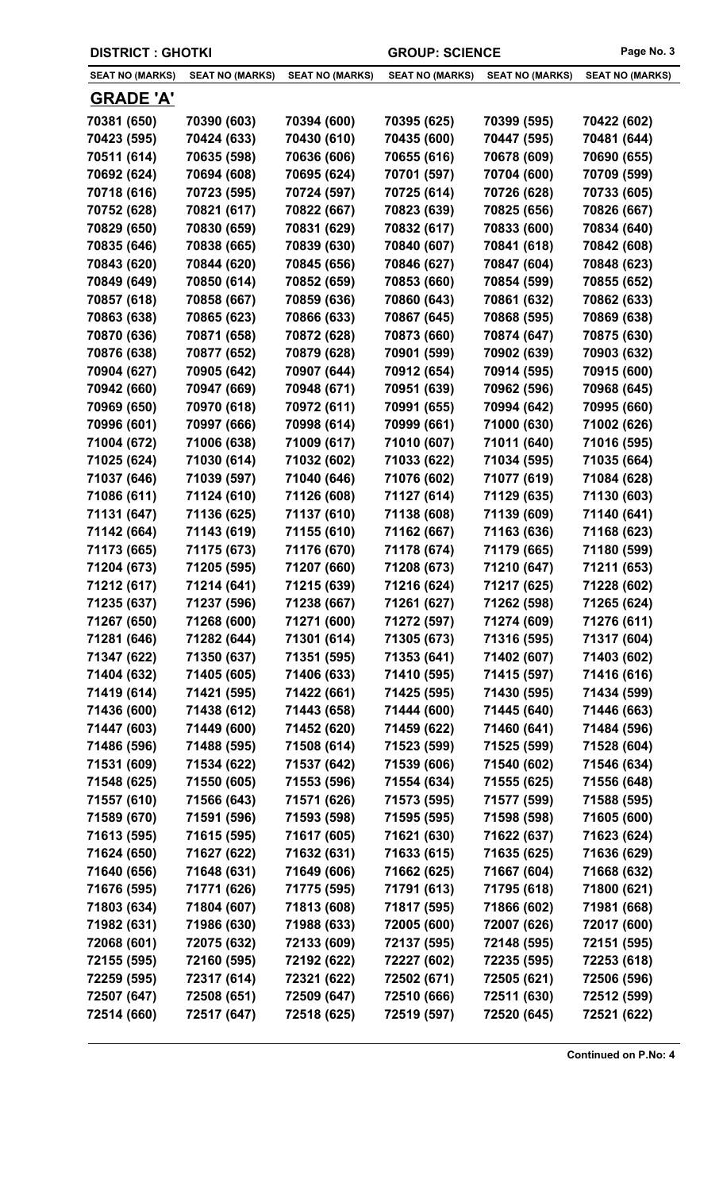DISTRICT : GHOTKI | GROUP: SCIENCE

| SEAT NO (MARKS) | SEAT NO (MARKS) | SEAT NO (MARKS) | SEAT NO (MARKS) | SEAT NO (MARKS) | SEAT NO (MARKS) |
|---|---|---|---|---|---|

## GRADE 'A'

| | | | | | |
|---|---|---|---|---|---|
| 70381 (650) | 70390 (603) | 70394 (600) | 70395 (625) | 70399 (595) | 70422 (602) |
| 70423 (595) | 70424 (633) | 70430 (610) | 70435 (600) | 70447 (595) | 70481 (644) |
| 70511 (614) | 70635 (598) | 70636 (606) | 70655 (616) | 70678 (609) | 70690 (655) |
| 70692 (624) | 70694 (608) | 70695 (624) | 70701 (597) | 70704 (600) | 70709 (599) |
| 70718 (616) | 70723 (595) | 70724 (597) | 70725 (614) | 70726 (628) | 70733 (605) |
| 70752 (628) | 70821 (617) | 70822 (667) | 70823 (639) | 70825 (656) | 70826 (667) |
| 70829 (650) | 70830 (659) | 70831 (629) | 70832 (617) | 70833 (600) | 70834 (640) |
| 70835 (646) | 70838 (665) | 70839 (630) | 70840 (607) | 70841 (618) | 70842 (608) |
| 70843 (620) | 70844 (620) | 70845 (656) | 70846 (627) | 70847 (604) | 70848 (623) |
| 70849 (649) | 70850 (614) | 70852 (659) | 70853 (660) | 70854 (599) | 70855 (652) |
| 70857 (618) | 70858 (667) | 70859 (636) | 70860 (643) | 70861 (632) | 70862 (633) |
| 70863 (638) | 70865 (623) | 70866 (633) | 70867 (645) | 70868 (595) | 70869 (638) |
| 70870 (636) | 70871 (658) | 70872 (628) | 70873 (660) | 70874 (647) | 70875 (630) |
| 70876 (638) | 70877 (652) | 70879 (628) | 70901 (599) | 70902 (639) | 70903 (632) |
| 70904 (627) | 70905 (642) | 70907 (644) | 70912 (654) | 70914 (595) | 70915 (600) |
| 70942 (660) | 70947 (669) | 70948 (671) | 70951 (639) | 70962 (596) | 70968 (645) |
| 70969 (650) | 70970 (618) | 70972 (611) | 70991 (655) | 70994 (642) | 70995 (660) |
| 70996 (601) | 70997 (666) | 70998 (614) | 70999 (661) | 71000 (630) | 71002 (626) |
| 71004 (672) | 71006 (638) | 71009 (617) | 71010 (607) | 71011 (640) | 71016 (595) |
| 71025 (624) | 71030 (614) | 71032 (602) | 71033 (622) | 71034 (595) | 71035 (664) |
| 71037 (646) | 71039 (597) | 71040 (646) | 71076 (602) | 71077 (619) | 71084 (628) |
| 71086 (611) | 71124 (610) | 71126 (608) | 71127 (614) | 71129 (635) | 71130 (603) |
| 71131 (647) | 71136 (625) | 71137 (610) | 71138 (608) | 71139 (609) | 71140 (641) |
| 71142 (664) | 71143 (619) | 71155 (610) | 71162 (667) | 71163 (636) | 71168 (623) |
| 71173 (665) | 71175 (673) | 71176 (670) | 71178 (674) | 71179 (665) | 71180 (599) |
| 71204 (673) | 71205 (595) | 71207 (660) | 71208 (673) | 71210 (647) | 71211 (653) |
| 71212 (617) | 71214 (641) | 71215 (639) | 71216 (624) | 71217 (625) | 71228 (602) |
| 71235 (637) | 71237 (596) | 71238 (667) | 71261 (627) | 71262 (598) | 71265 (624) |
| 71267 (650) | 71268 (600) | 71271 (600) | 71272 (597) | 71274 (609) | 71276 (611) |
| 71281 (646) | 71282 (644) | 71301 (614) | 71305 (673) | 71316 (595) | 71317 (604) |
| 71347 (622) | 71350 (637) | 71351 (595) | 71353 (641) | 71402 (607) | 71403 (602) |
| 71404 (632) | 71405 (605) | 71406 (633) | 71410 (595) | 71415 (597) | 71416 (616) |
| 71419 (614) | 71421 (595) | 71422 (661) | 71425 (595) | 71430 (595) | 71434 (599) |
| 71436 (600) | 71438 (612) | 71443 (658) | 71444 (600) | 71445 (640) | 71446 (663) |
| 71447 (603) | 71449 (600) | 71452 (620) | 71459 (622) | 71460 (641) | 71484 (596) |
| 71486 (596) | 71488 (595) | 71508 (614) | 71523 (599) | 71525 (599) | 71528 (604) |
| 71531 (609) | 71534 (622) | 71537 (642) | 71539 (606) | 71540 (602) | 71546 (634) |
| 71548 (625) | 71550 (605) | 71553 (596) | 71554 (634) | 71555 (625) | 71556 (648) |
| 71557 (610) | 71566 (643) | 71571 (626) | 71573 (595) | 71577 (599) | 71588 (595) |
| 71589 (670) | 71591 (596) | 71593 (598) | 71595 (595) | 71598 (598) | 71605 (600) |
| 71613 (595) | 71615 (595) | 71617 (605) | 71621 (630) | 71622 (637) | 71623 (624) |
| 71624 (650) | 71627 (622) | 71632 (631) | 71633 (615) | 71635 (625) | 71636 (629) |
| 71640 (656) | 71648 (631) | 71649 (606) | 71662 (625) | 71667 (604) | 71668 (632) |
| 71676 (595) | 71771 (626) | 71775 (595) | 71791 (613) | 71795 (618) | 71800 (621) |
| 71803 (634) | 71804 (607) | 71813 (608) | 71817 (595) | 71866 (602) | 71981 (668) |
| 71982 (631) | 71986 (630) | 71988 (633) | 72005 (600) | 72007 (626) | 72017 (600) |
| 72068 (601) | 72075 (632) | 72133 (609) | 72137 (595) | 72148 (595) | 72151 (595) |
| 72155 (595) | 72160 (595) | 72192 (622) | 72227 (602) | 72235 (595) | 72253 (618) |
| 72259 (595) | 72317 (614) | 72321 (622) | 72502 (671) | 72505 (621) | 72506 (596) |
| 72507 (647) | 72508 (651) | 72509 (647) | 72510 (666) | 72511 (630) | 72512 (599) |
| 72514 (660) | 72517 (647) | 72518 (625) | 72519 (597) | 72520 (645) | 72521 (622) |

**Continued on P.No: 4**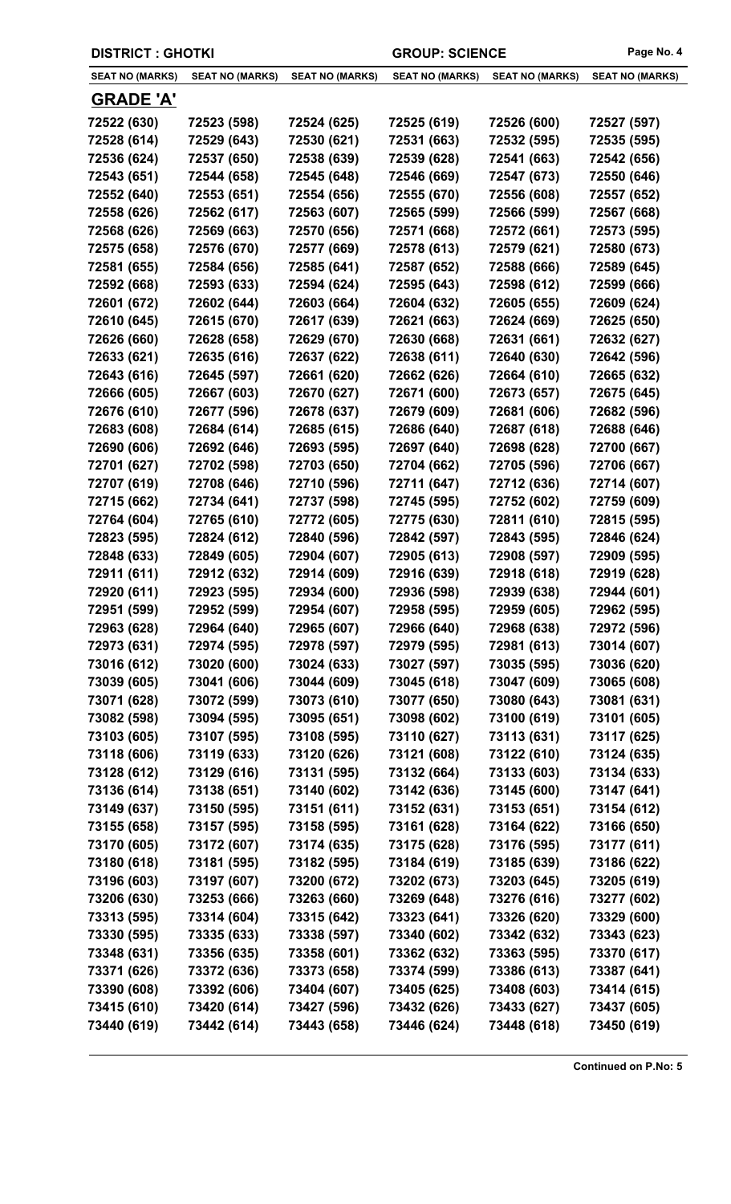| DISTRICT : GHOTKI | | | GROUP: SCIENCE | | |
|---|---|---|---|---|---|
| SEAT NO (MARKS) | SEAT NO (MARKS) | SEAT NO (MARKS) | SEAT NO (MARKS) | SEAT NO (MARKS) | SEAT NO (MARKS) |

**GRADE 'A'**

| | | | | | |
|---|---|---|---|---|---|
| 72522 (630) | 72523 (598) | 72524 (625) | 72525 (619) | 72526 (600) | 72527 (597) |
| 72528 (614) | 72529 (643) | 72530 (621) | 72531 (663) | 72532 (595) | 72535 (595) |
| 72536 (624) | 72537 (650) | 72538 (639) | 72539 (628) | 72541 (663) | 72542 (656) |
| 72543 (651) | 72544 (658) | 72545 (648) | 72546 (669) | 72547 (673) | 72550 (646) |
| 72552 (640) | 72553 (651) | 72554 (656) | 72555 (670) | 72556 (608) | 72557 (652) |
| 72558 (626) | 72562 (617) | 72563 (607) | 72565 (599) | 72566 (599) | 72567 (668) |
| 72568 (626) | 72569 (663) | 72570 (656) | 72571 (668) | 72572 (661) | 72573 (595) |
| 72575 (658) | 72576 (670) | 72577 (669) | 72578 (613) | 72579 (621) | 72580 (673) |
| 72581 (655) | 72584 (656) | 72585 (641) | 72587 (652) | 72588 (666) | 72589 (645) |
| 72592 (668) | 72593 (633) | 72594 (624) | 72595 (643) | 72598 (612) | 72599 (666) |
| 72601 (672) | 72602 (644) | 72603 (664) | 72604 (632) | 72605 (655) | 72609 (624) |
| 72610 (645) | 72615 (670) | 72617 (639) | 72621 (663) | 72624 (669) | 72625 (650) |
| 72626 (660) | 72628 (658) | 72629 (670) | 72630 (668) | 72631 (661) | 72632 (627) |
| 72633 (621) | 72635 (616) | 72637 (622) | 72638 (611) | 72640 (630) | 72642 (596) |
| 72643 (616) | 72645 (597) | 72661 (620) | 72662 (626) | 72664 (610) | 72665 (632) |
| 72666 (605) | 72667 (603) | 72670 (627) | 72671 (600) | 72673 (657) | 72675 (645) |
| 72676 (610) | 72677 (596) | 72678 (637) | 72679 (609) | 72681 (606) | 72682 (596) |
| 72683 (608) | 72684 (614) | 72685 (615) | 72686 (640) | 72687 (618) | 72688 (646) |
| 72690 (606) | 72692 (646) | 72693 (595) | 72697 (640) | 72698 (628) | 72700 (667) |
| 72701 (627) | 72702 (598) | 72703 (650) | 72704 (662) | 72705 (596) | 72706 (667) |
| 72707 (619) | 72708 (646) | 72710 (596) | 72711 (647) | 72712 (636) | 72714 (607) |
| 72715 (662) | 72734 (641) | 72737 (598) | 72745 (595) | 72752 (602) | 72759 (609) |
| 72764 (604) | 72765 (610) | 72772 (605) | 72775 (630) | 72811 (610) | 72815 (595) |
| 72823 (595) | 72824 (612) | 72840 (596) | 72842 (597) | 72843 (595) | 72846 (624) |
| 72848 (633) | 72849 (605) | 72904 (607) | 72905 (613) | 72908 (597) | 72909 (595) |
| 72911 (611) | 72912 (632) | 72914 (609) | 72916 (639) | 72918 (618) | 72919 (628) |
| 72920 (611) | 72923 (595) | 72934 (600) | 72936 (598) | 72939 (638) | 72944 (601) |
| 72951 (599) | 72952 (599) | 72954 (607) | 72958 (595) | 72959 (605) | 72962 (595) |
| 72963 (628) | 72964 (640) | 72965 (607) | 72966 (640) | 72968 (638) | 72972 (596) |
| 72973 (631) | 72974 (595) | 72978 (597) | 72979 (595) | 72981 (613) | 73014 (607) |
| 73016 (612) | 73020 (600) | 73024 (633) | 73027 (597) | 73035 (595) | 73036 (620) |
| 73039 (605) | 73041 (606) | 73044 (609) | 73045 (618) | 73047 (609) | 73065 (608) |
| 73071 (628) | 73072 (599) | 73073 (610) | 73077 (650) | 73080 (643) | 73081 (631) |
| 73082 (598) | 73094 (595) | 73095 (651) | 73098 (602) | 73100 (619) | 73101 (605) |
| 73103 (605) | 73107 (595) | 73108 (595) | 73110 (627) | 73113 (631) | 73117 (625) |
| 73118 (606) | 73119 (633) | 73120 (626) | 73121 (608) | 73122 (610) | 73124 (635) |
| 73128 (612) | 73129 (616) | 73131 (595) | 73132 (664) | 73133 (603) | 73134 (633) |
| 73136 (614) | 73138 (651) | 73140 (602) | 73142 (636) | 73145 (600) | 73147 (641) |
| 73149 (637) | 73150 (595) | 73151 (611) | 73152 (631) | 73153 (651) | 73154 (612) |
| 73155 (658) | 73157 (595) | 73158 (595) | 73161 (628) | 73164 (622) | 73166 (650) |
| 73170 (605) | 73172 (607) | 73174 (635) | 73175 (628) | 73176 (595) | 73177 (611) |
| 73180 (618) | 73181 (595) | 73182 (595) | 73184 (619) | 73185 (639) | 73186 (622) |
| 73196 (603) | 73197 (607) | 73200 (672) | 73202 (673) | 73203 (645) | 73205 (619) |
| 73206 (630) | 73253 (666) | 73263 (660) | 73269 (648) | 73276 (616) | 73277 (602) |
| 73313 (595) | 73314 (604) | 73315 (642) | 73323 (641) | 73326 (620) | 73329 (600) |
| 73330 (595) | 73335 (633) | 73338 (597) | 73340 (602) | 73342 (632) | 73343 (623) |
| 73348 (631) | 73356 (635) | 73358 (601) | 73362 (632) | 73363 (595) | 73370 (617) |
| 73371 (626) | 73372 (636) | 73373 (658) | 73374 (599) | 73386 (613) | 73387 (641) |
| 73390 (608) | 73392 (606) | 73404 (607) | 73405 (625) | 73408 (603) | 73414 (615) |
| 73415 (610) | 73420 (614) | 73427 (596) | 73432 (626) | 73433 (627) | 73437 (605) |
| 73440 (619) | 73442 (614) | 73443 (658) | 73446 (624) | 73448 (618) | 73450 (619) |

**Continued on P.No: 5**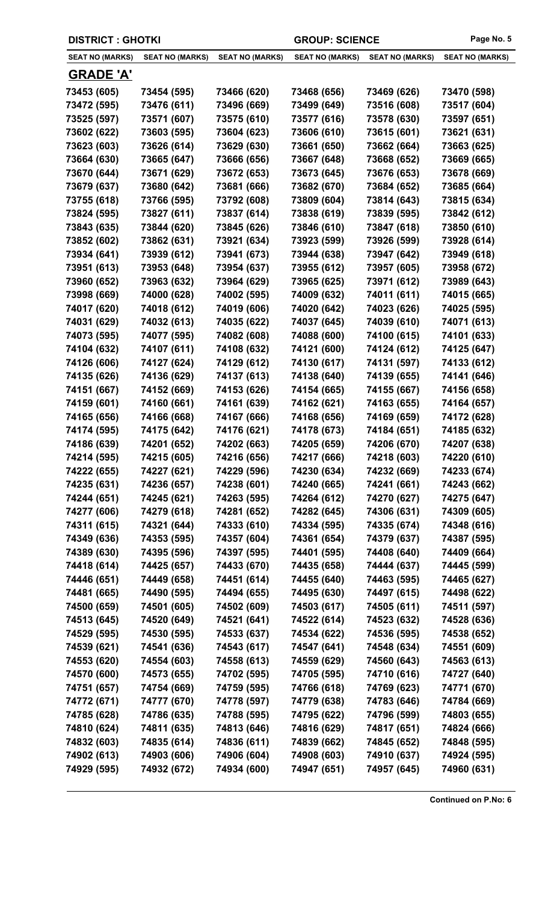DISTRICT : GHOTKI | GROUP: SCIENCE

| SEAT NO (MARKS) | SEAT NO (MARKS) | SEAT NO (MARKS) | SEAT NO (MARKS) | SEAT NO (MARKS) | SEAT NO (MARKS) |
|---|---|---|---|---|---|
| **GRADE 'A'** | | | | | |
| 73453 (605) | 73454 (595) | 73466 (620) | 73468 (656) | 73469 (626) | 73470 (598) |
| 73472 (595) | 73476 (611) | 73496 (669) | 73499 (649) | 73516 (608) | 73517 (604) |
| 73525 (597) | 73571 (607) | 73575 (610) | 73577 (616) | 73578 (630) | 73597 (651) |
| 73602 (622) | 73603 (595) | 73604 (623) | 73606 (610) | 73615 (601) | 73621 (631) |
| 73623 (603) | 73626 (614) | 73629 (630) | 73661 (650) | 73662 (664) | 73663 (625) |
| 73664 (630) | 73665 (647) | 73666 (656) | 73667 (648) | 73668 (652) | 73669 (665) |
| 73670 (644) | 73671 (629) | 73672 (653) | 73673 (645) | 73676 (653) | 73678 (669) |
| 73679 (637) | 73680 (642) | 73681 (666) | 73682 (670) | 73684 (652) | 73685 (664) |
| 73755 (618) | 73766 (595) | 73792 (608) | 73809 (604) | 73814 (643) | 73815 (634) |
| 73824 (595) | 73827 (611) | 73837 (614) | 73838 (619) | 73839 (595) | 73842 (612) |
| 73843 (635) | 73844 (620) | 73845 (626) | 73846 (610) | 73847 (618) | 73850 (610) |
| 73852 (602) | 73862 (631) | 73921 (634) | 73923 (599) | 73926 (599) | 73928 (614) |
| 73934 (641) | 73939 (612) | 73941 (673) | 73944 (638) | 73947 (642) | 73949 (618) |
| 73951 (613) | 73953 (648) | 73954 (637) | 73955 (612) | 73957 (605) | 73958 (672) |
| 73960 (652) | 73963 (632) | 73964 (629) | 73965 (625) | 73971 (612) | 73989 (643) |
| 73998 (669) | 74000 (628) | 74002 (595) | 74009 (632) | 74011 (611) | 74015 (665) |
| 74017 (620) | 74018 (612) | 74019 (606) | 74020 (642) | 74023 (626) | 74025 (595) |
| 74031 (629) | 74032 (613) | 74035 (622) | 74037 (645) | 74039 (610) | 74071 (613) |
| 74073 (595) | 74077 (595) | 74082 (608) | 74088 (600) | 74100 (615) | 74101 (633) |
| 74104 (632) | 74107 (611) | 74108 (632) | 74121 (600) | 74124 (612) | 74125 (647) |
| 74126 (606) | 74127 (624) | 74129 (612) | 74130 (617) | 74131 (597) | 74133 (612) |
| 74135 (626) | 74136 (629) | 74137 (613) | 74138 (640) | 74139 (655) | 74141 (646) |
| 74151 (667) | 74152 (669) | 74153 (626) | 74154 (665) | 74155 (667) | 74156 (658) |
| 74159 (601) | 74160 (661) | 74161 (639) | 74162 (621) | 74163 (655) | 74164 (657) |
| 74165 (656) | 74166 (668) | 74167 (666) | 74168 (656) | 74169 (659) | 74172 (628) |
| 74174 (595) | 74175 (642) | 74176 (621) | 74178 (673) | 74184 (651) | 74185 (632) |
| 74186 (639) | 74201 (652) | 74202 (663) | 74205 (659) | 74206 (670) | 74207 (638) |
| 74214 (595) | 74215 (605) | 74216 (656) | 74217 (666) | 74218 (603) | 74220 (610) |
| 74222 (655) | 74227 (621) | 74229 (596) | 74230 (634) | 74232 (669) | 74233 (674) |
| 74235 (631) | 74236 (657) | 74238 (601) | 74240 (665) | 74241 (661) | 74243 (662) |
| 74244 (651) | 74245 (621) | 74263 (595) | 74264 (612) | 74270 (627) | 74275 (647) |
| 74277 (606) | 74279 (618) | 74281 (652) | 74282 (645) | 74306 (631) | 74309 (605) |
| 74311 (615) | 74321 (644) | 74333 (610) | 74334 (595) | 74335 (674) | 74348 (616) |
| 74349 (636) | 74353 (595) | 74357 (604) | 74361 (654) | 74379 (637) | 74387 (595) |
| 74389 (630) | 74395 (596) | 74397 (595) | 74401 (595) | 74408 (640) | 74409 (664) |
| 74418 (614) | 74425 (657) | 74433 (670) | 74435 (658) | 74444 (637) | 74445 (599) |
| 74446 (651) | 74449 (658) | 74451 (614) | 74455 (640) | 74463 (595) | 74465 (627) |
| 74481 (665) | 74490 (595) | 74494 (655) | 74495 (630) | 74497 (615) | 74498 (622) |
| 74500 (659) | 74501 (605) | 74502 (609) | 74503 (617) | 74505 (611) | 74511 (597) |
| 74513 (645) | 74520 (649) | 74521 (641) | 74522 (614) | 74523 (632) | 74528 (636) |
| 74529 (595) | 74530 (595) | 74533 (637) | 74534 (622) | 74536 (595) | 74538 (652) |
| 74539 (621) | 74541 (636) | 74543 (617) | 74547 (641) | 74548 (634) | 74551 (609) |
| 74553 (620) | 74554 (603) | 74558 (613) | 74559 (629) | 74560 (643) | 74563 (613) |
| 74570 (600) | 74573 (655) | 74702 (595) | 74705 (595) | 74710 (616) | 74727 (640) |
| 74751 (657) | 74754 (669) | 74759 (595) | 74766 (618) | 74769 (623) | 74771 (670) |
| 74772 (671) | 74777 (670) | 74778 (597) | 74779 (638) | 74783 (646) | 74784 (669) |
| 74785 (628) | 74786 (635) | 74788 (595) | 74795 (622) | 74796 (599) | 74803 (655) |
| 74810 (624) | 74811 (635) | 74813 (646) | 74816 (629) | 74817 (651) | 74824 (666) |
| 74832 (603) | 74835 (614) | 74836 (611) | 74839 (662) | 74845 (652) | 74848 (595) |
| 74902 (613) | 74903 (606) | 74906 (604) | 74908 (603) | 74910 (637) | 74924 (595) |
| 74929 (595) | 74932 (672) | 74934 (600) | 74947 (651) | 74957 (645) | 74960 (631) |

**Continued on P.No: 6**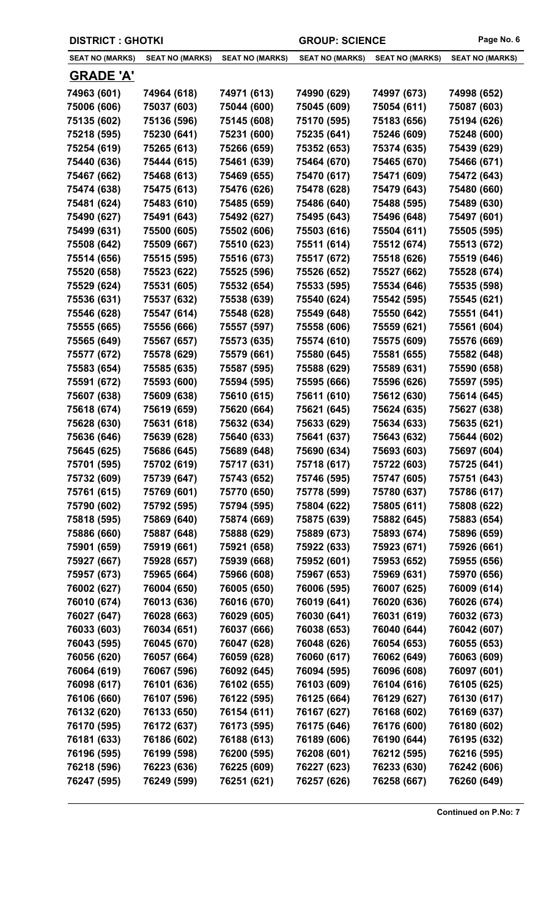DISTRICT : GHOTKI | GROUP: SCIENCE

| SEAT NO (MARKS) | SEAT NO (MARKS) | SEAT NO (MARKS) | SEAT NO (MARKS) | SEAT NO (MARKS) | SEAT NO (MARKS) |
|---|---|---|---|---|---|
| **GRADE 'A'** | | | | | |
| 74963 (601) | 74964 (618) | 74971 (613) | 74990 (629) | 74997 (673) | 74998 (652) |
| 75006 (606) | 75037 (603) | 75044 (600) | 75045 (609) | 75054 (611) | 75087 (603) |
| 75135 (602) | 75136 (596) | 75145 (608) | 75170 (595) | 75183 (656) | 75194 (626) |
| 75218 (595) | 75230 (641) | 75231 (600) | 75235 (641) | 75246 (609) | 75248 (600) |
| 75254 (619) | 75265 (613) | 75266 (659) | 75352 (653) | 75374 (635) | 75439 (629) |
| 75440 (636) | 75444 (615) | 75461 (639) | 75464 (670) | 75465 (670) | 75466 (671) |
| 75467 (662) | 75468 (613) | 75469 (655) | 75470 (617) | 75471 (609) | 75472 (643) |
| 75474 (638) | 75475 (613) | 75476 (626) | 75478 (628) | 75479 (643) | 75480 (660) |
| 75481 (624) | 75483 (610) | 75485 (659) | 75486 (640) | 75488 (595) | 75489 (630) |
| 75490 (627) | 75491 (643) | 75492 (627) | 75495 (643) | 75496 (648) | 75497 (601) |
| 75499 (631) | 75500 (605) | 75502 (606) | 75503 (616) | 75504 (611) | 75505 (595) |
| 75508 (642) | 75509 (667) | 75510 (623) | 75511 (614) | 75512 (674) | 75513 (672) |
| 75514 (656) | 75515 (595) | 75516 (673) | 75517 (672) | 75518 (626) | 75519 (646) |
| 75520 (658) | 75523 (622) | 75525 (596) | 75526 (652) | 75527 (662) | 75528 (674) |
| 75529 (624) | 75531 (605) | 75532 (654) | 75533 (595) | 75534 (646) | 75535 (598) |
| 75536 (631) | 75537 (632) | 75538 (639) | 75540 (624) | 75542 (595) | 75545 (621) |
| 75546 (628) | 75547 (614) | 75548 (628) | 75549 (648) | 75550 (642) | 75551 (641) |
| 75555 (665) | 75556 (666) | 75557 (597) | 75558 (606) | 75559 (621) | 75561 (604) |
| 75565 (649) | 75567 (657) | 75573 (635) | 75574 (610) | 75575 (609) | 75576 (669) |
| 75577 (672) | 75578 (629) | 75579 (661) | 75580 (645) | 75581 (655) | 75582 (648) |
| 75583 (654) | 75585 (635) | 75587 (595) | 75588 (629) | 75589 (631) | 75590 (658) |
| 75591 (672) | 75593 (600) | 75594 (595) | 75595 (666) | 75596 (626) | 75597 (595) |
| 75607 (638) | 75609 (638) | 75610 (615) | 75611 (610) | 75612 (630) | 75614 (645) |
| 75618 (674) | 75619 (659) | 75620 (664) | 75621 (645) | 75624 (635) | 75627 (638) |
| 75628 (630) | 75631 (618) | 75632 (634) | 75633 (629) | 75634 (633) | 75635 (621) |
| 75636 (646) | 75639 (628) | 75640 (633) | 75641 (637) | 75643 (632) | 75644 (602) |
| 75645 (625) | 75686 (645) | 75689 (648) | 75690 (634) | 75693 (603) | 75697 (604) |
| 75701 (595) | 75702 (619) | 75717 (631) | 75718 (617) | 75722 (603) | 75725 (641) |
| 75732 (609) | 75739 (647) | 75743 (652) | 75746 (595) | 75747 (605) | 75751 (643) |
| 75761 (615) | 75769 (601) | 75770 (650) | 75778 (599) | 75780 (637) | 75786 (617) |
| 75790 (602) | 75792 (595) | 75794 (595) | 75804 (622) | 75805 (611) | 75808 (622) |
| 75818 (595) | 75869 (640) | 75874 (669) | 75875 (639) | 75882 (645) | 75883 (654) |
| 75886 (660) | 75887 (648) | 75888 (629) | 75889 (673) | 75893 (674) | 75896 (659) |
| 75901 (659) | 75919 (661) | 75921 (658) | 75922 (633) | 75923 (671) | 75926 (661) |
| 75927 (667) | 75928 (657) | 75939 (668) | 75952 (601) | 75953 (652) | 75955 (656) |
| 75957 (673) | 75965 (664) | 75966 (608) | 75967 (653) | 75969 (631) | 75970 (656) |
| 76002 (627) | 76004 (650) | 76005 (650) | 76006 (595) | 76007 (625) | 76009 (614) |
| 76010 (674) | 76013 (636) | 76016 (670) | 76019 (641) | 76020 (636) | 76026 (674) |
| 76027 (647) | 76028 (663) | 76029 (605) | 76030 (641) | 76031 (619) | 76032 (673) |
| 76033 (603) | 76034 (651) | 76037 (666) | 76038 (653) | 76040 (644) | 76042 (607) |
| 76043 (595) | 76045 (670) | 76047 (628) | 76048 (626) | 76054 (653) | 76055 (653) |
| 76056 (620) | 76057 (664) | 76059 (628) | 76060 (617) | 76062 (649) | 76063 (609) |
| 76064 (619) | 76067 (596) | 76092 (645) | 76094 (595) | 76096 (608) | 76097 (601) |
| 76098 (617) | 76101 (636) | 76102 (655) | 76103 (609) | 76104 (616) | 76105 (625) |
| 76106 (660) | 76107 (596) | 76122 (595) | 76125 (664) | 76129 (627) | 76130 (617) |
| 76132 (620) | 76133 (650) | 76154 (611) | 76167 (627) | 76168 (602) | 76169 (637) |
| 76170 (595) | 76172 (637) | 76173 (595) | 76175 (646) | 76176 (600) | 76180 (602) |
| 76181 (633) | 76186 (602) | 76188 (613) | 76189 (606) | 76190 (644) | 76195 (632) |
| 76196 (595) | 76199 (598) | 76200 (595) | 76208 (601) | 76212 (595) | 76216 (595) |
| 76218 (596) | 76223 (636) | 76225 (609) | 76227 (623) | 76233 (630) | 76242 (606) |
| 76247 (595) | 76249 (599) | 76251 (621) | 76257 (626) | 76258 (667) | 76260 (649) |

**Continued on P.No: 7**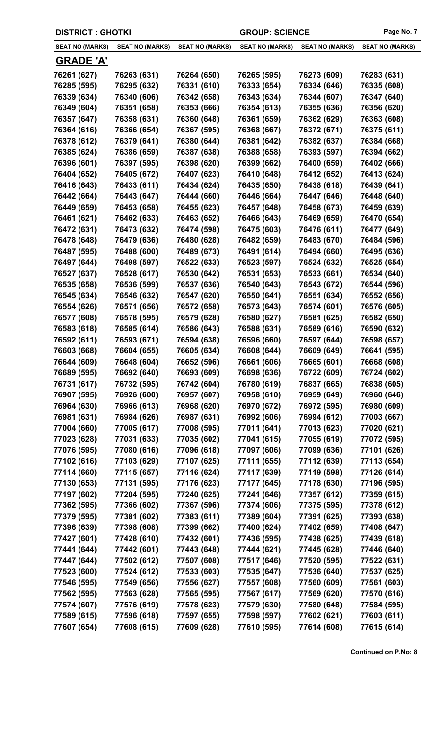DISTRICT : GHOTKI | GROUP: SCIENCE

| SEAT NO (MARKS) | SEAT NO (MARKS) | SEAT NO (MARKS) | SEAT NO (MARKS) | SEAT NO (MARKS) | SEAT NO (MARKS) |
|---|---|---|---|---|---|

## GRADE 'A'

| | | | | | |
|---|---|---|---|---|---|
| 76261 (627) | 76263 (631) | 76264 (650) | 76265 (595) | 76273 (609) | 76283 (631) |
| 76285 (595) | 76295 (632) | 76331 (610) | 76333 (654) | 76334 (646) | 76335 (608) |
| 76339 (634) | 76340 (606) | 76342 (658) | 76343 (634) | 76344 (607) | 76347 (640) |
| 76349 (604) | 76351 (658) | 76353 (666) | 76354 (613) | 76355 (636) | 76356 (620) |
| 76357 (647) | 76358 (631) | 76360 (648) | 76361 (659) | 76362 (629) | 76363 (608) |
| 76364 (616) | 76366 (654) | 76367 (595) | 76368 (667) | 76372 (671) | 76375 (611) |
| 76378 (612) | 76379 (641) | 76380 (644) | 76381 (642) | 76382 (637) | 76384 (668) |
| 76385 (624) | 76386 (659) | 76387 (638) | 76388 (658) | 76393 (597) | 76394 (662) |
| 76396 (601) | 76397 (595) | 76398 (620) | 76399 (662) | 76400 (659) | 76402 (666) |
| 76404 (652) | 76405 (672) | 76407 (623) | 76410 (648) | 76412 (652) | 76413 (624) |
| 76416 (643) | 76433 (611) | 76434 (624) | 76435 (650) | 76438 (618) | 76439 (641) |
| 76442 (664) | 76443 (647) | 76444 (660) | 76446 (664) | 76447 (646) | 76448 (640) |
| 76449 (659) | 76453 (658) | 76455 (623) | 76457 (648) | 76458 (673) | 76459 (639) |
| 76461 (621) | 76462 (633) | 76463 (652) | 76466 (643) | 76469 (659) | 76470 (654) |
| 76472 (631) | 76473 (632) | 76474 (598) | 76475 (603) | 76476 (611) | 76477 (649) |
| 76478 (648) | 76479 (636) | 76480 (628) | 76482 (659) | 76483 (670) | 76484 (596) |
| 76487 (595) | 76488 (600) | 76489 (673) | 76491 (614) | 76494 (660) | 76495 (636) |
| 76497 (644) | 76498 (597) | 76522 (633) | 76523 (597) | 76524 (632) | 76525 (654) |
| 76527 (637) | 76528 (617) | 76530 (642) | 76531 (653) | 76533 (661) | 76534 (640) |
| 76535 (658) | 76536 (599) | 76537 (636) | 76540 (643) | 76543 (672) | 76544 (596) |
| 76545 (634) | 76546 (632) | 76547 (620) | 76550 (641) | 76551 (634) | 76552 (656) |
| 76554 (626) | 76571 (656) | 76572 (658) | 76573 (643) | 76574 (601) | 76576 (605) |
| 76577 (608) | 76578 (595) | 76579 (628) | 76580 (627) | 76581 (625) | 76582 (650) |
| 76583 (618) | 76585 (614) | 76586 (643) | 76588 (631) | 76589 (616) | 76590 (632) |
| 76592 (611) | 76593 (671) | 76594 (638) | 76596 (660) | 76597 (644) | 76598 (657) |
| 76603 (668) | 76604 (655) | 76605 (634) | 76608 (644) | 76609 (649) | 76641 (595) |
| 76644 (609) | 76648 (604) | 76652 (596) | 76661 (606) | 76665 (601) | 76668 (608) |
| 76689 (595) | 76692 (640) | 76693 (609) | 76698 (636) | 76722 (609) | 76724 (602) |
| 76731 (617) | 76732 (595) | 76742 (604) | 76780 (619) | 76837 (665) | 76838 (605) |
| 76907 (595) | 76926 (600) | 76957 (607) | 76958 (610) | 76959 (649) | 76960 (646) |
| 76964 (630) | 76966 (613) | 76968 (620) | 76970 (672) | 76972 (595) | 76980 (609) |
| 76981 (631) | 76984 (626) | 76987 (631) | 76992 (606) | 76994 (612) | 77003 (667) |
| 77004 (660) | 77005 (617) | 77008 (595) | 77011 (641) | 77013 (623) | 77020 (621) |
| 77023 (628) | 77031 (633) | 77035 (602) | 77041 (615) | 77055 (619) | 77072 (595) |
| 77076 (595) | 77080 (616) | 77096 (618) | 77097 (606) | 77099 (636) | 77101 (626) |
| 77102 (616) | 77103 (629) | 77107 (625) | 77111 (655) | 77112 (639) | 77113 (654) |
| 77114 (660) | 77115 (657) | 77116 (624) | 77117 (639) | 77119 (598) | 77126 (614) |
| 77130 (653) | 77131 (595) | 77176 (623) | 77177 (645) | 77178 (630) | 77196 (595) |
| 77197 (602) | 77204 (595) | 77240 (625) | 77241 (646) | 77357 (612) | 77359 (615) |
| 77362 (595) | 77366 (602) | 77367 (596) | 77374 (606) | 77375 (595) | 77378 (612) |
| 77379 (595) | 77381 (602) | 77383 (611) | 77389 (604) | 77391 (625) | 77393 (638) |
| 77396 (639) | 77398 (608) | 77399 (662) | 77400 (624) | 77402 (659) | 77408 (647) |
| 77427 (601) | 77428 (610) | 77432 (601) | 77436 (595) | 77438 (625) | 77439 (618) |
| 77441 (644) | 77442 (601) | 77443 (648) | 77444 (621) | 77445 (628) | 77446 (640) |
| 77447 (644) | 77502 (612) | 77507 (608) | 77517 (646) | 77520 (595) | 77522 (631) |
| 77523 (600) | 77524 (612) | 77533 (603) | 77535 (647) | 77536 (640) | 77537 (625) |
| 77546 (595) | 77549 (656) | 77556 (627) | 77557 (608) | 77560 (609) | 77561 (603) |
| 77562 (595) | 77563 (628) | 77565 (595) | 77567 (617) | 77569 (620) | 77570 (616) |
| 77574 (607) | 77576 (619) | 77578 (623) | 77579 (630) | 77580 (648) | 77584 (595) |
| 77589 (615) | 77596 (618) | 77597 (655) | 77598 (597) | 77602 (621) | 77603 (611) |
| 77607 (654) | 77608 (615) | 77609 (628) | 77610 (595) | 77614 (608) | 77615 (614) |

**Continued on P.No: 8**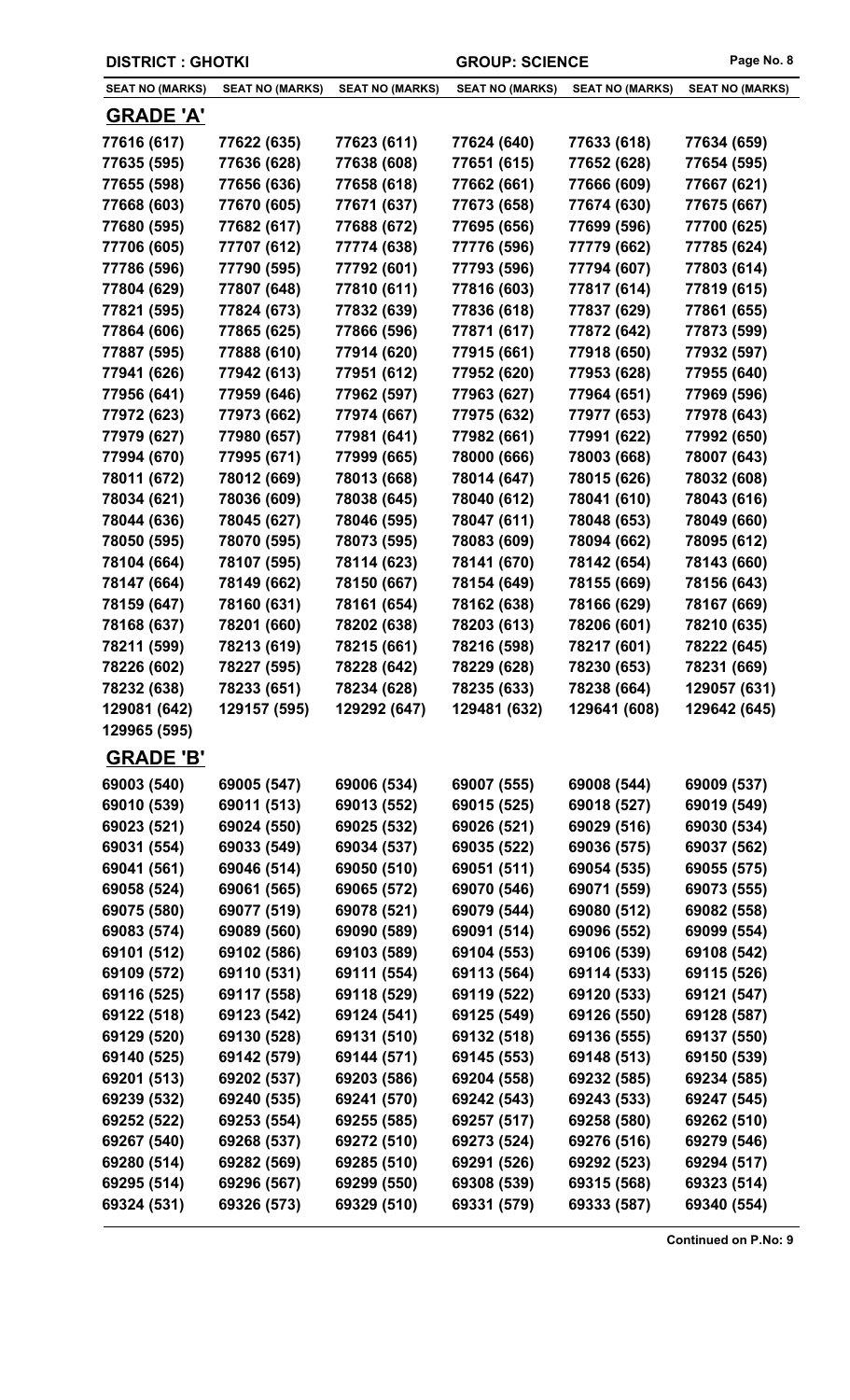**DISTRICT : GHOTKI** **GROUP: SCIENCE**

| SEAT NO (MARKS) | SEAT NO (MARKS) | SEAT NO (MARKS) | SEAT NO (MARKS) | SEAT NO (MARKS) | SEAT NO (MARKS) |
|---|---|---|---|---|---|

## GRADE 'A'

| | | | | | |
|---|---|---|---|---|---|
| 77616 (617) | 77622 (635) | 77623 (611) | 77624 (640) | 77633 (618) | 77634 (659) |
| 77635 (595) | 77636 (628) | 77638 (608) | 77651 (615) | 77652 (628) | 77654 (595) |
| 77655 (598) | 77656 (636) | 77658 (618) | 77662 (661) | 77666 (609) | 77667 (621) |
| 77668 (603) | 77670 (605) | 77671 (637) | 77673 (658) | 77674 (630) | 77675 (667) |
| 77680 (595) | 77682 (617) | 77688 (672) | 77695 (656) | 77699 (596) | 77700 (625) |
| 77706 (605) | 77707 (612) | 77774 (638) | 77776 (596) | 77779 (662) | 77785 (624) |
| 77786 (596) | 77790 (595) | 77792 (601) | 77793 (596) | 77794 (607) | 77803 (614) |
| 77804 (629) | 77807 (648) | 77810 (611) | 77816 (603) | 77817 (614) | 77819 (615) |
| 77821 (595) | 77824 (673) | 77832 (639) | 77836 (618) | 77837 (629) | 77861 (655) |
| 77864 (606) | 77865 (625) | 77866 (596) | 77871 (617) | 77872 (642) | 77873 (599) |
| 77887 (595) | 77888 (610) | 77914 (620) | 77915 (661) | 77918 (650) | 77932 (597) |
| 77941 (626) | 77942 (613) | 77951 (612) | 77952 (620) | 77953 (628) | 77955 (640) |
| 77956 (641) | 77959 (646) | 77962 (597) | 77963 (627) | 77964 (651) | 77969 (596) |
| 77972 (623) | 77973 (662) | 77974 (667) | 77975 (632) | 77977 (653) | 77978 (643) |
| 77979 (627) | 77980 (657) | 77981 (641) | 77982 (661) | 77991 (622) | 77992 (650) |
| 77994 (670) | 77995 (671) | 77999 (665) | 78000 (666) | 78003 (668) | 78007 (643) |
| 78011 (672) | 78012 (669) | 78013 (668) | 78014 (647) | 78015 (626) | 78032 (608) |
| 78034 (621) | 78036 (609) | 78038 (645) | 78040 (612) | 78041 (610) | 78043 (616) |
| 78044 (636) | 78045 (627) | 78046 (595) | 78047 (611) | 78048 (653) | 78049 (660) |
| 78050 (595) | 78070 (595) | 78073 (595) | 78083 (609) | 78094 (662) | 78095 (612) |
| 78104 (664) | 78107 (595) | 78114 (623) | 78141 (670) | 78142 (654) | 78143 (660) |
| 78147 (664) | 78149 (662) | 78150 (667) | 78154 (649) | 78155 (669) | 78156 (643) |
| 78159 (647) | 78160 (631) | 78161 (654) | 78162 (638) | 78166 (629) | 78167 (669) |
| 78168 (637) | 78201 (660) | 78202 (638) | 78203 (613) | 78206 (601) | 78210 (635) |
| 78211 (599) | 78213 (619) | 78215 (661) | 78216 (598) | 78217 (601) | 78222 (645) |
| 78226 (602) | 78227 (595) | 78228 (642) | 78229 (628) | 78230 (653) | 78231 (669) |
| 78232 (638) | 78233 (651) | 78234 (628) | 78235 (633) | 78238 (664) | 129057 (631) |
| 129081 (642) | 129157 (595) | 129292 (647) | 129481 (632) | 129641 (608) | 129642 (645) |
| 129965 (595) | | | | | |

## GRADE 'B'

| | | | | | |
|---|---|---|---|---|---|
| 69003 (540) | 69005 (547) | 69006 (534) | 69007 (555) | 69008 (544) | 69009 (537) |
| 69010 (539) | 69011 (513) | 69013 (552) | 69015 (525) | 69018 (527) | 69019 (549) |
| 69023 (521) | 69024 (550) | 69025 (532) | 69026 (521) | 69029 (516) | 69030 (534) |
| 69031 (554) | 69033 (549) | 69034 (537) | 69035 (522) | 69036 (575) | 69037 (562) |
| 69041 (561) | 69046 (514) | 69050 (510) | 69051 (511) | 69054 (535) | 69055 (575) |
| 69058 (524) | 69061 (565) | 69065 (572) | 69070 (546) | 69071 (559) | 69073 (555) |
| 69075 (580) | 69077 (519) | 69078 (521) | 69079 (544) | 69080 (512) | 69082 (558) |
| 69083 (574) | 69089 (560) | 69090 (589) | 69091 (514) | 69096 (552) | 69099 (554) |
| 69101 (512) | 69102 (586) | 69103 (589) | 69104 (553) | 69106 (539) | 69108 (542) |
| 69109 (572) | 69110 (531) | 69111 (554) | 69113 (564) | 69114 (533) | 69115 (526) |
| 69116 (525) | 69117 (558) | 69118 (529) | 69119 (522) | 69120 (533) | 69121 (547) |
| 69122 (518) | 69123 (542) | 69124 (541) | 69125 (549) | 69126 (550) | 69128 (587) |
| 69129 (520) | 69130 (528) | 69131 (510) | 69132 (518) | 69136 (555) | 69137 (550) |
| 69140 (525) | 69142 (579) | 69144 (571) | 69145 (553) | 69148 (513) | 69150 (539) |
| 69201 (513) | 69202 (537) | 69203 (586) | 69204 (558) | 69232 (585) | 69234 (585) |
| 69239 (532) | 69240 (535) | 69241 (570) | 69242 (543) | 69243 (533) | 69247 (545) |
| 69252 (522) | 69253 (554) | 69255 (585) | 69257 (517) | 69258 (580) | 69262 (510) |
| 69267 (540) | 69268 (537) | 69272 (510) | 69273 (524) | 69276 (516) | 69279 (546) |
| 69280 (514) | 69282 (569) | 69285 (510) | 69291 (526) | 69292 (523) | 69294 (517) |
| 69295 (514) | 69296 (567) | 69299 (550) | 69308 (539) | 69315 (568) | 69323 (514) |
| 69324 (531) | 69326 (573) | 69329 (510) | 69331 (579) | 69333 (587) | 69340 (554) |

**Continued on P.No: 9**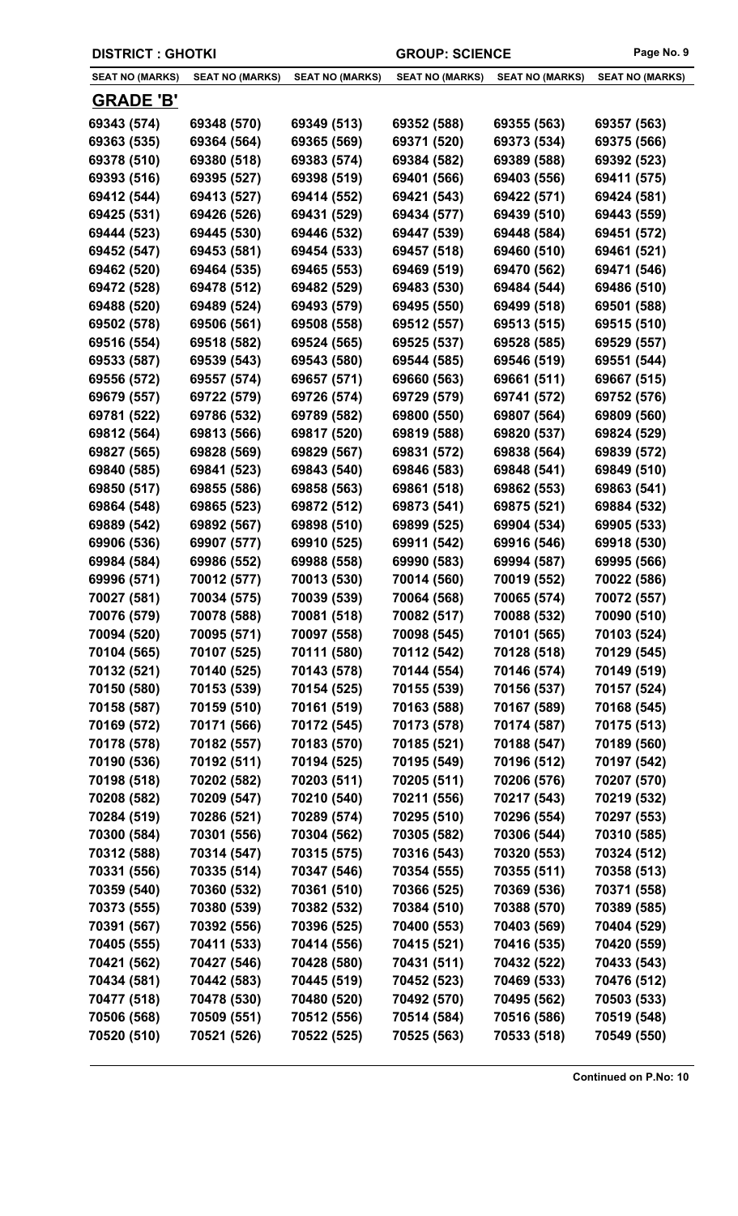**DISTRICT : GHOTKI** **GROUP: SCIENCE**

| SEAT NO (MARKS) | SEAT NO (MARKS) | SEAT NO (MARKS) | SEAT NO (MARKS) | SEAT NO (MARKS) | SEAT NO (MARKS) |
|---|---|---|---|---|---|

## GRADE 'B'

| | | | | | |
|---|---|---|---|---|---|
| 69343 (574) | 69348 (570) | 69349 (513) | 69352 (588) | 69355 (563) | 69357 (563) |
| 69363 (535) | 69364 (564) | 69365 (569) | 69371 (520) | 69373 (534) | 69375 (566) |
| 69378 (510) | 69380 (518) | 69383 (574) | 69384 (582) | 69389 (588) | 69392 (523) |
| 69393 (516) | 69395 (527) | 69398 (519) | 69401 (566) | 69403 (556) | 69411 (575) |
| 69412 (544) | 69413 (527) | 69414 (552) | 69421 (543) | 69422 (571) | 69424 (581) |
| 69425 (531) | 69426 (526) | 69431 (529) | 69434 (577) | 69439 (510) | 69443 (559) |
| 69444 (523) | 69445 (530) | 69446 (532) | 69447 (539) | 69448 (584) | 69451 (572) |
| 69452 (547) | 69453 (581) | 69454 (533) | 69457 (518) | 69460 (510) | 69461 (521) |
| 69462 (520) | 69464 (535) | 69465 (553) | 69469 (519) | 69470 (562) | 69471 (546) |
| 69472 (528) | 69478 (512) | 69482 (529) | 69483 (530) | 69484 (544) | 69486 (510) |
| 69488 (520) | 69489 (524) | 69493 (579) | 69495 (550) | 69499 (518) | 69501 (588) |
| 69502 (578) | 69506 (561) | 69508 (558) | 69512 (557) | 69513 (515) | 69515 (510) |
| 69516 (554) | 69518 (582) | 69524 (565) | 69525 (537) | 69528 (585) | 69529 (557) |
| 69533 (587) | 69539 (543) | 69543 (580) | 69544 (585) | 69546 (519) | 69551 (544) |
| 69556 (572) | 69557 (574) | 69657 (571) | 69660 (563) | 69661 (511) | 69667 (515) |
| 69679 (557) | 69722 (579) | 69726 (574) | 69729 (579) | 69741 (572) | 69752 (576) |
| 69781 (522) | 69786 (532) | 69789 (582) | 69800 (550) | 69807 (564) | 69809 (560) |
| 69812 (564) | 69813 (566) | 69817 (520) | 69819 (588) | 69820 (537) | 69824 (529) |
| 69827 (565) | 69828 (569) | 69829 (567) | 69831 (572) | 69838 (564) | 69839 (572) |
| 69840 (585) | 69841 (523) | 69843 (540) | 69846 (583) | 69848 (541) | 69849 (510) |
| 69850 (517) | 69855 (586) | 69858 (563) | 69861 (518) | 69862 (553) | 69863 (541) |
| 69864 (548) | 69865 (523) | 69872 (512) | 69873 (541) | 69875 (521) | 69884 (532) |
| 69889 (542) | 69892 (567) | 69898 (510) | 69899 (525) | 69904 (534) | 69905 (533) |
| 69906 (536) | 69907 (577) | 69910 (525) | 69911 (542) | 69916 (546) | 69918 (530) |
| 69984 (584) | 69986 (552) | 69988 (558) | 69990 (583) | 69994 (587) | 69995 (566) |
| 69996 (571) | 70012 (577) | 70013 (530) | 70014 (560) | 70019 (552) | 70022 (586) |
| 70027 (581) | 70034 (575) | 70039 (539) | 70064 (568) | 70065 (574) | 70072 (557) |
| 70076 (579) | 70078 (588) | 70081 (518) | 70082 (517) | 70088 (532) | 70090 (510) |
| 70094 (520) | 70095 (571) | 70097 (558) | 70098 (545) | 70101 (565) | 70103 (524) |
| 70104 (565) | 70107 (525) | 70111 (580) | 70112 (542) | 70128 (518) | 70129 (545) |
| 70132 (521) | 70140 (525) | 70143 (578) | 70144 (554) | 70146 (574) | 70149 (519) |
| 70150 (580) | 70153 (539) | 70154 (525) | 70155 (539) | 70156 (537) | 70157 (524) |
| 70158 (587) | 70159 (510) | 70161 (519) | 70163 (588) | 70167 (589) | 70168 (545) |
| 70169 (572) | 70171 (566) | 70172 (545) | 70173 (578) | 70174 (587) | 70175 (513) |
| 70178 (578) | 70182 (557) | 70183 (570) | 70185 (521) | 70188 (547) | 70189 (560) |
| 70190 (536) | 70192 (511) | 70194 (525) | 70195 (549) | 70196 (512) | 70197 (542) |
| 70198 (518) | 70202 (582) | 70203 (511) | 70205 (511) | 70206 (576) | 70207 (570) |
| 70208 (582) | 70209 (547) | 70210 (540) | 70211 (556) | 70217 (543) | 70219 (532) |
| 70284 (519) | 70286 (521) | 70289 (574) | 70295 (510) | 70296 (554) | 70297 (553) |
| 70300 (584) | 70301 (556) | 70304 (562) | 70305 (582) | 70306 (544) | 70310 (585) |
| 70312 (588) | 70314 (547) | 70315 (575) | 70316 (543) | 70320 (553) | 70324 (512) |
| 70331 (556) | 70335 (514) | 70347 (546) | 70354 (555) | 70355 (511) | 70358 (513) |
| 70359 (540) | 70360 (532) | 70361 (510) | 70366 (525) | 70369 (536) | 70371 (558) |
| 70373 (555) | 70380 (539) | 70382 (532) | 70384 (510) | 70388 (570) | 70389 (585) |
| 70391 (567) | 70392 (556) | 70396 (525) | 70400 (553) | 70403 (569) | 70404 (529) |
| 70405 (555) | 70411 (533) | 70414 (556) | 70415 (521) | 70416 (535) | 70420 (559) |
| 70421 (562) | 70427 (546) | 70428 (580) | 70431 (511) | 70432 (522) | 70433 (543) |
| 70434 (581) | 70442 (583) | 70445 (519) | 70452 (523) | 70469 (533) | 70476 (512) |
| 70477 (518) | 70478 (530) | 70480 (520) | 70492 (570) | 70495 (562) | 70503 (533) |
| 70506 (568) | 70509 (551) | 70512 (556) | 70514 (584) | 70516 (586) | 70519 (548) |
| 70520 (510) | 70521 (526) | 70522 (525) | 70525 (563) | 70533 (518) | 70549 (550) |

**Continued on P.No: 10**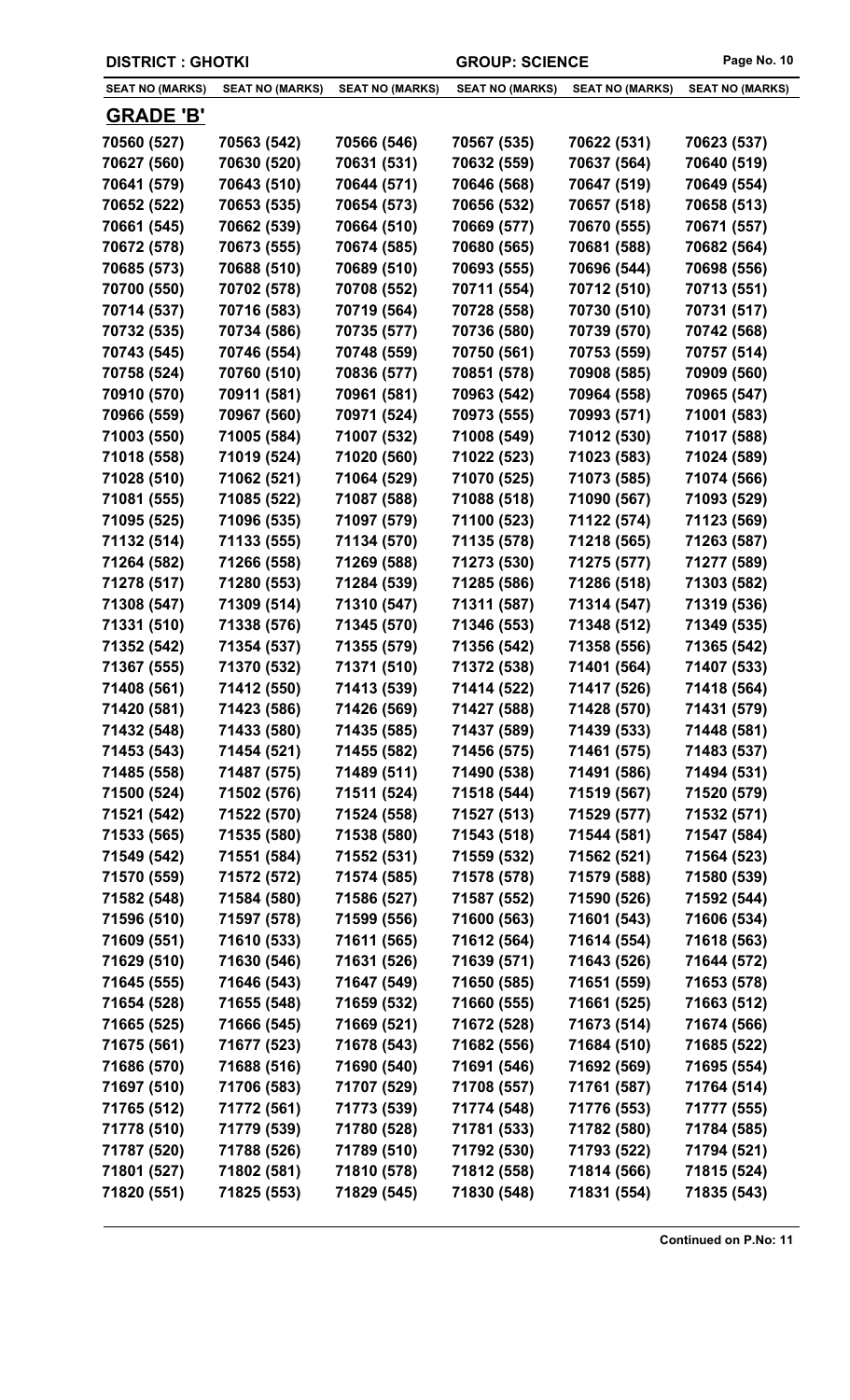DISTRICT : GHOTKI | GROUP: SCIENCE

| SEAT NO (MARKS) | SEAT NO (MARKS) | SEAT NO (MARKS) | SEAT NO (MARKS) | SEAT NO (MARKS) | SEAT NO (MARKS) |
|---|---|---|---|---|---|

## GRADE 'B'

| SEAT NO (MARKS) | SEAT NO (MARKS) | SEAT NO (MARKS) | SEAT NO (MARKS) | SEAT NO (MARKS) | SEAT NO (MARKS) |
|---|---|---|---|---|---|
| 70560 (527) | 70563 (542) | 70566 (546) | 70567 (535) | 70622 (531) | 70623 (537) |
| 70627 (560) | 70630 (520) | 70631 (531) | 70632 (559) | 70637 (564) | 70640 (519) |
| 70641 (579) | 70643 (510) | 70644 (571) | 70646 (568) | 70647 (519) | 70649 (554) |
| 70652 (522) | 70653 (535) | 70654 (573) | 70656 (532) | 70657 (518) | 70658 (513) |
| 70661 (545) | 70662 (539) | 70664 (510) | 70669 (577) | 70670 (555) | 70671 (557) |
| 70672 (578) | 70673 (555) | 70674 (585) | 70680 (565) | 70681 (588) | 70682 (564) |
| 70685 (573) | 70688 (510) | 70689 (510) | 70693 (555) | 70696 (544) | 70698 (556) |
| 70700 (550) | 70702 (578) | 70708 (552) | 70711 (554) | 70712 (510) | 70713 (551) |
| 70714 (537) | 70716 (583) | 70719 (564) | 70728 (558) | 70730 (510) | 70731 (517) |
| 70732 (535) | 70734 (586) | 70735 (577) | 70736 (580) | 70739 (570) | 70742 (568) |
| 70743 (545) | 70746 (554) | 70748 (559) | 70750 (561) | 70753 (559) | 70757 (514) |
| 70758 (524) | 70760 (510) | 70836 (577) | 70851 (578) | 70908 (585) | 70909 (560) |
| 70910 (570) | 70911 (581) | 70961 (581) | 70963 (542) | 70964 (558) | 70965 (547) |
| 70966 (559) | 70967 (560) | 70971 (524) | 70973 (555) | 70993 (571) | 71001 (583) |
| 71003 (550) | 71005 (584) | 71007 (532) | 71008 (549) | 71012 (530) | 71017 (588) |
| 71018 (558) | 71019 (524) | 71020 (560) | 71022 (523) | 71023 (583) | 71024 (589) |
| 71028 (510) | 71062 (521) | 71064 (529) | 71070 (525) | 71073 (585) | 71074 (566) |
| 71081 (555) | 71085 (522) | 71087 (588) | 71088 (518) | 71090 (567) | 71093 (529) |
| 71095 (525) | 71096 (535) | 71097 (579) | 71100 (523) | 71122 (574) | 71123 (569) |
| 71132 (514) | 71133 (555) | 71134 (570) | 71135 (578) | 71218 (565) | 71263 (587) |
| 71264 (582) | 71266 (558) | 71269 (588) | 71273 (530) | 71275 (577) | 71277 (589) |
| 71278 (517) | 71280 (553) | 71284 (539) | 71285 (586) | 71286 (518) | 71303 (582) |
| 71308 (547) | 71309 (514) | 71310 (547) | 71311 (587) | 71314 (547) | 71319 (536) |
| 71331 (510) | 71338 (576) | 71345 (570) | 71346 (553) | 71348 (512) | 71349 (535) |
| 71352 (542) | 71354 (537) | 71355 (579) | 71356 (542) | 71358 (556) | 71365 (542) |
| 71367 (555) | 71370 (532) | 71371 (510) | 71372 (538) | 71401 (564) | 71407 (533) |
| 71408 (561) | 71412 (550) | 71413 (539) | 71414 (522) | 71417 (526) | 71418 (564) |
| 71420 (581) | 71423 (586) | 71426 (569) | 71427 (588) | 71428 (570) | 71431 (579) |
| 71432 (548) | 71433 (580) | 71435 (585) | 71437 (589) | 71439 (533) | 71448 (581) |
| 71453 (543) | 71454 (521) | 71455 (582) | 71456 (575) | 71461 (575) | 71483 (537) |
| 71485 (558) | 71487 (575) | 71489 (511) | 71490 (538) | 71491 (586) | 71494 (531) |
| 71500 (524) | 71502 (576) | 71511 (524) | 71518 (544) | 71519 (567) | 71520 (579) |
| 71521 (542) | 71522 (570) | 71524 (558) | 71527 (513) | 71529 (577) | 71532 (571) |
| 71533 (565) | 71535 (580) | 71538 (580) | 71543 (518) | 71544 (581) | 71547 (584) |
| 71549 (542) | 71551 (584) | 71552 (531) | 71559 (532) | 71562 (521) | 71564 (523) |
| 71570 (559) | 71572 (572) | 71574 (585) | 71578 (578) | 71579 (588) | 71580 (539) |
| 71582 (548) | 71584 (580) | 71586 (527) | 71587 (552) | 71590 (526) | 71592 (544) |
| 71596 (510) | 71597 (578) | 71599 (556) | 71600 (563) | 71601 (543) | 71606 (534) |
| 71609 (551) | 71610 (533) | 71611 (565) | 71612 (564) | 71614 (554) | 71618 (563) |
| 71629 (510) | 71630 (546) | 71631 (526) | 71639 (571) | 71643 (526) | 71644 (572) |
| 71645 (555) | 71646 (543) | 71647 (549) | 71650 (585) | 71651 (559) | 71653 (578) |
| 71654 (528) | 71655 (548) | 71659 (532) | 71660 (555) | 71661 (525) | 71663 (512) |
| 71665 (525) | 71666 (545) | 71669 (521) | 71672 (528) | 71673 (514) | 71674 (566) |
| 71675 (561) | 71677 (523) | 71678 (543) | 71682 (556) | 71684 (510) | 71685 (522) |
| 71686 (570) | 71688 (516) | 71690 (540) | 71691 (546) | 71692 (569) | 71695 (554) |
| 71697 (510) | 71706 (583) | 71707 (529) | 71708 (557) | 71761 (587) | 71764 (514) |
| 71765 (512) | 71772 (561) | 71773 (539) | 71774 (548) | 71776 (553) | 71777 (555) |
| 71778 (510) | 71779 (539) | 71780 (528) | 71781 (533) | 71782 (580) | 71784 (585) |
| 71787 (520) | 71788 (526) | 71789 (510) | 71792 (530) | 71793 (522) | 71794 (521) |
| 71801 (527) | 71802 (581) | 71810 (578) | 71812 (558) | 71814 (566) | 71815 (524) |
| 71820 (551) | 71825 (553) | 71829 (545) | 71830 (548) | 71831 (554) | 71835 (543) |

Continued on P.No: 11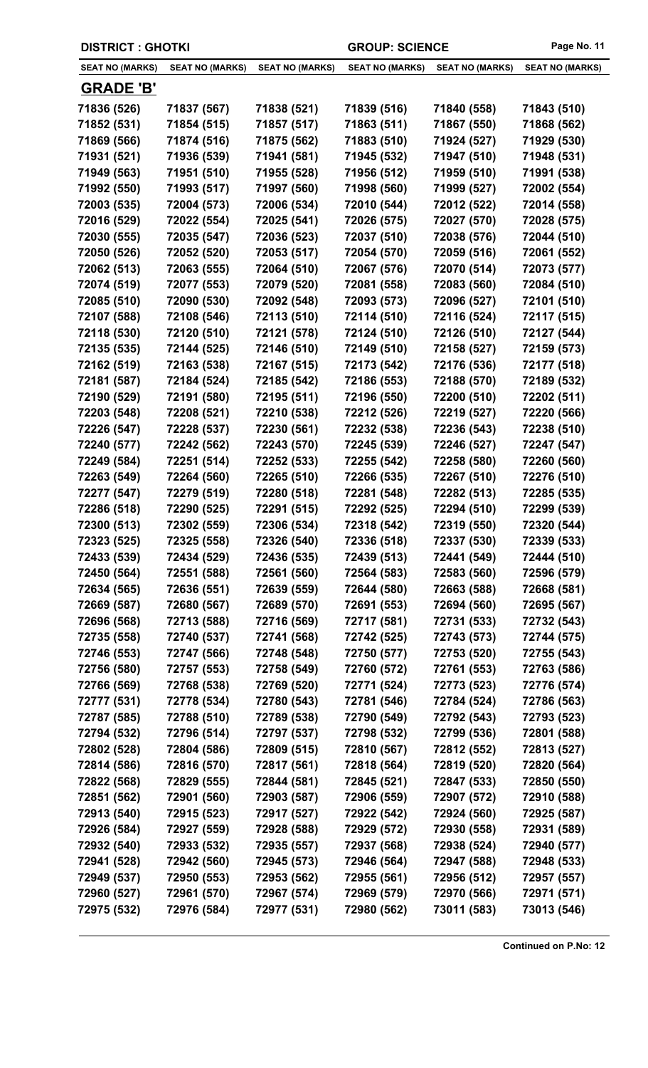DISTRICT : GHOTKI — GROUP: SCIENCE

| SEAT NO (MARKS) | SEAT NO (MARKS) | SEAT NO (MARKS) | SEAT NO (MARKS) | SEAT NO (MARKS) | SEAT NO (MARKS) |
|---|---|---|---|---|---|
| **GRADE 'B'** | | | | | |
| 71836 (526) | 71837 (567) | 71838 (521) | 71839 (516) | 71840 (558) | 71843 (510) |
| 71852 (531) | 71854 (515) | 71857 (517) | 71863 (511) | 71867 (550) | 71868 (562) |
| 71869 (566) | 71874 (516) | 71875 (562) | 71883 (510) | 71924 (527) | 71929 (530) |
| 71931 (521) | 71936 (539) | 71941 (581) | 71945 (532) | 71947 (510) | 71948 (531) |
| 71949 (563) | 71951 (510) | 71955 (528) | 71956 (512) | 71959 (510) | 71991 (538) |
| 71992 (550) | 71993 (517) | 71997 (560) | 71998 (560) | 71999 (527) | 72002 (554) |
| 72003 (535) | 72004 (573) | 72006 (534) | 72010 (544) | 72012 (522) | 72014 (558) |
| 72016 (529) | 72022 (554) | 72025 (541) | 72026 (575) | 72027 (570) | 72028 (575) |
| 72030 (555) | 72035 (547) | 72036 (523) | 72037 (510) | 72038 (576) | 72044 (510) |
| 72050 (526) | 72052 (520) | 72053 (517) | 72054 (570) | 72059 (516) | 72061 (552) |
| 72062 (513) | 72063 (555) | 72064 (510) | 72067 (576) | 72070 (514) | 72073 (577) |
| 72074 (519) | 72077 (553) | 72079 (520) | 72081 (558) | 72083 (560) | 72084 (510) |
| 72085 (510) | 72090 (530) | 72092 (548) | 72093 (573) | 72096 (527) | 72101 (510) |
| 72107 (588) | 72108 (546) | 72113 (510) | 72114 (510) | 72116 (524) | 72117 (515) |
| 72118 (530) | 72120 (510) | 72121 (578) | 72124 (510) | 72126 (510) | 72127 (544) |
| 72135 (535) | 72144 (525) | 72146 (510) | 72149 (510) | 72158 (527) | 72159 (573) |
| 72162 (519) | 72163 (538) | 72167 (515) | 72173 (542) | 72176 (536) | 72177 (518) |
| 72181 (587) | 72184 (524) | 72185 (542) | 72186 (553) | 72188 (570) | 72189 (532) |
| 72190 (529) | 72191 (580) | 72195 (511) | 72196 (550) | 72200 (510) | 72202 (511) |
| 72203 (548) | 72208 (521) | 72210 (538) | 72212 (526) | 72219 (527) | 72220 (566) |
| 72226 (547) | 72228 (537) | 72230 (561) | 72232 (538) | 72236 (543) | 72238 (510) |
| 72240 (577) | 72242 (562) | 72243 (570) | 72245 (539) | 72246 (527) | 72247 (547) |
| 72249 (584) | 72251 (514) | 72252 (533) | 72255 (542) | 72258 (580) | 72260 (560) |
| 72263 (549) | 72264 (560) | 72265 (510) | 72266 (535) | 72267 (510) | 72276 (510) |
| 72277 (547) | 72279 (519) | 72280 (518) | 72281 (548) | 72282 (513) | 72285 (535) |
| 72286 (518) | 72290 (525) | 72291 (515) | 72292 (525) | 72294 (510) | 72299 (539) |
| 72300 (513) | 72302 (559) | 72306 (534) | 72318 (542) | 72319 (550) | 72320 (544) |
| 72323 (525) | 72325 (558) | 72326 (540) | 72336 (518) | 72337 (530) | 72339 (533) |
| 72433 (539) | 72434 (529) | 72436 (535) | 72439 (513) | 72441 (549) | 72444 (510) |
| 72450 (564) | 72551 (588) | 72561 (560) | 72564 (583) | 72583 (560) | 72596 (579) |
| 72634 (565) | 72636 (551) | 72639 (559) | 72644 (580) | 72663 (588) | 72668 (581) |
| 72669 (587) | 72680 (567) | 72689 (570) | 72691 (553) | 72694 (560) | 72695 (567) |
| 72696 (568) | 72713 (588) | 72716 (569) | 72717 (581) | 72731 (533) | 72732 (543) |
| 72735 (558) | 72740 (537) | 72741 (568) | 72742 (525) | 72743 (573) | 72744 (575) |
| 72746 (553) | 72747 (566) | 72748 (548) | 72750 (577) | 72753 (520) | 72755 (543) |
| 72756 (580) | 72757 (553) | 72758 (549) | 72760 (572) | 72761 (553) | 72763 (586) |
| 72766 (569) | 72768 (538) | 72769 (520) | 72771 (524) | 72773 (523) | 72776 (574) |
| 72777 (531) | 72778 (534) | 72780 (543) | 72781 (546) | 72784 (524) | 72786 (563) |
| 72787 (585) | 72788 (510) | 72789 (538) | 72790 (549) | 72792 (543) | 72793 (523) |
| 72794 (532) | 72796 (514) | 72797 (537) | 72798 (532) | 72799 (536) | 72801 (588) |
| 72802 (528) | 72804 (586) | 72809 (515) | 72810 (567) | 72812 (552) | 72813 (527) |
| 72814 (586) | 72816 (570) | 72817 (561) | 72818 (564) | 72819 (520) | 72820 (564) |
| 72822 (568) | 72829 (555) | 72844 (581) | 72845 (521) | 72847 (533) | 72850 (550) |
| 72851 (562) | 72901 (560) | 72903 (587) | 72906 (559) | 72907 (572) | 72910 (588) |
| 72913 (540) | 72915 (523) | 72917 (527) | 72922 (542) | 72924 (560) | 72925 (587) |
| 72926 (584) | 72927 (559) | 72928 (588) | 72929 (572) | 72930 (558) | 72931 (589) |
| 72932 (540) | 72933 (532) | 72935 (557) | 72937 (568) | 72938 (524) | 72940 (577) |
| 72941 (528) | 72942 (560) | 72945 (573) | 72946 (564) | 72947 (588) | 72948 (533) |
| 72949 (537) | 72950 (553) | 72953 (562) | 72955 (561) | 72956 (512) | 72957 (557) |
| 72960 (527) | 72961 (570) | 72967 (574) | 72969 (579) | 72970 (566) | 72971 (571) |
| 72975 (532) | 72976 (584) | 72977 (531) | 72980 (562) | 73011 (583) | 73013 (546) |

**Continued on P.No: 12**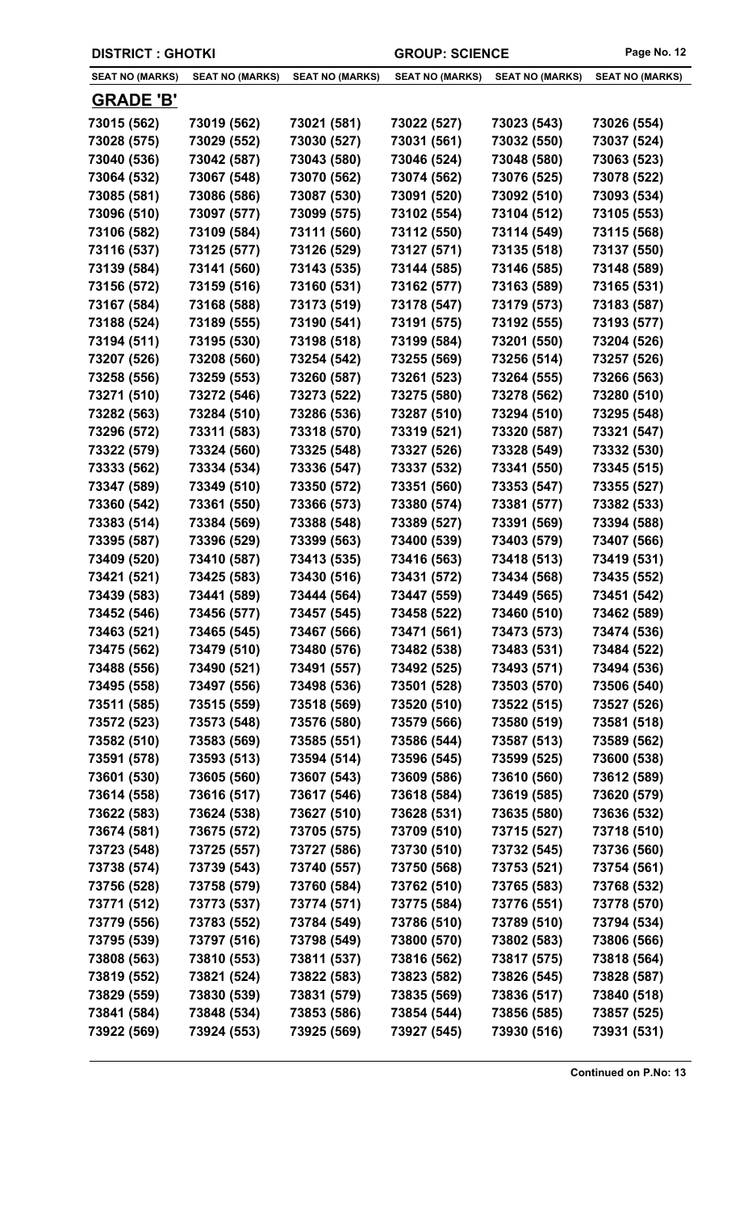**DISTRICT : GHOTKI** | **GROUP: SCIENCE**

| SEAT NO (MARKS) | SEAT NO (MARKS) | SEAT NO (MARKS) | SEAT NO (MARKS) | SEAT NO (MARKS) | SEAT NO (MARKS) |
|---|---|---|---|---|---|

## GRADE 'B'

| | | | | | |
|---|---|---|---|---|---|
| 73015 (562) | 73019 (562) | 73021 (581) | 73022 (527) | 73023 (543) | 73026 (554) |
| 73028 (575) | 73029 (552) | 73030 (527) | 73031 (561) | 73032 (550) | 73037 (524) |
| 73040 (536) | 73042 (587) | 73043 (580) | 73046 (524) | 73048 (580) | 73063 (523) |
| 73064 (532) | 73067 (548) | 73070 (562) | 73074 (562) | 73076 (525) | 73078 (522) |
| 73085 (581) | 73086 (586) | 73087 (530) | 73091 (520) | 73092 (510) | 73093 (534) |
| 73096 (510) | 73097 (577) | 73099 (575) | 73102 (554) | 73104 (512) | 73105 (553) |
| 73106 (582) | 73109 (584) | 73111 (560) | 73112 (550) | 73114 (549) | 73115 (568) |
| 73116 (537) | 73125 (577) | 73126 (529) | 73127 (571) | 73135 (518) | 73137 (550) |
| 73139 (584) | 73141 (560) | 73143 (535) | 73144 (585) | 73146 (585) | 73148 (589) |
| 73156 (572) | 73159 (516) | 73160 (531) | 73162 (577) | 73163 (589) | 73165 (531) |
| 73167 (584) | 73168 (588) | 73173 (519) | 73178 (547) | 73179 (573) | 73183 (587) |
| 73188 (524) | 73189 (555) | 73190 (541) | 73191 (575) | 73192 (555) | 73193 (577) |
| 73194 (511) | 73195 (530) | 73198 (518) | 73199 (584) | 73201 (550) | 73204 (526) |
| 73207 (526) | 73208 (560) | 73254 (542) | 73255 (569) | 73256 (514) | 73257 (526) |
| 73258 (556) | 73259 (553) | 73260 (587) | 73261 (523) | 73264 (555) | 73266 (563) |
| 73271 (510) | 73272 (546) | 73273 (522) | 73275 (580) | 73278 (562) | 73280 (510) |
| 73282 (563) | 73284 (510) | 73286 (536) | 73287 (510) | 73294 (510) | 73295 (548) |
| 73296 (572) | 73311 (583) | 73318 (570) | 73319 (521) | 73320 (587) | 73321 (547) |
| 73322 (579) | 73324 (560) | 73325 (548) | 73327 (526) | 73328 (549) | 73332 (530) |
| 73333 (562) | 73334 (534) | 73336 (547) | 73337 (532) | 73341 (550) | 73345 (515) |
| 73347 (589) | 73349 (510) | 73350 (572) | 73351 (560) | 73353 (547) | 73355 (527) |
| 73360 (542) | 73361 (550) | 73366 (573) | 73380 (574) | 73381 (577) | 73382 (533) |
| 73383 (514) | 73384 (569) | 73388 (548) | 73389 (527) | 73391 (569) | 73394 (588) |
| 73395 (587) | 73396 (529) | 73399 (563) | 73400 (539) | 73403 (579) | 73407 (566) |
| 73409 (520) | 73410 (587) | 73413 (535) | 73416 (563) | 73418 (513) | 73419 (531) |
| 73421 (521) | 73425 (583) | 73430 (516) | 73431 (572) | 73434 (568) | 73435 (552) |
| 73439 (583) | 73441 (589) | 73444 (564) | 73447 (559) | 73449 (565) | 73451 (542) |
| 73452 (546) | 73456 (577) | 73457 (545) | 73458 (522) | 73460 (510) | 73462 (589) |
| 73463 (521) | 73465 (545) | 73467 (566) | 73471 (561) | 73473 (573) | 73474 (536) |
| 73475 (562) | 73479 (510) | 73480 (576) | 73482 (538) | 73483 (531) | 73484 (522) |
| 73488 (556) | 73490 (521) | 73491 (557) | 73492 (525) | 73493 (571) | 73494 (536) |
| 73495 (558) | 73497 (556) | 73498 (536) | 73501 (528) | 73503 (570) | 73506 (540) |
| 73511 (585) | 73515 (559) | 73518 (569) | 73520 (510) | 73522 (515) | 73527 (526) |
| 73572 (523) | 73573 (548) | 73576 (580) | 73579 (566) | 73580 (519) | 73581 (518) |
| 73582 (510) | 73583 (569) | 73585 (551) | 73586 (544) | 73587 (513) | 73589 (562) |
| 73591 (578) | 73593 (513) | 73594 (514) | 73596 (545) | 73599 (525) | 73600 (538) |
| 73601 (530) | 73605 (560) | 73607 (543) | 73609 (586) | 73610 (560) | 73612 (589) |
| 73614 (558) | 73616 (517) | 73617 (546) | 73618 (584) | 73619 (585) | 73620 (579) |
| 73622 (583) | 73624 (538) | 73627 (510) | 73628 (531) | 73635 (580) | 73636 (532) |
| 73674 (581) | 73675 (572) | 73705 (575) | 73709 (510) | 73715 (527) | 73718 (510) |
| 73723 (548) | 73725 (557) | 73727 (586) | 73730 (510) | 73732 (545) | 73736 (560) |
| 73738 (574) | 73739 (543) | 73740 (557) | 73750 (568) | 73753 (521) | 73754 (561) |
| 73756 (528) | 73758 (579) | 73760 (584) | 73762 (510) | 73765 (583) | 73768 (532) |
| 73771 (512) | 73773 (537) | 73774 (571) | 73775 (584) | 73776 (551) | 73778 (570) |
| 73779 (556) | 73783 (552) | 73784 (549) | 73786 (510) | 73789 (510) | 73794 (534) |
| 73795 (539) | 73797 (516) | 73798 (549) | 73800 (570) | 73802 (583) | 73806 (566) |
| 73808 (563) | 73810 (553) | 73811 (537) | 73816 (562) | 73817 (575) | 73818 (564) |
| 73819 (552) | 73821 (524) | 73822 (583) | 73823 (582) | 73826 (545) | 73828 (587) |
| 73829 (559) | 73830 (539) | 73831 (579) | 73835 (569) | 73836 (517) | 73840 (518) |
| 73841 (584) | 73848 (534) | 73853 (586) | 73854 (544) | 73856 (585) | 73857 (525) |
| 73922 (569) | 73924 (553) | 73925 (569) | 73927 (545) | 73930 (516) | 73931 (531) |

**Continued on P.No: 13**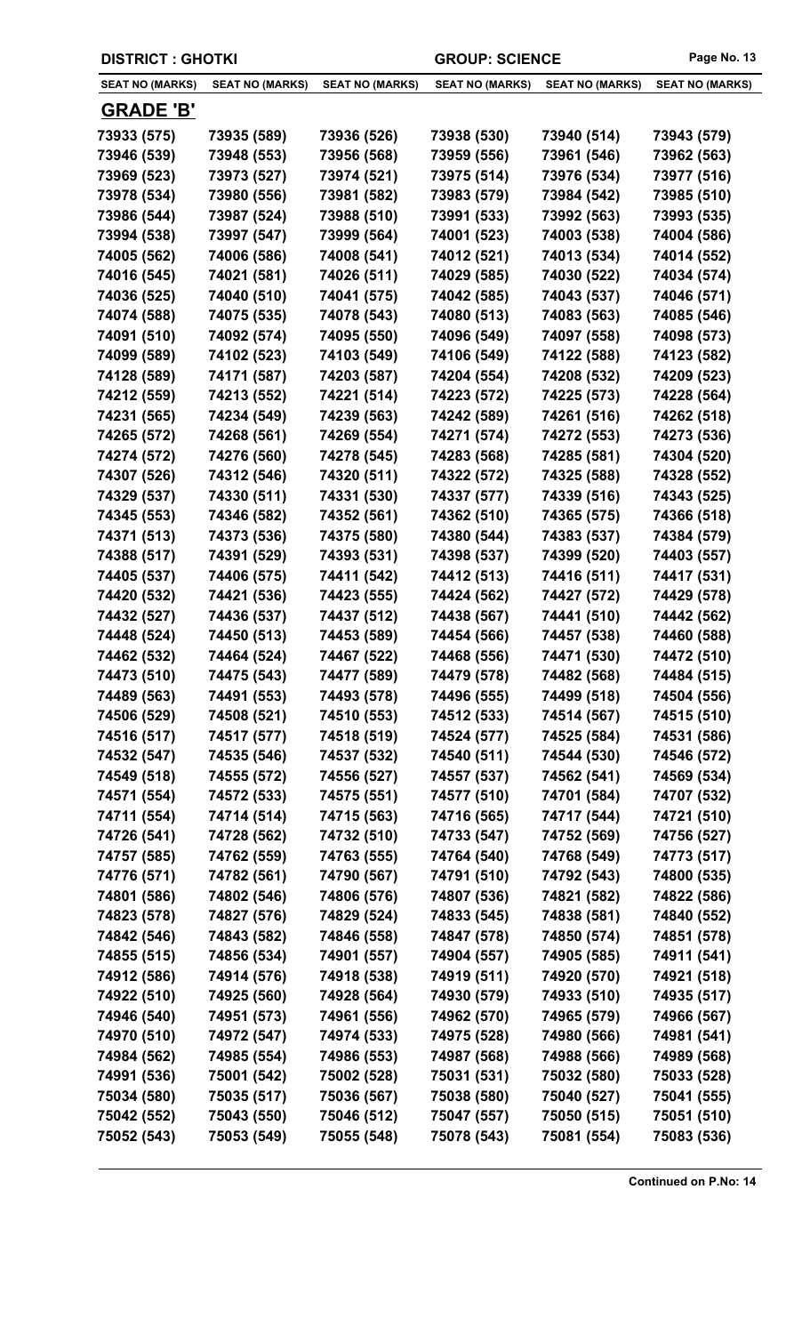DISTRICT : GHOTKI | GROUP: SCIENCE

| SEAT NO (MARKS) | SEAT NO (MARKS) | SEAT NO (MARKS) | SEAT NO (MARKS) | SEAT NO (MARKS) | SEAT NO (MARKS) |
|---|---|---|---|---|---|
| **GRADE 'B'** | | | | | |
| 73933 (575) | 73935 (589) | 73936 (526) | 73938 (530) | 73940 (514) | 73943 (579) |
| 73946 (539) | 73948 (553) | 73956 (568) | 73959 (556) | 73961 (546) | 73962 (563) |
| 73969 (523) | 73973 (527) | 73974 (521) | 73975 (514) | 73976 (534) | 73977 (516) |
| 73978 (534) | 73980 (556) | 73981 (582) | 73983 (579) | 73984 (542) | 73985 (510) |
| 73986 (544) | 73987 (524) | 73988 (510) | 73991 (533) | 73992 (563) | 73993 (535) |
| 73994 (538) | 73997 (547) | 73999 (564) | 74001 (523) | 74003 (538) | 74004 (586) |
| 74005 (562) | 74006 (586) | 74008 (541) | 74012 (521) | 74013 (534) | 74014 (552) |
| 74016 (545) | 74021 (581) | 74026 (511) | 74029 (585) | 74030 (522) | 74034 (574) |
| 74036 (525) | 74040 (510) | 74041 (575) | 74042 (585) | 74043 (537) | 74046 (571) |
| 74074 (588) | 74075 (535) | 74078 (543) | 74080 (513) | 74083 (563) | 74085 (546) |
| 74091 (510) | 74092 (574) | 74095 (550) | 74096 (549) | 74097 (558) | 74098 (573) |
| 74099 (589) | 74102 (523) | 74103 (549) | 74106 (549) | 74122 (588) | 74123 (582) |
| 74128 (589) | 74171 (587) | 74203 (587) | 74204 (554) | 74208 (532) | 74209 (523) |
| 74212 (559) | 74213 (552) | 74221 (514) | 74223 (572) | 74225 (573) | 74228 (564) |
| 74231 (565) | 74234 (549) | 74239 (563) | 74242 (589) | 74261 (516) | 74262 (518) |
| 74265 (572) | 74268 (561) | 74269 (554) | 74271 (574) | 74272 (553) | 74273 (536) |
| 74274 (572) | 74276 (560) | 74278 (545) | 74283 (568) | 74285 (581) | 74304 (520) |
| 74307 (526) | 74312 (546) | 74320 (511) | 74322 (572) | 74325 (588) | 74328 (552) |
| 74329 (537) | 74330 (511) | 74331 (530) | 74337 (577) | 74339 (516) | 74343 (525) |
| 74345 (553) | 74346 (582) | 74352 (561) | 74362 (510) | 74365 (575) | 74366 (518) |
| 74371 (513) | 74373 (536) | 74375 (580) | 74380 (544) | 74383 (537) | 74384 (579) |
| 74388 (517) | 74391 (529) | 74393 (531) | 74398 (537) | 74399 (520) | 74403 (557) |
| 74405 (537) | 74406 (575) | 74411 (542) | 74412 (513) | 74416 (511) | 74417 (531) |
| 74420 (532) | 74421 (536) | 74423 (555) | 74424 (562) | 74427 (572) | 74429 (578) |
| 74432 (527) | 74436 (537) | 74437 (512) | 74438 (567) | 74441 (510) | 74442 (562) |
| 74448 (524) | 74450 (513) | 74453 (589) | 74454 (566) | 74457 (538) | 74460 (588) |
| 74462 (532) | 74464 (524) | 74467 (522) | 74468 (556) | 74471 (530) | 74472 (510) |
| 74473 (510) | 74475 (543) | 74477 (589) | 74479 (578) | 74482 (568) | 74484 (515) |
| 74489 (563) | 74491 (553) | 74493 (578) | 74496 (555) | 74499 (518) | 74504 (556) |
| 74506 (529) | 74508 (521) | 74510 (553) | 74512 (533) | 74514 (567) | 74515 (510) |
| 74516 (517) | 74517 (577) | 74518 (519) | 74524 (577) | 74525 (584) | 74531 (586) |
| 74532 (547) | 74535 (546) | 74537 (532) | 74540 (511) | 74544 (530) | 74546 (572) |
| 74549 (518) | 74555 (572) | 74556 (527) | 74557 (537) | 74562 (541) | 74569 (534) |
| 74571 (554) | 74572 (533) | 74575 (551) | 74577 (510) | 74701 (584) | 74707 (532) |
| 74711 (554) | 74714 (514) | 74715 (563) | 74716 (565) | 74717 (544) | 74721 (510) |
| 74726 (541) | 74728 (562) | 74732 (510) | 74733 (547) | 74752 (569) | 74756 (527) |
| 74757 (585) | 74762 (559) | 74763 (555) | 74764 (540) | 74768 (549) | 74773 (517) |
| 74776 (571) | 74782 (561) | 74790 (567) | 74791 (510) | 74792 (543) | 74800 (535) |
| 74801 (586) | 74802 (546) | 74806 (576) | 74807 (536) | 74821 (582) | 74822 (586) |
| 74823 (578) | 74827 (576) | 74829 (524) | 74833 (545) | 74838 (581) | 74840 (552) |
| 74842 (546) | 74843 (582) | 74846 (558) | 74847 (578) | 74850 (574) | 74851 (578) |
| 74855 (515) | 74856 (534) | 74901 (557) | 74904 (557) | 74905 (585) | 74911 (541) |
| 74912 (586) | 74914 (576) | 74918 (538) | 74919 (511) | 74920 (570) | 74921 (518) |
| 74922 (510) | 74925 (560) | 74928 (564) | 74930 (579) | 74933 (510) | 74935 (517) |
| 74946 (540) | 74951 (573) | 74961 (556) | 74962 (570) | 74965 (579) | 74966 (567) |
| 74970 (510) | 74972 (547) | 74974 (533) | 74975 (528) | 74980 (566) | 74981 (541) |
| 74984 (562) | 74985 (554) | 74986 (553) | 74987 (568) | 74988 (566) | 74989 (568) |
| 74991 (536) | 75001 (542) | 75002 (528) | 75031 (531) | 75032 (580) | 75033 (528) |
| 75034 (580) | 75035 (517) | 75036 (567) | 75038 (580) | 75040 (527) | 75041 (555) |
| 75042 (552) | 75043 (550) | 75046 (512) | 75047 (557) | 75050 (515) | 75051 (510) |
| 75052 (543) | 75053 (549) | 75055 (548) | 75078 (543) | 75081 (554) | 75083 (536) |

**Continued on P.No: 14**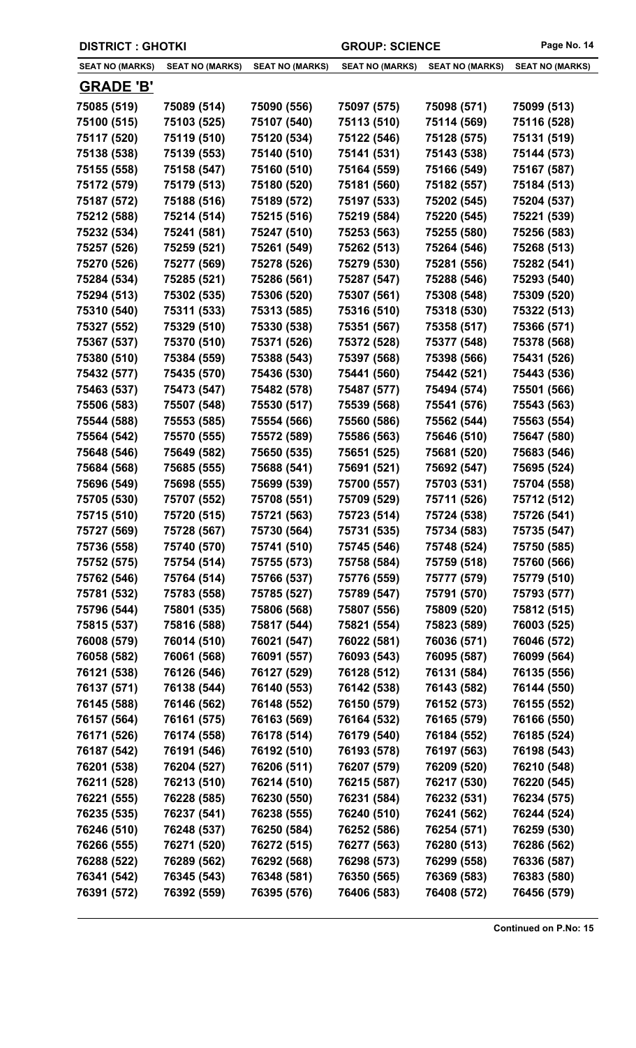DISTRICT : GHOTKI GROUP: SCIENCE

| SEAT NO (MARKS) | SEAT NO (MARKS) | SEAT NO (MARKS) | SEAT NO (MARKS) | SEAT NO (MARKS) | SEAT NO (MARKS) |
|---|---|---|---|---|---|

## GRADE 'B'

| | | | | | |
|---|---|---|---|---|---|
| 75085 (519) | 75089 (514) | 75090 (556) | 75097 (575) | 75098 (571) | 75099 (513) |
| 75100 (515) | 75103 (525) | 75107 (540) | 75113 (510) | 75114 (569) | 75116 (528) |
| 75117 (520) | 75119 (510) | 75120 (534) | 75122 (546) | 75128 (575) | 75131 (519) |
| 75138 (538) | 75139 (553) | 75140 (510) | 75141 (531) | 75143 (538) | 75144 (573) |
| 75155 (558) | 75158 (547) | 75160 (510) | 75164 (559) | 75166 (549) | 75167 (587) |
| 75172 (579) | 75179 (513) | 75180 (520) | 75181 (560) | 75182 (557) | 75184 (513) |
| 75187 (572) | 75188 (516) | 75189 (572) | 75197 (533) | 75202 (545) | 75204 (537) |
| 75212 (588) | 75214 (514) | 75215 (516) | 75219 (584) | 75220 (545) | 75221 (539) |
| 75232 (534) | 75241 (581) | 75247 (510) | 75253 (563) | 75255 (580) | 75256 (583) |
| 75257 (526) | 75259 (521) | 75261 (549) | 75262 (513) | 75264 (546) | 75268 (513) |
| 75270 (526) | 75277 (569) | 75278 (526) | 75279 (530) | 75281 (556) | 75282 (541) |
| 75284 (534) | 75285 (521) | 75286 (561) | 75287 (547) | 75288 (546) | 75293 (540) |
| 75294 (513) | 75302 (535) | 75306 (520) | 75307 (561) | 75308 (548) | 75309 (520) |
| 75310 (540) | 75311 (533) | 75313 (585) | 75316 (510) | 75318 (530) | 75322 (513) |
| 75327 (552) | 75329 (510) | 75330 (538) | 75351 (567) | 75358 (517) | 75366 (571) |
| 75367 (537) | 75370 (510) | 75371 (526) | 75372 (528) | 75377 (548) | 75378 (568) |
| 75380 (510) | 75384 (559) | 75388 (543) | 75397 (568) | 75398 (566) | 75431 (526) |
| 75432 (577) | 75435 (570) | 75436 (530) | 75441 (560) | 75442 (521) | 75443 (536) |
| 75463 (537) | 75473 (547) | 75482 (578) | 75487 (577) | 75494 (574) | 75501 (566) |
| 75506 (583) | 75507 (548) | 75530 (517) | 75539 (568) | 75541 (576) | 75543 (563) |
| 75544 (588) | 75553 (585) | 75554 (566) | 75560 (586) | 75562 (544) | 75563 (554) |
| 75564 (542) | 75570 (555) | 75572 (589) | 75586 (563) | 75646 (510) | 75647 (580) |
| 75648 (546) | 75649 (582) | 75650 (535) | 75651 (525) | 75681 (520) | 75683 (546) |
| 75684 (568) | 75685 (555) | 75688 (541) | 75691 (521) | 75692 (547) | 75695 (524) |
| 75696 (549) | 75698 (555) | 75699 (539) | 75700 (557) | 75703 (531) | 75704 (558) |
| 75705 (530) | 75707 (552) | 75708 (551) | 75709 (529) | 75711 (526) | 75712 (512) |
| 75715 (510) | 75720 (515) | 75721 (563) | 75723 (514) | 75724 (538) | 75726 (541) |
| 75727 (569) | 75728 (567) | 75730 (564) | 75731 (535) | 75734 (583) | 75735 (547) |
| 75736 (558) | 75740 (570) | 75741 (510) | 75745 (546) | 75748 (524) | 75750 (585) |
| 75752 (575) | 75754 (514) | 75755 (573) | 75758 (584) | 75759 (518) | 75760 (566) |
| 75762 (546) | 75764 (514) | 75766 (537) | 75776 (559) | 75777 (579) | 75779 (510) |
| 75781 (532) | 75783 (558) | 75785 (527) | 75789 (547) | 75791 (570) | 75793 (577) |
| 75796 (544) | 75801 (535) | 75806 (568) | 75807 (556) | 75809 (520) | 75812 (515) |
| 75815 (537) | 75816 (588) | 75817 (544) | 75821 (554) | 75823 (589) | 76003 (525) |
| 76008 (579) | 76014 (510) | 76021 (547) | 76022 (581) | 76036 (571) | 76046 (572) |
| 76058 (582) | 76061 (568) | 76091 (557) | 76093 (543) | 76095 (587) | 76099 (564) |
| 76121 (538) | 76126 (546) | 76127 (529) | 76128 (512) | 76131 (584) | 76135 (556) |
| 76137 (571) | 76138 (544) | 76140 (553) | 76142 (538) | 76143 (582) | 76144 (550) |
| 76145 (588) | 76146 (562) | 76148 (552) | 76150 (579) | 76152 (573) | 76155 (552) |
| 76157 (564) | 76161 (575) | 76163 (569) | 76164 (532) | 76165 (579) | 76166 (550) |
| 76171 (526) | 76174 (558) | 76178 (514) | 76179 (540) | 76184 (552) | 76185 (524) |
| 76187 (542) | 76191 (546) | 76192 (510) | 76193 (578) | 76197 (563) | 76198 (543) |
| 76201 (538) | 76204 (527) | 76206 (511) | 76207 (579) | 76209 (520) | 76210 (548) |
| 76211 (528) | 76213 (510) | 76214 (510) | 76215 (587) | 76217 (530) | 76220 (545) |
| 76221 (555) | 76228 (585) | 76230 (550) | 76231 (584) | 76232 (531) | 76234 (575) |
| 76235 (535) | 76237 (541) | 76238 (555) | 76240 (510) | 76241 (562) | 76244 (524) |
| 76246 (510) | 76248 (537) | 76250 (584) | 76252 (586) | 76254 (571) | 76259 (530) |
| 76266 (555) | 76271 (520) | 76272 (515) | 76277 (563) | 76280 (513) | 76286 (562) |
| 76288 (522) | 76289 (562) | 76292 (568) | 76298 (573) | 76299 (558) | 76336 (587) |
| 76341 (542) | 76345 (543) | 76348 (581) | 76350 (565) | 76369 (583) | 76383 (580) |
| 76391 (572) | 76392 (559) | 76395 (576) | 76406 (583) | 76408 (572) | 76456 (579) |

**Continued on P.No: 15**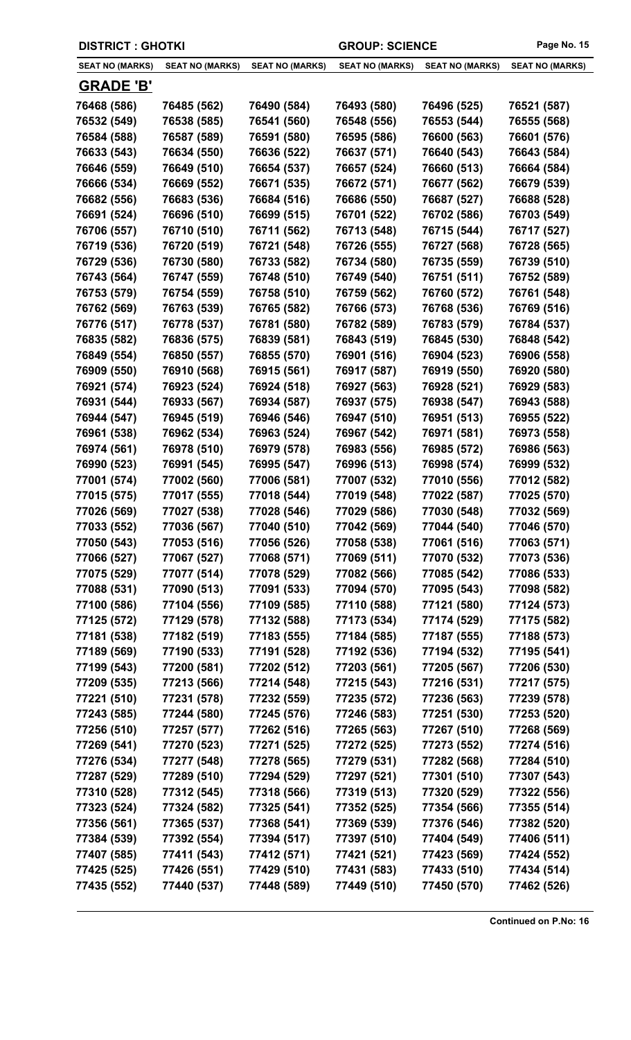**DISTRICT : GHOTKI** **GROUP: SCIENCE**

| SEAT NO (MARKS) | SEAT NO (MARKS) | SEAT NO (MARKS) | SEAT NO (MARKS) | SEAT NO (MARKS) | SEAT NO (MARKS) |
|---|---|---|---|---|---|

## GRADE 'B'

| SEAT NO (MARKS) | SEAT NO (MARKS) | SEAT NO (MARKS) | SEAT NO (MARKS) | SEAT NO (MARKS) | SEAT NO (MARKS) |
|---|---|---|---|---|---|
| 76468 (586) | 76485 (562) | 76490 (584) | 76493 (580) | 76496 (525) | 76521 (587) |
| 76532 (549) | 76538 (585) | 76541 (560) | 76548 (556) | 76553 (544) | 76555 (568) |
| 76584 (588) | 76587 (589) | 76591 (580) | 76595 (586) | 76600 (563) | 76601 (576) |
| 76633 (543) | 76634 (550) | 76636 (522) | 76637 (571) | 76640 (543) | 76643 (584) |
| 76646 (559) | 76649 (510) | 76654 (537) | 76657 (524) | 76660 (513) | 76664 (584) |
| 76666 (534) | 76669 (552) | 76671 (535) | 76672 (571) | 76677 (562) | 76679 (539) |
| 76682 (556) | 76683 (536) | 76684 (516) | 76686 (550) | 76687 (527) | 76688 (528) |
| 76691 (524) | 76696 (510) | 76699 (515) | 76701 (522) | 76702 (586) | 76703 (549) |
| 76706 (557) | 76710 (510) | 76711 (562) | 76713 (548) | 76715 (544) | 76717 (527) |
| 76719 (536) | 76720 (519) | 76721 (548) | 76726 (555) | 76727 (568) | 76728 (565) |
| 76729 (536) | 76730 (580) | 76733 (582) | 76734 (580) | 76735 (559) | 76739 (510) |
| 76743 (564) | 76747 (559) | 76748 (510) | 76749 (540) | 76751 (511) | 76752 (589) |
| 76753 (579) | 76754 (559) | 76758 (510) | 76759 (562) | 76760 (572) | 76761 (548) |
| 76762 (569) | 76763 (539) | 76765 (582) | 76766 (573) | 76768 (536) | 76769 (516) |
| 76776 (517) | 76778 (537) | 76781 (580) | 76782 (589) | 76783 (579) | 76784 (537) |
| 76835 (582) | 76836 (575) | 76839 (581) | 76843 (519) | 76845 (530) | 76848 (542) |
| 76849 (554) | 76850 (557) | 76855 (570) | 76901 (516) | 76904 (523) | 76906 (558) |
| 76909 (550) | 76910 (568) | 76915 (561) | 76917 (587) | 76919 (550) | 76920 (580) |
| 76921 (574) | 76923 (524) | 76924 (518) | 76927 (563) | 76928 (521) | 76929 (583) |
| 76931 (544) | 76933 (567) | 76934 (587) | 76937 (575) | 76938 (547) | 76943 (588) |
| 76944 (547) | 76945 (519) | 76946 (546) | 76947 (510) | 76951 (513) | 76955 (522) |
| 76961 (538) | 76962 (534) | 76963 (524) | 76967 (542) | 76971 (581) | 76973 (558) |
| 76974 (561) | 76978 (510) | 76979 (578) | 76983 (556) | 76985 (572) | 76986 (563) |
| 76990 (523) | 76991 (545) | 76995 (547) | 76996 (513) | 76998 (574) | 76999 (532) |
| 77001 (574) | 77002 (560) | 77006 (581) | 77007 (532) | 77010 (556) | 77012 (582) |
| 77015 (575) | 77017 (555) | 77018 (544) | 77019 (548) | 77022 (587) | 77025 (570) |
| 77026 (569) | 77027 (538) | 77028 (546) | 77029 (586) | 77030 (548) | 77032 (569) |
| 77033 (552) | 77036 (567) | 77040 (510) | 77042 (569) | 77044 (540) | 77046 (570) |
| 77050 (543) | 77053 (516) | 77056 (526) | 77058 (538) | 77061 (516) | 77063 (571) |
| 77066 (527) | 77067 (527) | 77068 (571) | 77069 (511) | 77070 (532) | 77073 (536) |
| 77075 (529) | 77077 (514) | 77078 (529) | 77082 (566) | 77085 (542) | 77086 (533) |
| 77088 (531) | 77090 (513) | 77091 (533) | 77094 (570) | 77095 (543) | 77098 (582) |
| 77100 (586) | 77104 (556) | 77109 (585) | 77110 (588) | 77121 (580) | 77124 (573) |
| 77125 (572) | 77129 (578) | 77132 (588) | 77173 (534) | 77174 (529) | 77175 (582) |
| 77181 (538) | 77182 (519) | 77183 (555) | 77184 (585) | 77187 (555) | 77188 (573) |
| 77189 (569) | 77190 (533) | 77191 (528) | 77192 (536) | 77194 (532) | 77195 (541) |
| 77199 (543) | 77200 (581) | 77202 (512) | 77203 (561) | 77205 (567) | 77206 (530) |
| 77209 (535) | 77213 (566) | 77214 (548) | 77215 (543) | 77216 (531) | 77217 (575) |
| 77221 (510) | 77231 (578) | 77232 (559) | 77235 (572) | 77236 (563) | 77239 (578) |
| 77243 (585) | 77244 (580) | 77245 (576) | 77246 (583) | 77251 (530) | 77253 (520) |
| 77256 (510) | 77257 (577) | 77262 (516) | 77265 (563) | 77267 (510) | 77268 (569) |
| 77269 (541) | 77270 (523) | 77271 (525) | 77272 (525) | 77273 (552) | 77274 (516) |
| 77276 (534) | 77277 (548) | 77278 (565) | 77279 (531) | 77282 (568) | 77284 (510) |
| 77287 (529) | 77289 (510) | 77294 (529) | 77297 (521) | 77301 (510) | 77307 (543) |
| 77310 (528) | 77312 (545) | 77318 (566) | 77319 (513) | 77320 (529) | 77322 (556) |
| 77323 (524) | 77324 (582) | 77325 (541) | 77352 (525) | 77354 (566) | 77355 (514) |
| 77356 (561) | 77365 (537) | 77368 (541) | 77369 (539) | 77376 (546) | 77382 (520) |
| 77384 (539) | 77392 (554) | 77394 (517) | 77397 (510) | 77404 (549) | 77406 (511) |
| 77407 (585) | 77411 (543) | 77412 (571) | 77421 (521) | 77423 (569) | 77424 (552) |
| 77425 (525) | 77426 (551) | 77429 (510) | 77431 (583) | 77433 (510) | 77434 (514) |
| 77435 (552) | 77440 (537) | 77448 (589) | 77449 (510) | 77450 (570) | 77462 (526) |

**Continued on P.No: 16**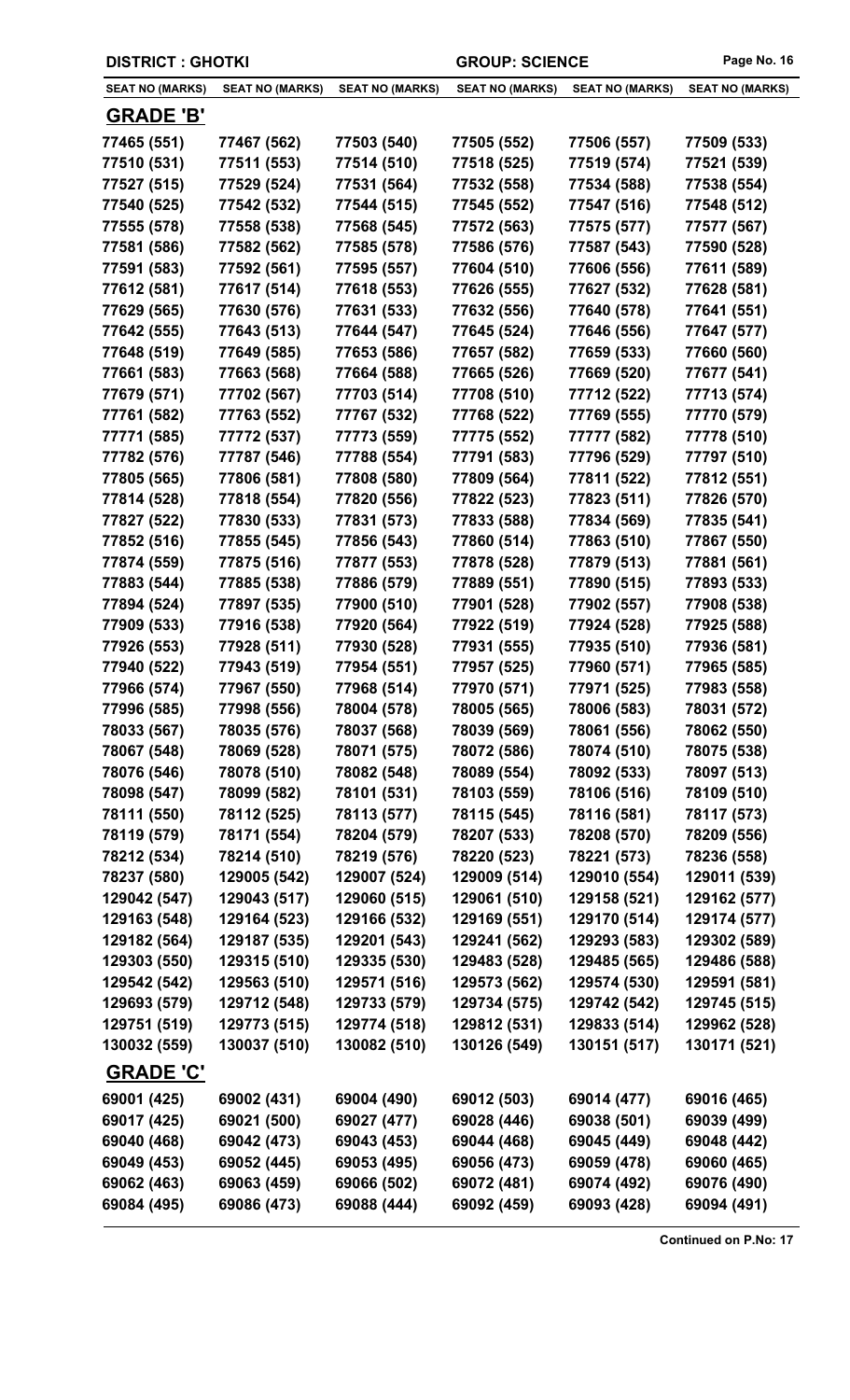**DISTRICT : GHOTKI** **GROUP: SCIENCE**

| SEAT NO (MARKS) | SEAT NO (MARKS) | SEAT NO (MARKS) | SEAT NO (MARKS) | SEAT NO (MARKS) | SEAT NO (MARKS) |
|---|---|---|---|---|---|

## GRADE 'B'

| | | | | | |
|---|---|---|---|---|---|
| 77465 (551) | 77467 (562) | 77503 (540) | 77505 (552) | 77506 (557) | 77509 (533) |
| 77510 (531) | 77511 (553) | 77514 (510) | 77518 (525) | 77519 (574) | 77521 (539) |
| 77527 (515) | 77529 (524) | 77531 (564) | 77532 (558) | 77534 (588) | 77538 (554) |
| 77540 (525) | 77542 (532) | 77544 (515) | 77545 (552) | 77547 (516) | 77548 (512) |
| 77555 (578) | 77558 (538) | 77568 (545) | 77572 (563) | 77575 (577) | 77577 (567) |
| 77581 (586) | 77582 (562) | 77585 (578) | 77586 (576) | 77587 (543) | 77590 (528) |
| 77591 (583) | 77592 (561) | 77595 (557) | 77604 (510) | 77606 (556) | 77611 (589) |
| 77612 (581) | 77617 (514) | 77618 (553) | 77626 (555) | 77627 (532) | 77628 (581) |
| 77629 (565) | 77630 (576) | 77631 (533) | 77632 (556) | 77640 (578) | 77641 (551) |
| 77642 (555) | 77643 (513) | 77644 (547) | 77645 (524) | 77646 (556) | 77647 (577) |
| 77648 (519) | 77649 (585) | 77653 (586) | 77657 (582) | 77659 (533) | 77660 (560) |
| 77661 (583) | 77663 (568) | 77664 (588) | 77665 (526) | 77669 (520) | 77677 (541) |
| 77679 (571) | 77702 (567) | 77703 (514) | 77708 (510) | 77712 (522) | 77713 (574) |
| 77761 (582) | 77763 (552) | 77767 (532) | 77768 (522) | 77769 (555) | 77770 (579) |
| 77771 (585) | 77772 (537) | 77773 (559) | 77775 (552) | 77777 (582) | 77778 (510) |
| 77782 (576) | 77787 (546) | 77788 (554) | 77791 (583) | 77796 (529) | 77797 (510) |
| 77805 (565) | 77806 (581) | 77808 (580) | 77809 (564) | 77811 (522) | 77812 (551) |
| 77814 (528) | 77818 (554) | 77820 (556) | 77822 (523) | 77823 (511) | 77826 (570) |
| 77827 (522) | 77830 (533) | 77831 (573) | 77833 (588) | 77834 (569) | 77835 (541) |
| 77852 (516) | 77855 (545) | 77856 (543) | 77860 (514) | 77863 (510) | 77867 (550) |
| 77874 (559) | 77875 (516) | 77877 (553) | 77878 (528) | 77879 (513) | 77881 (561) |
| 77883 (544) | 77885 (538) | 77886 (579) | 77889 (551) | 77890 (515) | 77893 (533) |
| 77894 (524) | 77897 (535) | 77900 (510) | 77901 (528) | 77902 (557) | 77908 (538) |
| 77909 (533) | 77916 (538) | 77920 (564) | 77922 (519) | 77924 (528) | 77925 (588) |
| 77926 (553) | 77928 (511) | 77930 (528) | 77931 (555) | 77935 (510) | 77936 (581) |
| 77940 (522) | 77943 (519) | 77954 (551) | 77957 (525) | 77960 (571) | 77965 (585) |
| 77966 (574) | 77967 (550) | 77968 (514) | 77970 (571) | 77971 (525) | 77983 (558) |
| 77996 (585) | 77998 (556) | 78004 (578) | 78005 (565) | 78006 (583) | 78031 (572) |
| 78033 (567) | 78035 (576) | 78037 (568) | 78039 (569) | 78061 (556) | 78062 (550) |
| 78067 (548) | 78069 (528) | 78071 (575) | 78072 (586) | 78074 (510) | 78075 (538) |
| 78076 (546) | 78078 (510) | 78082 (548) | 78089 (554) | 78092 (533) | 78097 (513) |
| 78098 (547) | 78099 (582) | 78101 (531) | 78103 (559) | 78106 (516) | 78109 (510) |
| 78111 (550) | 78112 (525) | 78113 (577) | 78115 (545) | 78116 (581) | 78117 (573) |
| 78119 (579) | 78171 (554) | 78204 (579) | 78207 (533) | 78208 (570) | 78209 (556) |
| 78212 (534) | 78214 (510) | 78219 (576) | 78220 (523) | 78221 (573) | 78236 (558) |
| 78237 (580) | 129005 (542) | 129007 (524) | 129009 (514) | 129010 (554) | 129011 (539) |
| 129042 (547) | 129043 (517) | 129060 (515) | 129061 (510) | 129158 (521) | 129162 (577) |
| 129163 (548) | 129164 (523) | 129166 (532) | 129169 (551) | 129170 (514) | 129174 (577) |
| 129182 (564) | 129187 (535) | 129201 (543) | 129241 (562) | 129293 (583) | 129302 (589) |
| 129303 (550) | 129315 (510) | 129335 (530) | 129483 (528) | 129485 (565) | 129486 (588) |
| 129542 (542) | 129563 (510) | 129571 (516) | 129573 (562) | 129574 (530) | 129591 (581) |
| 129693 (579) | 129712 (548) | 129733 (579) | 129734 (575) | 129742 (542) | 129745 (515) |
| 129751 (519) | 129773 (515) | 129774 (518) | 129812 (531) | 129833 (514) | 129962 (528) |
| 130032 (559) | 130037 (510) | 130082 (510) | 130126 (549) | 130151 (517) | 130171 (521) |

## GRADE 'C'

| | | | | | |
|---|---|---|---|---|---|
| 69001 (425) | 69002 (431) | 69004 (490) | 69012 (503) | 69014 (477) | 69016 (465) |
| 69017 (425) | 69021 (500) | 69027 (477) | 69028 (446) | 69038 (501) | 69039 (499) |
| 69040 (468) | 69042 (473) | 69043 (453) | 69044 (468) | 69045 (449) | 69048 (442) |
| 69049 (453) | 69052 (445) | 69053 (495) | 69056 (473) | 69059 (478) | 69060 (465) |
| 69062 (463) | 69063 (459) | 69066 (502) | 69072 (481) | 69074 (492) | 69076 (490) |
| 69084 (495) | 69086 (473) | 69088 (444) | 69092 (459) | 69093 (428) | 69094 (491) |

**Continued on P.No: 17**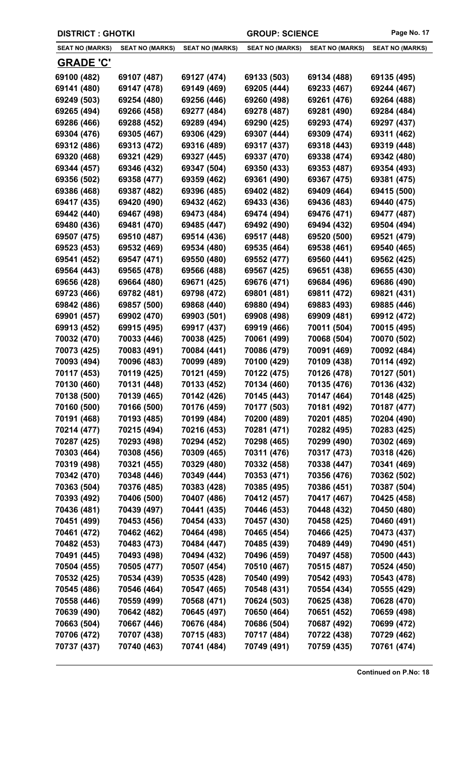**DISTRICT : GHOTKI** **GROUP: SCIENCE**

| SEAT NO (MARKS) | SEAT NO (MARKS) | SEAT NO (MARKS) | SEAT NO (MARKS) | SEAT NO (MARKS) | SEAT NO (MARKS) |
|---|---|---|---|---|---|
| **GRADE 'C'** | | | | | |
| 69100 (482) | 69107 (487) | 69127 (474) | 69133 (503) | 69134 (488) | 69135 (495) |
| 69141 (480) | 69147 (478) | 69149 (469) | 69205 (444) | 69233 (467) | 69244 (467) |
| 69249 (503) | 69254 (480) | 69256 (446) | 69260 (498) | 69261 (476) | 69264 (488) |
| 69265 (494) | 69266 (458) | 69277 (484) | 69278 (487) | 69281 (490) | 69284 (484) |
| 69286 (466) | 69288 (452) | 69289 (494) | 69290 (425) | 69293 (474) | 69297 (437) |
| 69304 (476) | 69305 (467) | 69306 (429) | 69307 (444) | 69309 (474) | 69311 (462) |
| 69312 (486) | 69313 (472) | 69316 (489) | 69317 (437) | 69318 (443) | 69319 (448) |
| 69320 (468) | 69321 (429) | 69327 (445) | 69337 (470) | 69338 (474) | 69342 (480) |
| 69344 (457) | 69346 (432) | 69347 (504) | 69350 (433) | 69353 (487) | 69354 (493) |
| 69356 (502) | 69358 (477) | 69359 (462) | 69361 (490) | 69367 (475) | 69381 (475) |
| 69386 (468) | 69387 (482) | 69396 (485) | 69402 (482) | 69409 (464) | 69415 (500) |
| 69417 (435) | 69420 (490) | 69432 (462) | 69433 (436) | 69436 (483) | 69440 (475) |
| 69442 (440) | 69467 (498) | 69473 (484) | 69474 (494) | 69476 (471) | 69477 (487) |
| 69480 (436) | 69481 (470) | 69485 (447) | 69492 (490) | 69494 (432) | 69504 (494) |
| 69507 (475) | 69510 (487) | 69514 (436) | 69517 (448) | 69520 (500) | 69521 (479) |
| 69523 (453) | 69532 (469) | 69534 (480) | 69535 (464) | 69538 (461) | 69540 (465) |
| 69541 (452) | 69547 (471) | 69550 (480) | 69552 (477) | 69560 (441) | 69562 (425) |
| 69564 (443) | 69565 (478) | 69566 (488) | 69567 (425) | 69651 (438) | 69655 (430) |
| 69656 (428) | 69664 (480) | 69671 (425) | 69676 (471) | 69684 (496) | 69686 (490) |
| 69723 (466) | 69782 (481) | 69798 (472) | 69801 (481) | 69811 (472) | 69821 (431) |
| 69842 (486) | 69857 (500) | 69868 (440) | 69880 (494) | 69883 (493) | 69885 (446) |
| 69901 (457) | 69902 (470) | 69903 (501) | 69908 (498) | 69909 (481) | 69912 (472) |
| 69913 (452) | 69915 (495) | 69917 (437) | 69919 (466) | 70011 (504) | 70015 (495) |
| 70032 (470) | 70033 (446) | 70038 (425) | 70061 (499) | 70068 (504) | 70070 (502) |
| 70073 (425) | 70083 (491) | 70084 (441) | 70086 (479) | 70091 (469) | 70092 (484) |
| 70093 (494) | 70096 (483) | 70099 (489) | 70100 (429) | 70109 (438) | 70114 (492) |
| 70117 (453) | 70119 (425) | 70121 (459) | 70122 (475) | 70126 (478) | 70127 (501) |
| 70130 (460) | 70131 (448) | 70133 (452) | 70134 (460) | 70135 (476) | 70136 (432) |
| 70138 (500) | 70139 (465) | 70142 (426) | 70145 (443) | 70147 (464) | 70148 (425) |
| 70160 (500) | 70166 (500) | 70176 (459) | 70177 (503) | 70181 (492) | 70187 (477) |
| 70191 (468) | 70193 (485) | 70199 (484) | 70200 (489) | 70201 (485) | 70204 (490) |
| 70214 (477) | 70215 (494) | 70216 (453) | 70281 (471) | 70282 (495) | 70283 (425) |
| 70287 (425) | 70293 (498) | 70294 (452) | 70298 (465) | 70299 (490) | 70302 (469) |
| 70303 (464) | 70308 (456) | 70309 (465) | 70311 (476) | 70317 (473) | 70318 (426) |
| 70319 (498) | 70321 (455) | 70329 (480) | 70332 (458) | 70338 (447) | 70341 (469) |
| 70342 (470) | 70348 (446) | 70349 (444) | 70353 (471) | 70356 (476) | 70362 (502) |
| 70363 (504) | 70376 (485) | 70383 (428) | 70385 (495) | 70386 (451) | 70387 (504) |
| 70393 (492) | 70406 (500) | 70407 (486) | 70412 (457) | 70417 (467) | 70425 (458) |
| 70436 (481) | 70439 (497) | 70441 (435) | 70446 (453) | 70448 (432) | 70450 (480) |
| 70451 (499) | 70453 (456) | 70454 (433) | 70457 (430) | 70458 (425) | 70460 (491) |
| 70461 (472) | 70462 (462) | 70464 (498) | 70465 (454) | 70466 (425) | 70473 (437) |
| 70482 (453) | 70483 (473) | 70484 (447) | 70485 (439) | 70489 (449) | 70490 (451) |
| 70491 (445) | 70493 (498) | 70494 (432) | 70496 (459) | 70497 (458) | 70500 (443) |
| 70504 (455) | 70505 (477) | 70507 (454) | 70510 (467) | 70515 (487) | 70524 (450) |
| 70532 (425) | 70534 (439) | 70535 (428) | 70540 (499) | 70542 (493) | 70543 (478) |
| 70545 (486) | 70546 (464) | 70547 (465) | 70548 (431) | 70554 (434) | 70555 (429) |
| 70558 (446) | 70559 (499) | 70568 (471) | 70624 (503) | 70625 (438) | 70628 (470) |
| 70639 (490) | 70642 (482) | 70645 (497) | 70650 (464) | 70651 (452) | 70659 (498) |
| 70663 (504) | 70667 (446) | 70676 (484) | 70686 (504) | 70687 (492) | 70699 (472) |
| 70706 (472) | 70707 (438) | 70715 (483) | 70717 (484) | 70722 (438) | 70729 (462) |
| 70737 (437) | 70740 (463) | 70741 (484) | 70749 (491) | 70759 (435) | 70761 (474) |

**Continued on P.No: 18**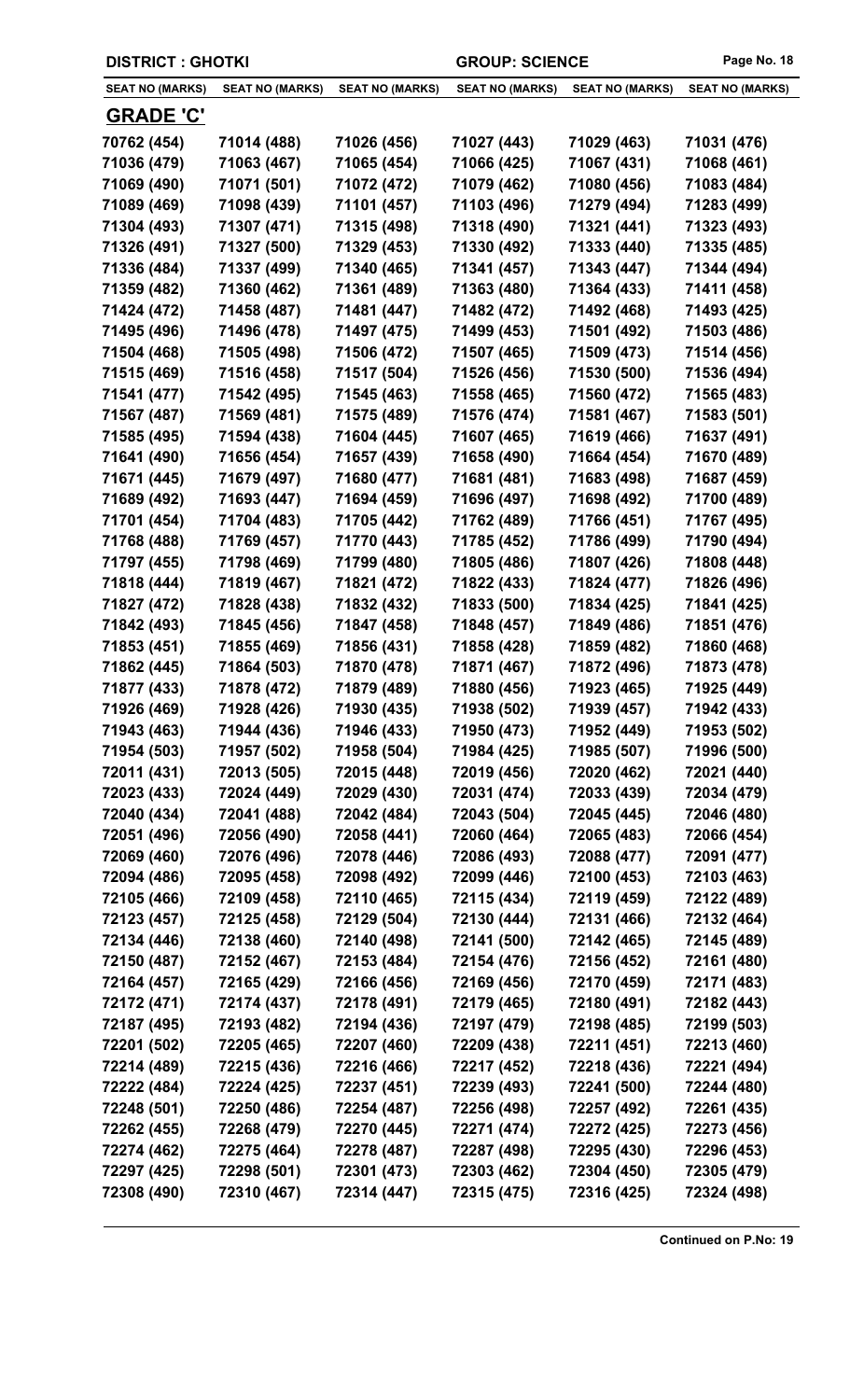| DISTRICT : GHOTKI | | | GROUP: SCIENCE | | |
|---|---|---|---|---|---|
| SEAT NO (MARKS) | SEAT NO (MARKS) | SEAT NO (MARKS) | SEAT NO (MARKS) | SEAT NO (MARKS) | SEAT NO (MARKS) |

## GRADE 'C'

| | | | | | |
|---|---|---|---|---|---|
| 70762 (454) | 71014 (488) | 71026 (456) | 71027 (443) | 71029 (463) | 71031 (476) |
| 71036 (479) | 71063 (467) | 71065 (454) | 71066 (425) | 71067 (431) | 71068 (461) |
| 71069 (490) | 71071 (501) | 71072 (472) | 71079 (462) | 71080 (456) | 71083 (484) |
| 71089 (469) | 71098 (439) | 71101 (457) | 71103 (496) | 71279 (494) | 71283 (499) |
| 71304 (493) | 71307 (471) | 71315 (498) | 71318 (490) | 71321 (441) | 71323 (493) |
| 71326 (491) | 71327 (500) | 71329 (453) | 71330 (492) | 71333 (440) | 71335 (485) |
| 71336 (484) | 71337 (499) | 71340 (465) | 71341 (457) | 71343 (447) | 71344 (494) |
| 71359 (482) | 71360 (462) | 71361 (489) | 71363 (480) | 71364 (433) | 71411 (458) |
| 71424 (472) | 71458 (487) | 71481 (447) | 71482 (472) | 71492 (468) | 71493 (425) |
| 71495 (496) | 71496 (478) | 71497 (475) | 71499 (453) | 71501 (492) | 71503 (486) |
| 71504 (468) | 71505 (498) | 71506 (472) | 71507 (465) | 71509 (473) | 71514 (456) |
| 71515 (469) | 71516 (458) | 71517 (504) | 71526 (456) | 71530 (500) | 71536 (494) |
| 71541 (477) | 71542 (495) | 71545 (463) | 71558 (465) | 71560 (472) | 71565 (483) |
| 71567 (487) | 71569 (481) | 71575 (489) | 71576 (474) | 71581 (467) | 71583 (501) |
| 71585 (495) | 71594 (438) | 71604 (445) | 71607 (465) | 71619 (466) | 71637 (491) |
| 71641 (490) | 71656 (454) | 71657 (439) | 71658 (490) | 71664 (454) | 71670 (489) |
| 71671 (445) | 71679 (497) | 71680 (477) | 71681 (481) | 71683 (498) | 71687 (459) |
| 71689 (492) | 71693 (447) | 71694 (459) | 71696 (497) | 71698 (492) | 71700 (489) |
| 71701 (454) | 71704 (483) | 71705 (442) | 71762 (489) | 71766 (451) | 71767 (495) |
| 71768 (488) | 71769 (457) | 71770 (443) | 71785 (452) | 71786 (499) | 71790 (494) |
| 71797 (455) | 71798 (469) | 71799 (480) | 71805 (486) | 71807 (426) | 71808 (448) |
| 71818 (444) | 71819 (467) | 71821 (472) | 71822 (433) | 71824 (477) | 71826 (496) |
| 71827 (472) | 71828 (438) | 71832 (432) | 71833 (500) | 71834 (425) | 71841 (425) |
| 71842 (493) | 71845 (456) | 71847 (458) | 71848 (457) | 71849 (486) | 71851 (476) |
| 71853 (451) | 71855 (469) | 71856 (431) | 71858 (428) | 71859 (482) | 71860 (468) |
| 71862 (445) | 71864 (503) | 71870 (478) | 71871 (467) | 71872 (496) | 71873 (478) |
| 71877 (433) | 71878 (472) | 71879 (489) | 71880 (456) | 71923 (465) | 71925 (449) |
| 71926 (469) | 71928 (426) | 71930 (435) | 71938 (502) | 71939 (457) | 71942 (433) |
| 71943 (463) | 71944 (436) | 71946 (433) | 71950 (473) | 71952 (449) | 71953 (502) |
| 71954 (503) | 71957 (502) | 71958 (504) | 71984 (425) | 71985 (507) | 71996 (500) |
| 72011 (431) | 72013 (505) | 72015 (448) | 72019 (456) | 72020 (462) | 72021 (440) |
| 72023 (433) | 72024 (449) | 72029 (430) | 72031 (474) | 72033 (439) | 72034 (479) |
| 72040 (434) | 72041 (488) | 72042 (484) | 72043 (504) | 72045 (445) | 72046 (480) |
| 72051 (496) | 72056 (490) | 72058 (441) | 72060 (464) | 72065 (483) | 72066 (454) |
| 72069 (460) | 72076 (496) | 72078 (446) | 72086 (493) | 72088 (477) | 72091 (477) |
| 72094 (486) | 72095 (458) | 72098 (492) | 72099 (446) | 72100 (453) | 72103 (463) |
| 72105 (466) | 72109 (458) | 72110 (465) | 72115 (434) | 72119 (459) | 72122 (489) |
| 72123 (457) | 72125 (458) | 72129 (504) | 72130 (444) | 72131 (466) | 72132 (464) |
| 72134 (446) | 72138 (460) | 72140 (498) | 72141 (500) | 72142 (465) | 72145 (489) |
| 72150 (487) | 72152 (467) | 72153 (484) | 72154 (476) | 72156 (452) | 72161 (480) |
| 72164 (457) | 72165 (429) | 72166 (456) | 72169 (456) | 72170 (459) | 72171 (483) |
| 72172 (471) | 72174 (437) | 72178 (491) | 72179 (465) | 72180 (491) | 72182 (443) |
| 72187 (495) | 72193 (482) | 72194 (436) | 72197 (479) | 72198 (485) | 72199 (503) |
| 72201 (502) | 72205 (465) | 72207 (460) | 72209 (438) | 72211 (451) | 72213 (460) |
| 72214 (489) | 72215 (436) | 72216 (466) | 72217 (452) | 72218 (436) | 72221 (494) |
| 72222 (484) | 72224 (425) | 72237 (451) | 72239 (493) | 72241 (500) | 72244 (480) |
| 72248 (501) | 72250 (486) | 72254 (487) | 72256 (498) | 72257 (492) | 72261 (435) |
| 72262 (455) | 72268 (479) | 72270 (445) | 72271 (474) | 72272 (425) | 72273 (456) |
| 72274 (462) | 72275 (464) | 72278 (487) | 72287 (498) | 72295 (430) | 72296 (453) |
| 72297 (425) | 72298 (501) | 72301 (473) | 72303 (462) | 72304 (450) | 72305 (479) |
| 72308 (490) | 72310 (467) | 72314 (447) | 72315 (475) | 72316 (425) | 72324 (498) |

**Continued on P.No: 19**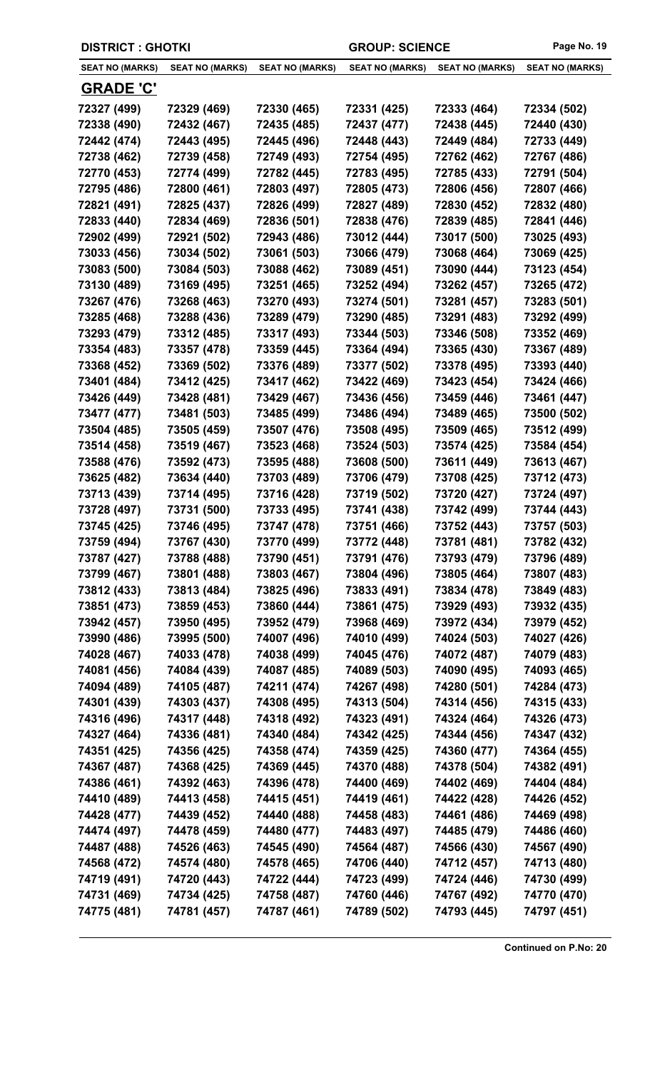DISTRICT : GHOTKI GROUP: SCIENCE

| SEAT NO (MARKS) | SEAT NO (MARKS) | SEAT NO (MARKS) | SEAT NO (MARKS) | SEAT NO (MARKS) | SEAT NO (MARKS) |
|---|---|---|---|---|---|
| **GRADE 'C'** | | | | | |
| 72327 (499) | 72329 (469) | 72330 (465) | 72331 (425) | 72333 (464) | 72334 (502) |
| 72338 (490) | 72432 (467) | 72435 (485) | 72437 (477) | 72438 (445) | 72440 (430) |
| 72442 (474) | 72443 (495) | 72445 (496) | 72448 (443) | 72449 (484) | 72733 (449) |
| 72738 (462) | 72739 (458) | 72749 (493) | 72754 (495) | 72762 (462) | 72767 (486) |
| 72770 (453) | 72774 (499) | 72782 (445) | 72783 (495) | 72785 (433) | 72791 (504) |
| 72795 (486) | 72800 (461) | 72803 (497) | 72805 (473) | 72806 (456) | 72807 (466) |
| 72821 (491) | 72825 (437) | 72826 (499) | 72827 (489) | 72830 (452) | 72832 (480) |
| 72833 (440) | 72834 (469) | 72836 (501) | 72838 (476) | 72839 (485) | 72841 (446) |
| 72902 (499) | 72921 (502) | 72943 (486) | 73012 (444) | 73017 (500) | 73025 (493) |
| 73033 (456) | 73034 (502) | 73061 (503) | 73066 (479) | 73068 (464) | 73069 (425) |
| 73083 (500) | 73084 (503) | 73088 (462) | 73089 (451) | 73090 (444) | 73123 (454) |
| 73130 (489) | 73169 (495) | 73251 (465) | 73252 (494) | 73262 (457) | 73265 (472) |
| 73267 (476) | 73268 (463) | 73270 (493) | 73274 (501) | 73281 (457) | 73283 (501) |
| 73285 (468) | 73288 (436) | 73289 (479) | 73290 (485) | 73291 (483) | 73292 (499) |
| 73293 (479) | 73312 (485) | 73317 (493) | 73344 (503) | 73346 (508) | 73352 (469) |
| 73354 (483) | 73357 (478) | 73359 (445) | 73364 (494) | 73365 (430) | 73367 (489) |
| 73368 (452) | 73369 (502) | 73376 (489) | 73377 (502) | 73378 (495) | 73393 (440) |
| 73401 (484) | 73412 (425) | 73417 (462) | 73422 (469) | 73423 (454) | 73424 (466) |
| 73426 (449) | 73428 (481) | 73429 (467) | 73436 (456) | 73459 (446) | 73461 (447) |
| 73477 (477) | 73481 (503) | 73485 (499) | 73486 (494) | 73489 (465) | 73500 (502) |
| 73504 (485) | 73505 (459) | 73507 (476) | 73508 (495) | 73509 (465) | 73512 (499) |
| 73514 (458) | 73519 (467) | 73523 (468) | 73524 (503) | 73574 (425) | 73584 (454) |
| 73588 (476) | 73592 (473) | 73595 (488) | 73608 (500) | 73611 (449) | 73613 (467) |
| 73625 (482) | 73634 (440) | 73703 (489) | 73706 (479) | 73708 (425) | 73712 (473) |
| 73713 (439) | 73714 (495) | 73716 (428) | 73719 (502) | 73720 (427) | 73724 (497) |
| 73728 (497) | 73731 (500) | 73733 (495) | 73741 (438) | 73742 (499) | 73744 (443) |
| 73745 (425) | 73746 (495) | 73747 (478) | 73751 (466) | 73752 (443) | 73757 (503) |
| 73759 (494) | 73767 (430) | 73770 (499) | 73772 (448) | 73781 (481) | 73782 (432) |
| 73787 (427) | 73788 (488) | 73790 (451) | 73791 (476) | 73793 (479) | 73796 (489) |
| 73799 (467) | 73801 (488) | 73803 (467) | 73804 (496) | 73805 (464) | 73807 (483) |
| 73812 (433) | 73813 (484) | 73825 (496) | 73833 (491) | 73834 (478) | 73849 (483) |
| 73851 (473) | 73859 (453) | 73860 (444) | 73861 (475) | 73929 (493) | 73932 (435) |
| 73942 (457) | 73950 (495) | 73952 (479) | 73968 (469) | 73972 (434) | 73979 (452) |
| 73990 (486) | 73995 (500) | 74007 (496) | 74010 (499) | 74024 (503) | 74027 (426) |
| 74028 (467) | 74033 (478) | 74038 (499) | 74045 (476) | 74072 (487) | 74079 (483) |
| 74081 (456) | 74084 (439) | 74087 (485) | 74089 (503) | 74090 (495) | 74093 (465) |
| 74094 (489) | 74105 (487) | 74211 (474) | 74267 (498) | 74280 (501) | 74284 (473) |
| 74301 (439) | 74303 (437) | 74308 (495) | 74313 (504) | 74314 (456) | 74315 (433) |
| 74316 (496) | 74317 (448) | 74318 (492) | 74323 (491) | 74324 (464) | 74326 (473) |
| 74327 (464) | 74336 (481) | 74340 (484) | 74342 (425) | 74344 (456) | 74347 (432) |
| 74351 (425) | 74356 (425) | 74358 (474) | 74359 (425) | 74360 (477) | 74364 (455) |
| 74367 (487) | 74368 (425) | 74369 (445) | 74370 (488) | 74378 (504) | 74382 (491) |
| 74386 (461) | 74392 (463) | 74396 (478) | 74400 (469) | 74402 (469) | 74404 (484) |
| 74410 (489) | 74413 (458) | 74415 (451) | 74419 (461) | 74422 (428) | 74426 (452) |
| 74428 (477) | 74439 (452) | 74440 (488) | 74458 (483) | 74461 (486) | 74469 (498) |
| 74474 (497) | 74478 (459) | 74480 (477) | 74483 (497) | 74485 (479) | 74486 (460) |
| 74487 (488) | 74526 (463) | 74545 (490) | 74564 (487) | 74566 (430) | 74567 (490) |
| 74568 (472) | 74574 (480) | 74578 (465) | 74706 (440) | 74712 (457) | 74713 (480) |
| 74719 (491) | 74720 (443) | 74722 (444) | 74723 (499) | 74724 (446) | 74730 (499) |
| 74731 (469) | 74734 (425) | 74758 (487) | 74760 (446) | 74767 (492) | 74770 (470) |
| 74775 (481) | 74781 (457) | 74787 (461) | 74789 (502) | 74793 (445) | 74797 (451) |

**Continued on P.No: 20**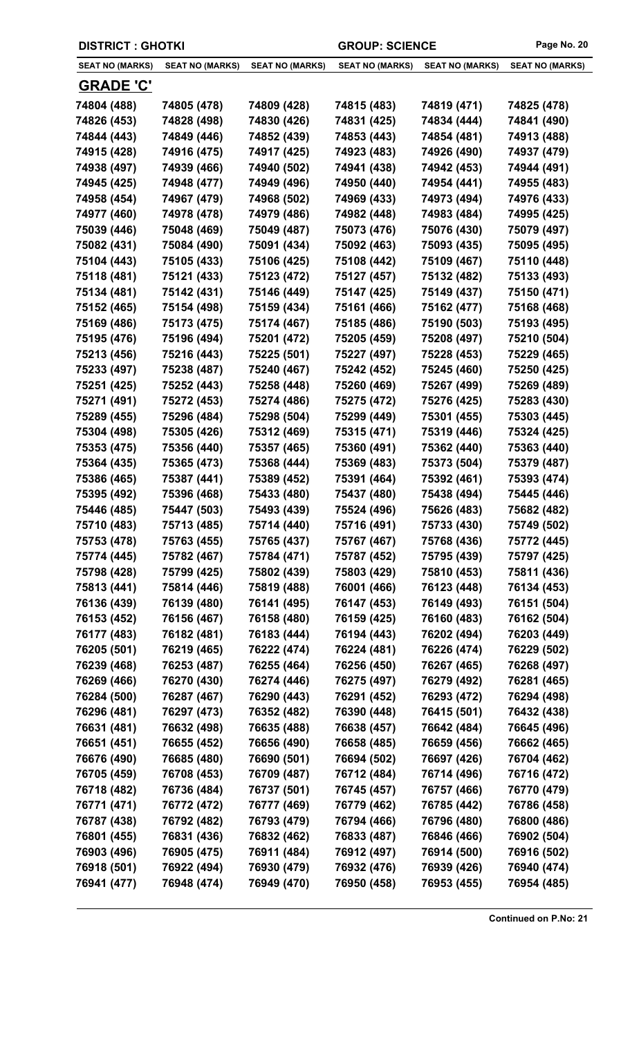| DISTRICT : GHOTKI | | | GROUP: SCIENCE | | |
|---|---|---|---|---|---|
| SEAT NO (MARKS) | SEAT NO (MARKS) | SEAT NO (MARKS) | SEAT NO (MARKS) | SEAT NO (MARKS) | SEAT NO (MARKS) |
| **GRADE 'C'** | | | | | |
| 74804 (488) | 74805 (478) | 74809 (428) | 74815 (483) | 74819 (471) | 74825 (478) |
| 74826 (453) | 74828 (498) | 74830 (426) | 74831 (425) | 74834 (444) | 74841 (490) |
| 74844 (443) | 74849 (446) | 74852 (439) | 74853 (443) | 74854 (481) | 74913 (488) |
| 74915 (428) | 74916 (475) | 74917 (425) | 74923 (483) | 74926 (490) | 74937 (479) |
| 74938 (497) | 74939 (466) | 74940 (502) | 74941 (438) | 74942 (453) | 74944 (491) |
| 74945 (425) | 74948 (477) | 74949 (496) | 74950 (440) | 74954 (441) | 74955 (483) |
| 74958 (454) | 74967 (479) | 74968 (502) | 74969 (433) | 74973 (494) | 74976 (433) |
| 74977 (460) | 74978 (478) | 74979 (486) | 74982 (448) | 74983 (484) | 74995 (425) |
| 75039 (446) | 75048 (469) | 75049 (487) | 75073 (476) | 75076 (430) | 75079 (497) |
| 75082 (431) | 75084 (490) | 75091 (434) | 75092 (463) | 75093 (435) | 75095 (495) |
| 75104 (443) | 75105 (433) | 75106 (425) | 75108 (442) | 75109 (467) | 75110 (448) |
| 75118 (481) | 75121 (433) | 75123 (472) | 75127 (457) | 75132 (482) | 75133 (493) |
| 75134 (481) | 75142 (431) | 75146 (449) | 75147 (425) | 75149 (437) | 75150 (471) |
| 75152 (465) | 75154 (498) | 75159 (434) | 75161 (466) | 75162 (477) | 75168 (468) |
| 75169 (486) | 75173 (475) | 75174 (467) | 75185 (486) | 75190 (503) | 75193 (495) |
| 75195 (476) | 75196 (494) | 75201 (472) | 75205 (459) | 75208 (497) | 75210 (504) |
| 75213 (456) | 75216 (443) | 75225 (501) | 75227 (497) | 75228 (453) | 75229 (465) |
| 75233 (497) | 75238 (487) | 75240 (467) | 75242 (452) | 75245 (460) | 75250 (425) |
| 75251 (425) | 75252 (443) | 75258 (448) | 75260 (469) | 75267 (499) | 75269 (489) |
| 75271 (491) | 75272 (453) | 75274 (486) | 75275 (472) | 75276 (425) | 75283 (430) |
| 75289 (455) | 75296 (484) | 75298 (504) | 75299 (449) | 75301 (455) | 75303 (445) |
| 75304 (498) | 75305 (426) | 75312 (469) | 75315 (471) | 75319 (446) | 75324 (425) |
| 75353 (475) | 75356 (440) | 75357 (465) | 75360 (491) | 75362 (440) | 75363 (440) |
| 75364 (435) | 75365 (473) | 75368 (444) | 75369 (483) | 75373 (504) | 75379 (487) |
| 75386 (465) | 75387 (441) | 75389 (452) | 75391 (464) | 75392 (461) | 75393 (474) |
| 75395 (492) | 75396 (468) | 75433 (480) | 75437 (480) | 75438 (494) | 75445 (446) |
| 75446 (485) | 75447 (503) | 75493 (439) | 75524 (496) | 75626 (483) | 75682 (482) |
| 75710 (483) | 75713 (485) | 75714 (440) | 75716 (491) | 75733 (430) | 75749 (502) |
| 75753 (478) | 75763 (455) | 75765 (437) | 75767 (467) | 75768 (436) | 75772 (445) |
| 75774 (445) | 75782 (467) | 75784 (471) | 75787 (452) | 75795 (439) | 75797 (425) |
| 75798 (428) | 75799 (425) | 75802 (439) | 75803 (429) | 75810 (453) | 75811 (436) |
| 75813 (441) | 75814 (446) | 75819 (488) | 76001 (466) | 76123 (448) | 76134 (453) |
| 76136 (439) | 76139 (480) | 76141 (495) | 76147 (453) | 76149 (493) | 76151 (504) |
| 76153 (452) | 76156 (467) | 76158 (480) | 76159 (425) | 76160 (483) | 76162 (504) |
| 76177 (483) | 76182 (481) | 76183 (444) | 76194 (443) | 76202 (494) | 76203 (449) |
| 76205 (501) | 76219 (465) | 76222 (474) | 76224 (481) | 76226 (474) | 76229 (502) |
| 76239 (468) | 76253 (487) | 76255 (464) | 76256 (450) | 76267 (465) | 76268 (497) |
| 76269 (466) | 76270 (430) | 76274 (446) | 76275 (497) | 76279 (492) | 76281 (465) |
| 76284 (500) | 76287 (467) | 76290 (443) | 76291 (452) | 76293 (472) | 76294 (498) |
| 76296 (481) | 76297 (473) | 76352 (482) | 76390 (448) | 76415 (501) | 76432 (438) |
| 76631 (481) | 76632 (498) | 76635 (488) | 76638 (457) | 76642 (484) | 76645 (496) |
| 76651 (451) | 76655 (452) | 76656 (490) | 76658 (485) | 76659 (456) | 76662 (465) |
| 76676 (490) | 76685 (480) | 76690 (501) | 76694 (502) | 76697 (426) | 76704 (462) |
| 76705 (459) | 76708 (453) | 76709 (487) | 76712 (484) | 76714 (496) | 76716 (472) |
| 76718 (482) | 76736 (484) | 76737 (501) | 76745 (457) | 76757 (466) | 76770 (479) |
| 76771 (471) | 76772 (472) | 76777 (469) | 76779 (462) | 76785 (442) | 76786 (458) |
| 76787 (438) | 76792 (482) | 76793 (479) | 76794 (466) | 76796 (480) | 76800 (486) |
| 76801 (455) | 76831 (436) | 76832 (462) | 76833 (487) | 76846 (466) | 76902 (504) |
| 76903 (496) | 76905 (475) | 76911 (484) | 76912 (497) | 76914 (500) | 76916 (502) |
| 76918 (501) | 76922 (494) | 76930 (479) | 76932 (476) | 76939 (426) | 76940 (474) |
| 76941 (477) | 76948 (474) | 76949 (470) | 76950 (458) | 76953 (455) | 76954 (485) |

**Continued on P.No: 21**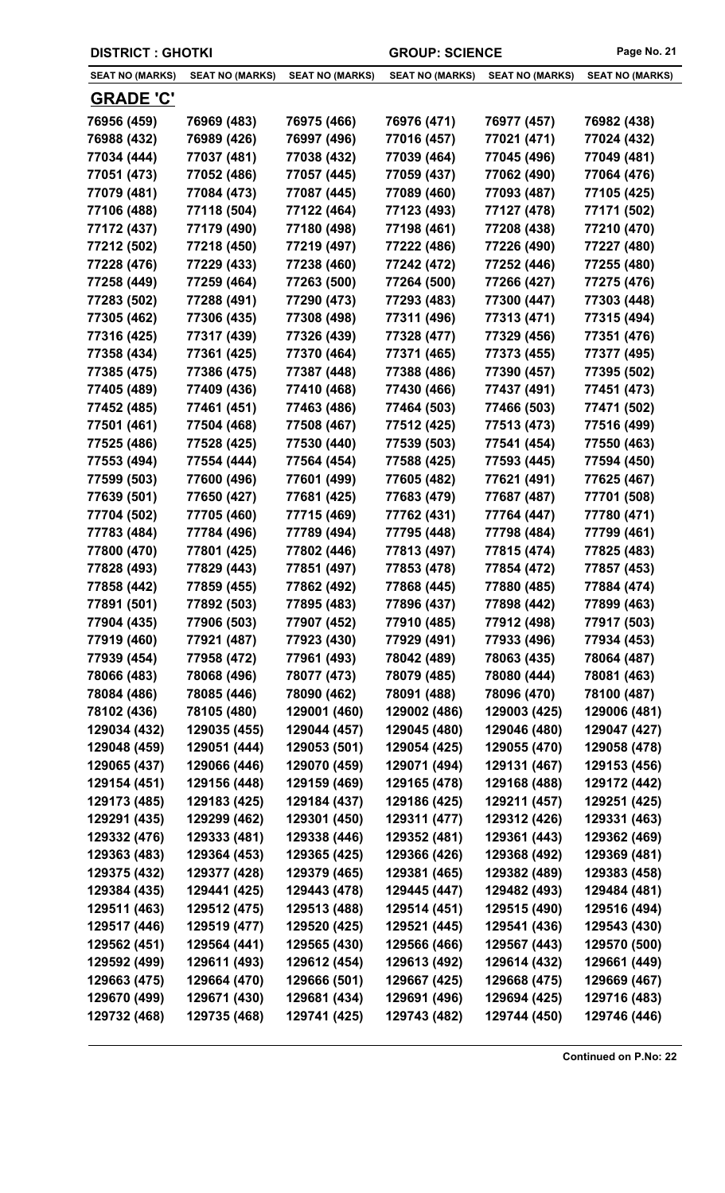**DISTRICT : GHOTKI** **GROUP: SCIENCE**

| SEAT NO (MARKS) | SEAT NO (MARKS) | SEAT NO (MARKS) | SEAT NO (MARKS) | SEAT NO (MARKS) | SEAT NO (MARKS) |
|---|---|---|---|---|---|

## GRADE 'C'

| SEAT NO (MARKS) | SEAT NO (MARKS) | SEAT NO (MARKS) | SEAT NO (MARKS) | SEAT NO (MARKS) | SEAT NO (MARKS) |
|---|---|---|---|---|---|
| 76956 (459) | 76969 (483) | 76975 (466) | 76976 (471) | 76977 (457) | 76982 (438) |
| 76988 (432) | 76989 (426) | 76997 (496) | 77016 (457) | 77021 (471) | 77024 (432) |
| 77034 (444) | 77037 (481) | 77038 (432) | 77039 (464) | 77045 (496) | 77049 (481) |
| 77051 (473) | 77052 (486) | 77057 (445) | 77059 (437) | 77062 (490) | 77064 (476) |
| 77079 (481) | 77084 (473) | 77087 (445) | 77089 (460) | 77093 (487) | 77105 (425) |
| 77106 (488) | 77118 (504) | 77122 (464) | 77123 (493) | 77127 (478) | 77171 (502) |
| 77172 (437) | 77179 (490) | 77180 (498) | 77198 (461) | 77208 (438) | 77210 (470) |
| 77212 (502) | 77218 (450) | 77219 (497) | 77222 (486) | 77226 (490) | 77227 (480) |
| 77228 (476) | 77229 (433) | 77238 (460) | 77242 (472) | 77252 (446) | 77255 (480) |
| 77258 (449) | 77259 (464) | 77263 (500) | 77264 (500) | 77266 (427) | 77275 (476) |
| 77283 (502) | 77288 (491) | 77290 (473) | 77293 (483) | 77300 (447) | 77303 (448) |
| 77305 (462) | 77306 (435) | 77308 (498) | 77311 (496) | 77313 (471) | 77315 (494) |
| 77316 (425) | 77317 (439) | 77326 (439) | 77328 (477) | 77329 (456) | 77351 (476) |
| 77358 (434) | 77361 (425) | 77370 (464) | 77371 (465) | 77373 (455) | 77377 (495) |
| 77385 (475) | 77386 (475) | 77387 (448) | 77388 (486) | 77390 (457) | 77395 (502) |
| 77405 (489) | 77409 (436) | 77410 (468) | 77430 (466) | 77437 (491) | 77451 (473) |
| 77452 (485) | 77461 (451) | 77463 (486) | 77464 (503) | 77466 (503) | 77471 (502) |
| 77501 (461) | 77504 (468) | 77508 (467) | 77512 (425) | 77513 (473) | 77516 (499) |
| 77525 (486) | 77528 (425) | 77530 (440) | 77539 (503) | 77541 (454) | 77550 (463) |
| 77553 (494) | 77554 (444) | 77564 (454) | 77588 (425) | 77593 (445) | 77594 (450) |
| 77599 (503) | 77600 (496) | 77601 (499) | 77605 (482) | 77621 (491) | 77625 (467) |
| 77639 (501) | 77650 (427) | 77681 (425) | 77683 (479) | 77687 (487) | 77701 (508) |
| 77704 (502) | 77705 (460) | 77715 (469) | 77762 (431) | 77764 (447) | 77780 (471) |
| 77783 (484) | 77784 (496) | 77789 (494) | 77795 (448) | 77798 (484) | 77799 (461) |
| 77800 (470) | 77801 (425) | 77802 (446) | 77813 (497) | 77815 (474) | 77825 (483) |
| 77828 (493) | 77829 (443) | 77851 (497) | 77853 (478) | 77854 (472) | 77857 (453) |
| 77858 (442) | 77859 (455) | 77862 (492) | 77868 (445) | 77880 (485) | 77884 (474) |
| 77891 (501) | 77892 (503) | 77895 (483) | 77896 (437) | 77898 (442) | 77899 (463) |
| 77904 (435) | 77906 (503) | 77907 (452) | 77910 (485) | 77912 (498) | 77917 (503) |
| 77919 (460) | 77921 (487) | 77923 (430) | 77929 (491) | 77933 (496) | 77934 (453) |
| 77939 (454) | 77958 (472) | 77961 (493) | 78042 (489) | 78063 (435) | 78064 (487) |
| 78066 (483) | 78068 (496) | 78077 (473) | 78079 (485) | 78080 (444) | 78081 (463) |
| 78084 (486) | 78085 (446) | 78090 (462) | 78091 (488) | 78096 (470) | 78100 (487) |
| 78102 (436) | 78105 (480) | 129001 (460) | 129002 (486) | 129003 (425) | 129006 (481) |
| 129034 (432) | 129035 (455) | 129044 (457) | 129045 (480) | 129046 (480) | 129047 (427) |
| 129048 (459) | 129051 (444) | 129053 (501) | 129054 (425) | 129055 (470) | 129058 (478) |
| 129065 (437) | 129066 (446) | 129070 (459) | 129071 (494) | 129131 (467) | 129153 (456) |
| 129154 (451) | 129156 (448) | 129159 (469) | 129165 (478) | 129168 (488) | 129172 (442) |
| 129173 (485) | 129183 (425) | 129184 (437) | 129186 (425) | 129211 (457) | 129251 (425) |
| 129291 (435) | 129299 (462) | 129301 (450) | 129311 (477) | 129312 (426) | 129331 (463) |
| 129332 (476) | 129333 (481) | 129338 (446) | 129352 (481) | 129361 (443) | 129362 (469) |
| 129363 (483) | 129364 (453) | 129365 (425) | 129366 (426) | 129368 (492) | 129369 (481) |
| 129375 (432) | 129377 (428) | 129379 (465) | 129381 (465) | 129382 (489) | 129383 (458) |
| 129384 (435) | 129441 (425) | 129443 (478) | 129445 (447) | 129482 (493) | 129484 (481) |
| 129511 (463) | 129512 (475) | 129513 (488) | 129514 (451) | 129515 (490) | 129516 (494) |
| 129517 (446) | 129519 (477) | 129520 (425) | 129521 (445) | 129541 (436) | 129543 (430) |
| 129562 (451) | 129564 (441) | 129565 (430) | 129566 (466) | 129567 (443) | 129570 (500) |
| 129592 (499) | 129611 (493) | 129612 (454) | 129613 (492) | 129614 (432) | 129661 (449) |
| 129663 (475) | 129664 (470) | 129666 (501) | 129667 (425) | 129668 (475) | 129669 (467) |
| 129670 (499) | 129671 (430) | 129681 (434) | 129691 (496) | 129694 (425) | 129716 (483) |
| 129732 (468) | 129735 (468) | 129741 (425) | 129743 (482) | 129744 (450) | 129746 (446) |

**Continued on P.No: 22**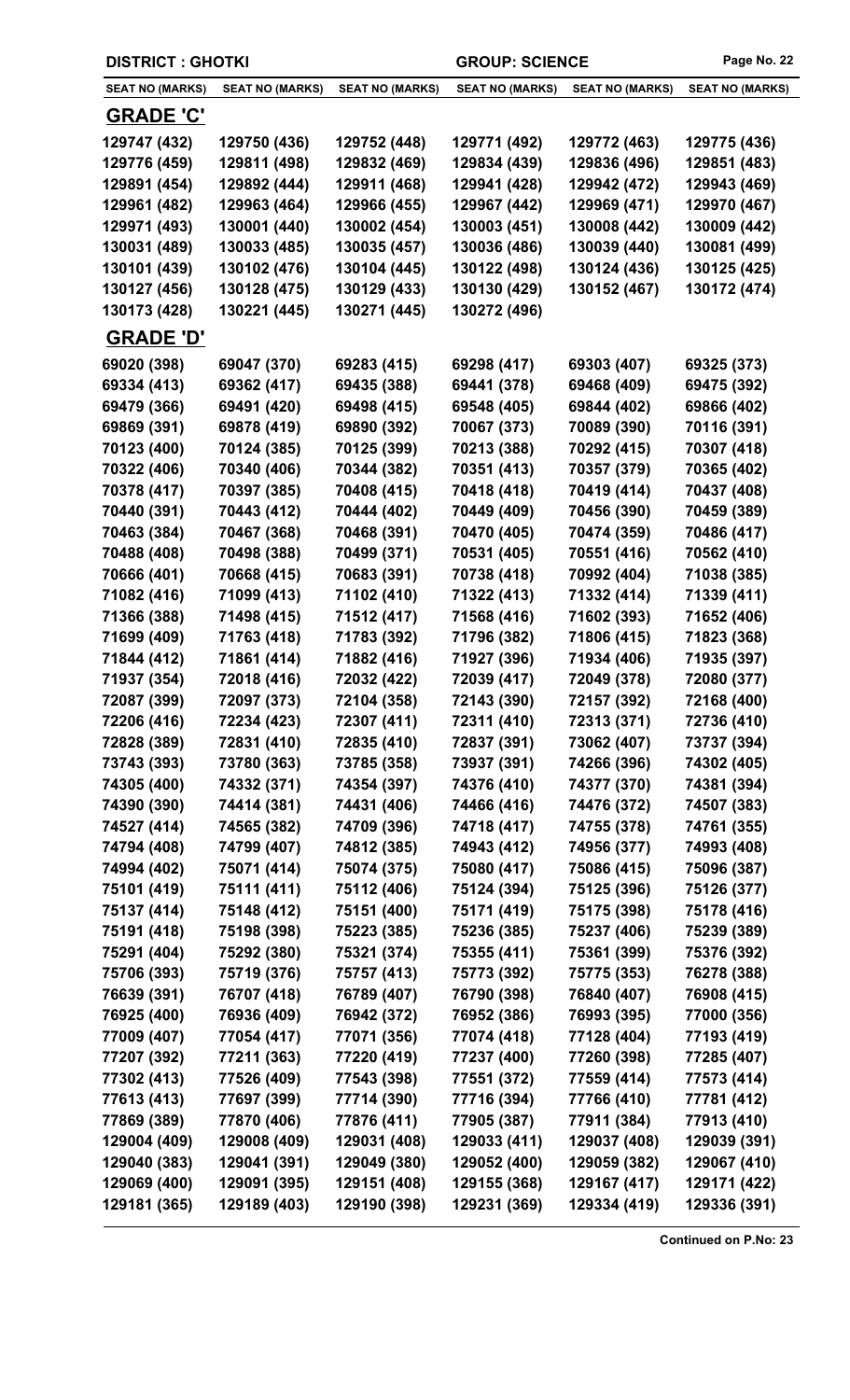**DISTRICT : GHOTKI** **GROUP: SCIENCE**

| SEAT NO (MARKS) | SEAT NO (MARKS) | SEAT NO (MARKS) | SEAT NO (MARKS) | SEAT NO (MARKS) | SEAT NO (MARKS) |
|---|---|---|---|---|---|

## GRADE 'C'

| | | | | | |
|---|---|---|---|---|---|
| 129747 (432) | 129750 (436) | 129752 (448) | 129771 (492) | 129772 (463) | 129775 (436) |
| 129776 (459) | 129811 (498) | 129832 (469) | 129834 (439) | 129836 (496) | 129851 (483) |
| 129891 (454) | 129892 (444) | 129911 (468) | 129941 (428) | 129942 (472) | 129943 (469) |
| 129961 (482) | 129963 (464) | 129966 (455) | 129967 (442) | 129969 (471) | 129970 (467) |
| 129971 (493) | 130001 (440) | 130002 (454) | 130003 (451) | 130008 (442) | 130009 (442) |
| 130031 (489) | 130033 (485) | 130035 (457) | 130036 (486) | 130039 (440) | 130081 (499) |
| 130101 (439) | 130102 (476) | 130104 (445) | 130122 (498) | 130124 (436) | 130125 (425) |
| 130127 (456) | 130128 (475) | 130129 (433) | 130130 (429) | 130152 (467) | 130172 (474) |
| 130173 (428) | 130221 (445) | 130271 (445) | 130272 (496) | | |

## GRADE 'D'

| | | | | | |
|---|---|---|---|---|---|
| 69020 (398) | 69047 (370) | 69283 (415) | 69298 (417) | 69303 (407) | 69325 (373) |
| 69334 (413) | 69362 (417) | 69435 (388) | 69441 (378) | 69468 (409) | 69475 (392) |
| 69479 (366) | 69491 (420) | 69498 (415) | 69548 (405) | 69844 (402) | 69866 (402) |
| 69869 (391) | 69878 (419) | 69890 (392) | 70067 (373) | 70089 (390) | 70116 (391) |
| 70123 (400) | 70124 (385) | 70125 (399) | 70213 (388) | 70292 (415) | 70307 (418) |
| 70322 (406) | 70340 (406) | 70344 (382) | 70351 (413) | 70357 (379) | 70365 (402) |
| 70378 (417) | 70397 (385) | 70408 (415) | 70418 (418) | 70419 (414) | 70437 (408) |
| 70440 (391) | 70443 (412) | 70444 (402) | 70449 (409) | 70456 (390) | 70459 (389) |
| 70463 (384) | 70467 (368) | 70468 (391) | 70470 (405) | 70474 (359) | 70486 (417) |
| 70488 (408) | 70498 (388) | 70499 (371) | 70531 (405) | 70551 (416) | 70562 (410) |
| 70666 (401) | 70668 (415) | 70683 (391) | 70738 (418) | 70992 (404) | 71038 (385) |
| 71082 (416) | 71099 (413) | 71102 (410) | 71322 (413) | 71332 (414) | 71339 (411) |
| 71366 (388) | 71498 (415) | 71512 (417) | 71568 (416) | 71602 (393) | 71652 (406) |
| 71699 (409) | 71763 (418) | 71783 (392) | 71796 (382) | 71806 (415) | 71823 (368) |
| 71844 (412) | 71861 (414) | 71882 (416) | 71927 (396) | 71934 (406) | 71935 (397) |
| 71937 (354) | 72018 (416) | 72032 (422) | 72039 (417) | 72049 (378) | 72080 (377) |
| 72087 (399) | 72097 (373) | 72104 (358) | 72143 (390) | 72157 (392) | 72168 (400) |
| 72206 (416) | 72234 (423) | 72307 (411) | 72311 (410) | 72313 (371) | 72736 (410) |
| 72828 (389) | 72831 (410) | 72835 (410) | 72837 (391) | 73062 (407) | 73737 (394) |
| 73743 (393) | 73780 (363) | 73785 (358) | 73937 (391) | 74266 (396) | 74302 (405) |
| 74305 (400) | 74332 (371) | 74354 (397) | 74376 (410) | 74377 (370) | 74381 (394) |
| 74390 (390) | 74414 (381) | 74431 (406) | 74466 (416) | 74476 (372) | 74507 (383) |
| 74527 (414) | 74565 (382) | 74709 (396) | 74718 (417) | 74755 (378) | 74761 (355) |
| 74794 (408) | 74799 (407) | 74812 (385) | 74943 (412) | 74956 (377) | 74993 (408) |
| 74994 (402) | 75071 (414) | 75074 (375) | 75080 (417) | 75086 (415) | 75096 (387) |
| 75101 (419) | 75111 (411) | 75112 (406) | 75124 (394) | 75125 (396) | 75126 (377) |
| 75137 (414) | 75148 (412) | 75151 (400) | 75171 (419) | 75175 (398) | 75178 (416) |
| 75191 (418) | 75198 (398) | 75223 (385) | 75236 (385) | 75237 (406) | 75239 (389) |
| 75291 (404) | 75292 (380) | 75321 (374) | 75355 (411) | 75361 (399) | 75376 (392) |
| 75706 (393) | 75719 (376) | 75757 (413) | 75773 (392) | 75775 (353) | 76278 (388) |
| 76639 (391) | 76707 (418) | 76789 (407) | 76790 (398) | 76840 (407) | 76908 (415) |
| 76925 (400) | 76936 (409) | 76942 (372) | 76952 (386) | 76993 (395) | 77000 (356) |
| 77009 (407) | 77054 (417) | 77071 (356) | 77074 (418) | 77128 (404) | 77193 (419) |
| 77207 (392) | 77211 (363) | 77220 (419) | 77237 (400) | 77260 (398) | 77285 (407) |
| 77302 (413) | 77526 (409) | 77543 (398) | 77551 (372) | 77559 (414) | 77573 (414) |
| 77613 (413) | 77697 (399) | 77714 (390) | 77716 (394) | 77766 (410) | 77781 (412) |
| 77869 (389) | 77870 (406) | 77876 (411) | 77905 (387) | 77911 (384) | 77913 (410) |
| 129004 (409) | 129008 (409) | 129031 (408) | 129033 (411) | 129037 (408) | 129039 (391) |
| 129040 (383) | 129041 (391) | 129049 (380) | 129052 (400) | 129059 (382) | 129067 (410) |
| 129069 (400) | 129091 (395) | 129151 (408) | 129155 (368) | 129167 (417) | 129171 (422) |
| 129181 (365) | 129189 (403) | 129190 (398) | 129231 (369) | 129334 (419) | 129336 (391) |

**Continued on P.No: 23**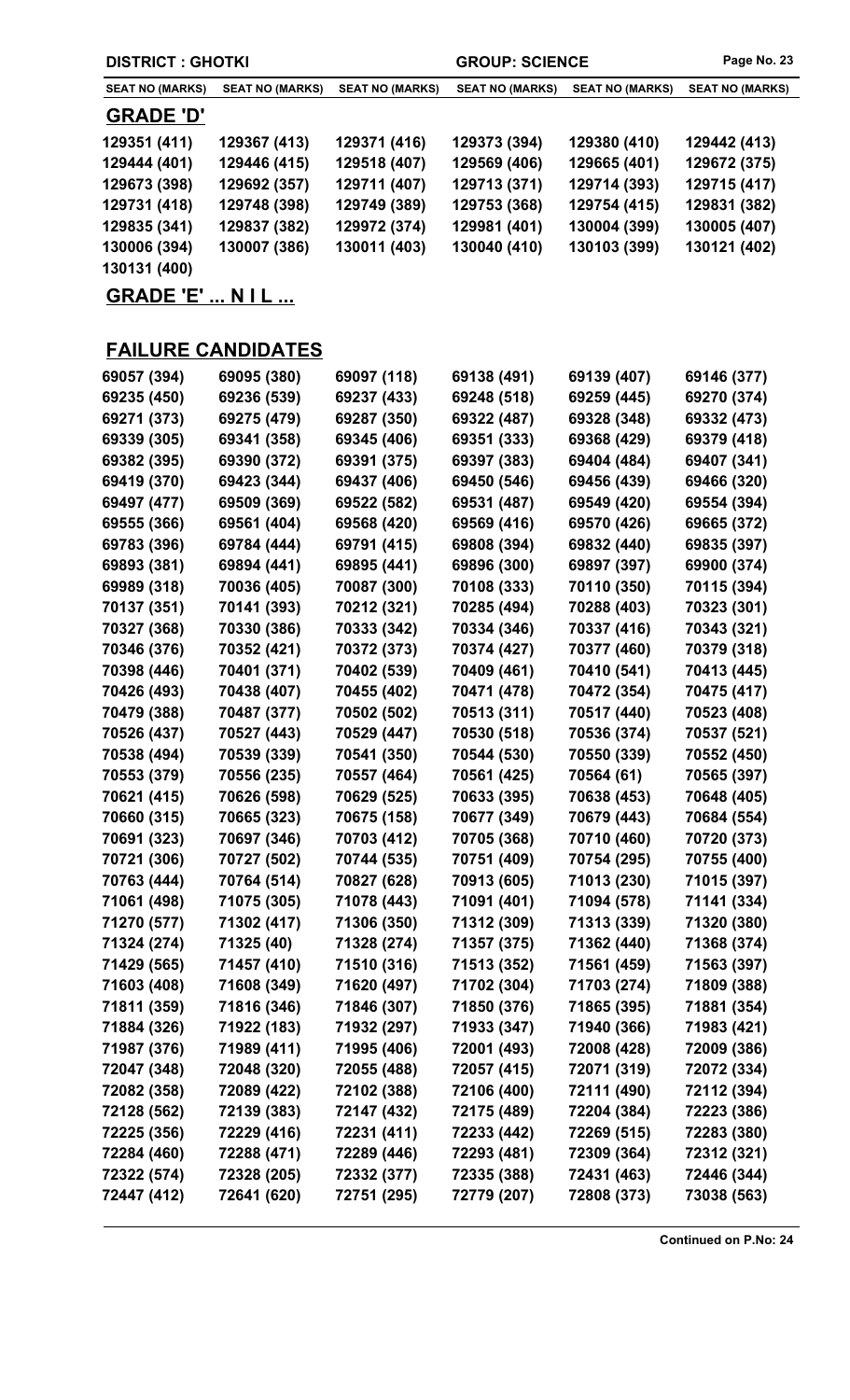| DISTRICT : GHOTKI | | | GROUP: SCIENCE | | |
|---|---|---|---|---|---|
| SEAT NO (MARKS) | SEAT NO (MARKS) | SEAT NO (MARKS) | SEAT NO (MARKS) | SEAT NO (MARKS) | SEAT NO (MARKS) |

## GRADE 'D'

| | | | | | |
|---|---|---|---|---|---|
| 129351 (411) | 129367 (413) | 129371 (416) | 129373 (394) | 129380 (410) | 129442 (413) |
| 129444 (401) | 129446 (415) | 129518 (407) | 129569 (406) | 129665 (401) | 129672 (375) |
| 129673 (398) | 129692 (357) | 129711 (407) | 129713 (371) | 129714 (393) | 129715 (417) |
| 129731 (418) | 129748 (398) | 129749 (389) | 129753 (368) | 129754 (415) | 129831 (382) |
| 129835 (341) | 129837 (382) | 129972 (374) | 129981 (401) | 130004 (399) | 130005 (407) |
| 130006 (394) | 130007 (386) | 130011 (403) | 130040 (410) | 130103 (399) | 130121 (402) |
| 130131 (400) | | | | | |

## GRADE 'E' ... N I L ...

## FAILURE CANDIDATES

| | | | | | |
|---|---|---|---|---|---|
| 69057 (394) | 69095 (380) | 69097 (118) | 69138 (491) | 69139 (407) | 69146 (377) |
| 69235 (450) | 69236 (539) | 69237 (433) | 69248 (518) | 69259 (445) | 69270 (374) |
| 69271 (373) | 69275 (479) | 69287 (350) | 69322 (487) | 69328 (348) | 69332 (473) |
| 69339 (305) | 69341 (358) | 69345 (406) | 69351 (333) | 69368 (429) | 69379 (418) |
| 69382 (395) | 69390 (372) | 69391 (375) | 69397 (383) | 69404 (484) | 69407 (341) |
| 69419 (370) | 69423 (344) | 69437 (406) | 69450 (546) | 69456 (439) | 69466 (320) |
| 69497 (477) | 69509 (369) | 69522 (582) | 69531 (487) | 69549 (420) | 69554 (394) |
| 69555 (366) | 69561 (404) | 69568 (420) | 69569 (416) | 69570 (426) | 69665 (372) |
| 69783 (396) | 69784 (444) | 69791 (415) | 69808 (394) | 69832 (440) | 69835 (397) |
| 69893 (381) | 69894 (441) | 69895 (441) | 69896 (300) | 69897 (397) | 69900 (374) |
| 69989 (318) | 70036 (405) | 70087 (300) | 70108 (333) | 70110 (350) | 70115 (394) |
| 70137 (351) | 70141 (393) | 70212 (321) | 70285 (494) | 70288 (403) | 70323 (301) |
| 70327 (368) | 70330 (386) | 70333 (342) | 70334 (346) | 70337 (416) | 70343 (321) |
| 70346 (376) | 70352 (421) | 70372 (373) | 70374 (427) | 70377 (460) | 70379 (318) |
| 70398 (446) | 70401 (371) | 70402 (539) | 70409 (461) | 70410 (541) | 70413 (445) |
| 70426 (493) | 70438 (407) | 70455 (402) | 70471 (478) | 70472 (354) | 70475 (417) |
| 70479 (388) | 70487 (377) | 70502 (502) | 70513 (311) | 70517 (440) | 70523 (408) |
| 70526 (437) | 70527 (443) | 70529 (447) | 70530 (518) | 70536 (374) | 70537 (521) |
| 70538 (494) | 70539 (339) | 70541 (350) | 70544 (530) | 70550 (339) | 70552 (450) |
| 70553 (379) | 70556 (235) | 70557 (464) | 70561 (425) | 70564 (61) | 70565 (397) |
| 70621 (415) | 70626 (598) | 70629 (525) | 70633 (395) | 70638 (453) | 70648 (405) |
| 70660 (315) | 70665 (323) | 70675 (158) | 70677 (349) | 70679 (443) | 70684 (554) |
| 70691 (323) | 70697 (346) | 70703 (412) | 70705 (368) | 70710 (460) | 70720 (373) |
| 70721 (306) | 70727 (502) | 70744 (535) | 70751 (409) | 70754 (295) | 70755 (400) |
| 70763 (444) | 70764 (514) | 70827 (628) | 70913 (605) | 71013 (230) | 71015 (397) |
| 71061 (498) | 71075 (305) | 71078 (443) | 71091 (401) | 71094 (578) | 71141 (334) |
| 71270 (577) | 71302 (417) | 71306 (350) | 71312 (309) | 71313 (339) | 71320 (380) |
| 71324 (274) | 71325 (40) | 71328 (274) | 71357 (375) | 71362 (440) | 71368 (374) |
| 71429 (565) | 71457 (410) | 71510 (316) | 71513 (352) | 71561 (459) | 71563 (397) |
| 71603 (408) | 71608 (349) | 71620 (497) | 71702 (304) | 71703 (274) | 71809 (388) |
| 71811 (359) | 71816 (346) | 71846 (307) | 71850 (376) | 71865 (395) | 71881 (354) |
| 71884 (326) | 71922 (183) | 71932 (297) | 71933 (347) | 71940 (366) | 71983 (421) |
| 71987 (376) | 71989 (411) | 71995 (406) | 72001 (493) | 72008 (428) | 72009 (386) |
| 72047 (348) | 72048 (320) | 72055 (488) | 72057 (415) | 72071 (319) | 72072 (334) |
| 72082 (358) | 72089 (422) | 72102 (388) | 72106 (400) | 72111 (490) | 72112 (394) |
| 72128 (562) | 72139 (383) | 72147 (432) | 72175 (489) | 72204 (384) | 72223 (386) |
| 72225 (356) | 72229 (416) | 72231 (411) | 72233 (442) | 72269 (515) | 72283 (380) |
| 72284 (460) | 72288 (471) | 72289 (446) | 72293 (481) | 72309 (364) | 72312 (321) |
| 72322 (574) | 72328 (205) | 72332 (377) | 72335 (388) | 72431 (463) | 72446 (344) |
| 72447 (412) | 72641 (620) | 72751 (295) | 72779 (207) | 72808 (373) | 73038 (563) |

**Continued on P.No: 24**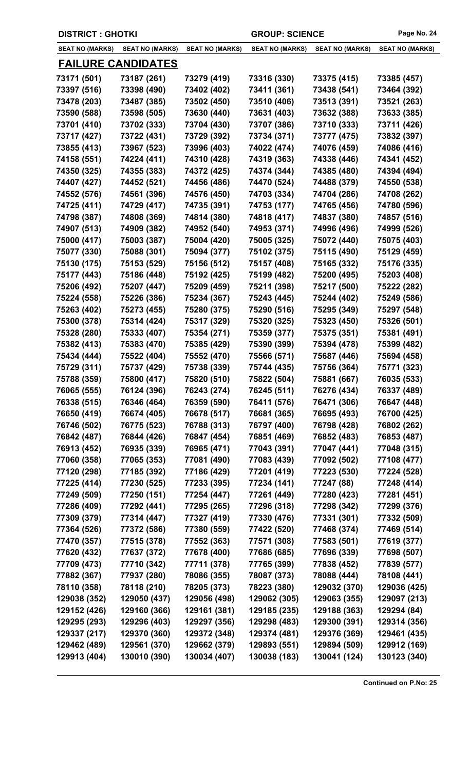DISTRICT : GHOTKI | GROUP: SCIENCE

| SEAT NO (MARKS) | SEAT NO (MARKS) | SEAT NO (MARKS) | SEAT NO (MARKS) | SEAT NO (MARKS) | SEAT NO (MARKS) |
|---|---|---|---|---|---|

## FAILURE CANDIDATES

| | | | | | |
|---|---|---|---|---|---|
| 73171 (501) | 73187 (261) | 73279 (419) | 73316 (330) | 73375 (415) | 73385 (457) |
| 73397 (516) | 73398 (490) | 73402 (402) | 73411 (361) | 73438 (541) | 73464 (392) |
| 73478 (203) | 73487 (385) | 73502 (450) | 73510 (406) | 73513 (391) | 73521 (263) |
| 73590 (588) | 73598 (505) | 73630 (440) | 73631 (403) | 73632 (388) | 73633 (385) |
| 73701 (410) | 73702 (333) | 73704 (430) | 73707 (386) | 73710 (333) | 73711 (426) |
| 73717 (427) | 73722 (431) | 73729 (392) | 73734 (371) | 73777 (475) | 73832 (397) |
| 73855 (413) | 73967 (523) | 73996 (403) | 74022 (474) | 74076 (459) | 74086 (416) |
| 74158 (551) | 74224 (411) | 74310 (428) | 74319 (363) | 74338 (446) | 74341 (452) |
| 74350 (325) | 74355 (383) | 74372 (425) | 74374 (344) | 74385 (480) | 74394 (494) |
| 74407 (427) | 74452 (521) | 74456 (486) | 74470 (524) | 74488 (379) | 74550 (538) |
| 74552 (576) | 74561 (396) | 74576 (450) | 74703 (334) | 74704 (286) | 74708 (262) |
| 74725 (411) | 74729 (417) | 74735 (391) | 74753 (177) | 74765 (456) | 74780 (596) |
| 74798 (387) | 74808 (369) | 74814 (380) | 74818 (417) | 74837 (380) | 74857 (516) |
| 74907 (513) | 74909 (382) | 74952 (540) | 74953 (371) | 74996 (496) | 74999 (526) |
| 75000 (417) | 75003 (387) | 75004 (420) | 75005 (325) | 75072 (440) | 75075 (403) |
| 75077 (330) | 75088 (301) | 75094 (377) | 75102 (375) | 75115 (490) | 75129 (459) |
| 75130 (175) | 75153 (529) | 75156 (512) | 75157 (408) | 75165 (332) | 75176 (335) |
| 75177 (443) | 75186 (448) | 75192 (425) | 75199 (482) | 75200 (495) | 75203 (408) |
| 75206 (492) | 75207 (447) | 75209 (459) | 75211 (398) | 75217 (500) | 75222 (282) |
| 75224 (558) | 75226 (386) | 75234 (367) | 75243 (445) | 75244 (402) | 75249 (586) |
| 75263 (402) | 75273 (455) | 75280 (375) | 75290 (516) | 75295 (349) | 75297 (548) |
| 75300 (378) | 75314 (424) | 75317 (329) | 75320 (325) | 75323 (450) | 75326 (501) |
| 75328 (280) | 75333 (407) | 75354 (271) | 75359 (377) | 75375 (351) | 75381 (491) |
| 75382 (413) | 75383 (470) | 75385 (429) | 75390 (399) | 75394 (478) | 75399 (482) |
| 75434 (444) | 75522 (404) | 75552 (470) | 75566 (571) | 75687 (446) | 75694 (458) |
| 75729 (311) | 75737 (429) | 75738 (339) | 75744 (435) | 75756 (364) | 75771 (323) |
| 75788 (359) | 75800 (417) | 75820 (510) | 75822 (504) | 75881 (667) | 76035 (533) |
| 76065 (555) | 76124 (396) | 76243 (274) | 76245 (511) | 76276 (434) | 76337 (489) |
| 76338 (515) | 76346 (464) | 76359 (590) | 76411 (576) | 76471 (306) | 76647 (448) |
| 76650 (419) | 76674 (405) | 76678 (517) | 76681 (365) | 76695 (493) | 76700 (425) |
| 76746 (502) | 76775 (523) | 76788 (313) | 76797 (400) | 76798 (428) | 76802 (262) |
| 76842 (487) | 76844 (426) | 76847 (454) | 76851 (469) | 76852 (483) | 76853 (487) |
| 76913 (452) | 76935 (339) | 76965 (471) | 77043 (391) | 77047 (441) | 77048 (315) |
| 77060 (358) | 77065 (353) | 77081 (490) | 77083 (439) | 77092 (502) | 77108 (477) |
| 77120 (298) | 77185 (392) | 77186 (429) | 77201 (419) | 77223 (530) | 77224 (528) |
| 77225 (414) | 77230 (525) | 77233 (395) | 77234 (141) | 77247 (88) | 77248 (414) |
| 77249 (509) | 77250 (151) | 77254 (447) | 77261 (449) | 77280 (423) | 77281 (451) |
| 77286 (409) | 77292 (441) | 77295 (265) | 77296 (318) | 77298 (342) | 77299 (376) |
| 77309 (379) | 77314 (447) | 77327 (419) | 77330 (476) | 77331 (301) | 77332 (509) |
| 77364 (526) | 77372 (586) | 77380 (559) | 77422 (520) | 77468 (374) | 77469 (514) |
| 77470 (357) | 77515 (378) | 77552 (363) | 77571 (308) | 77583 (501) | 77619 (377) |
| 77620 (432) | 77637 (372) | 77678 (400) | 77686 (685) | 77696 (339) | 77698 (507) |
| 77709 (473) | 77710 (342) | 77711 (378) | 77765 (399) | 77838 (452) | 77839 (577) |
| 77882 (367) | 77937 (280) | 78086 (355) | 78087 (373) | 78088 (444) | 78108 (441) |
| 78110 (358) | 78118 (210) | 78205 (373) | 78223 (380) | 129032 (370) | 129036 (425) |
| 129038 (352) | 129050 (437) | 129056 (498) | 129062 (305) | 129063 (355) | 129097 (213) |
| 129152 (426) | 129160 (366) | 129161 (381) | 129185 (235) | 129188 (363) | 129294 (84) |
| 129295 (293) | 129296 (403) | 129297 (356) | 129298 (483) | 129300 (391) | 129314 (356) |
| 129337 (217) | 129370 (360) | 129372 (348) | 129374 (481) | 129376 (369) | 129461 (435) |
| 129462 (489) | 129561 (370) | 129662 (379) | 129893 (551) | 129894 (509) | 129912 (169) |
| 129913 (404) | 130010 (390) | 130034 (407) | 130038 (183) | 130041 (124) | 130123 (340) |

**Continued on P.No: 25**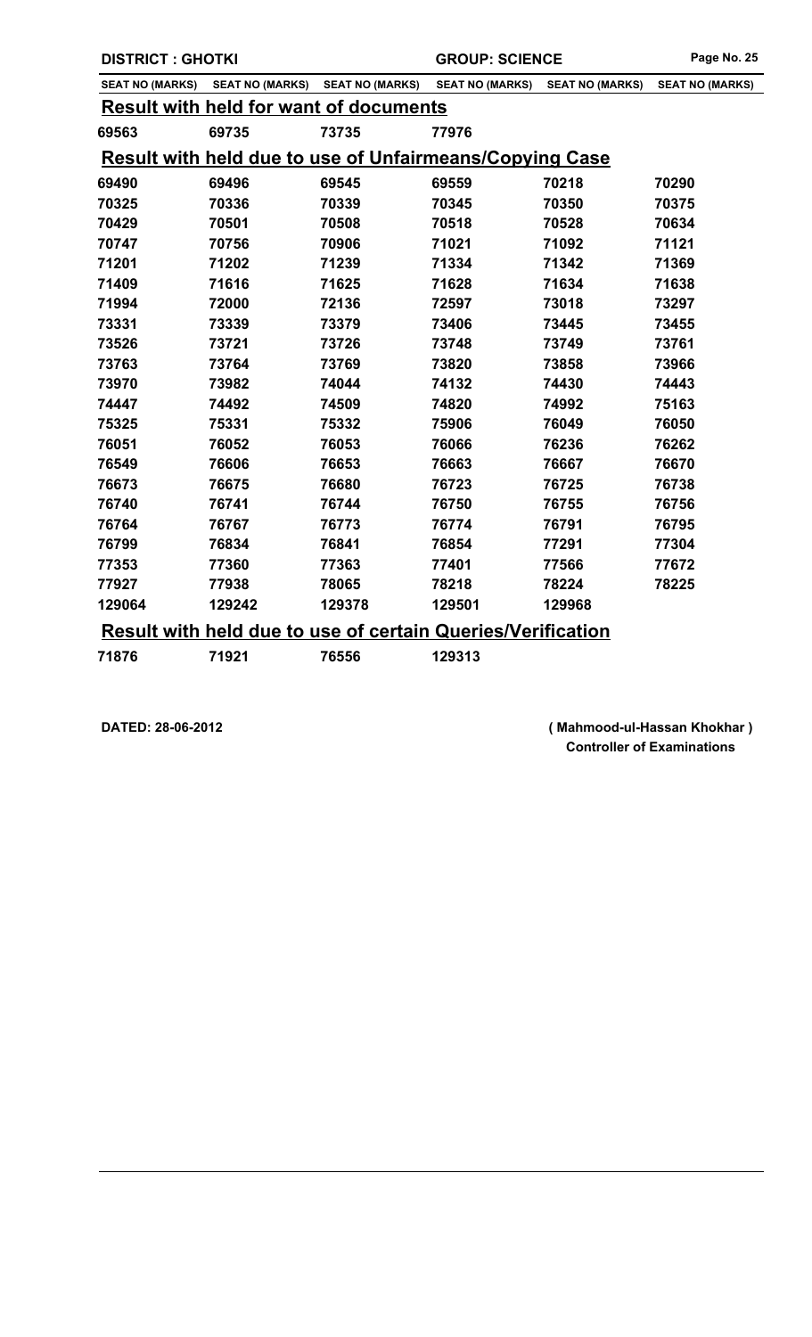DISTRICT : GHOTKI | GROUP: SCIENCE

| SEAT NO (MARKS) | SEAT NO (MARKS) | SEAT NO (MARKS) | SEAT NO (MARKS) | SEAT NO (MARKS) | SEAT NO (MARKS) |
|---|---|---|---|---|---|

**Result with held for want of documents**

| | | | | | |
|---|---|---|---|---|---|
| 69563 | 69735 | 73735 | 77976 | | |

**Result with held due to use of Unfairmeans/Copying Case**

| | | | | | |
|---|---|---|---|---|---|
| 69490 | 69496 | 69545 | 69559 | 70218 | 70290 |
| 70325 | 70336 | 70339 | 70345 | 70350 | 70375 |
| 70429 | 70501 | 70508 | 70518 | 70528 | 70634 |
| 70747 | 70756 | 70906 | 71021 | 71092 | 71121 |
| 71201 | 71202 | 71239 | 71334 | 71342 | 71369 |
| 71409 | 71616 | 71625 | 71628 | 71634 | 71638 |
| 71994 | 72000 | 72136 | 72597 | 73018 | 73297 |
| 73331 | 73339 | 73379 | 73406 | 73445 | 73455 |
| 73526 | 73721 | 73726 | 73748 | 73749 | 73761 |
| 73763 | 73764 | 73769 | 73820 | 73858 | 73966 |
| 73970 | 73982 | 74044 | 74132 | 74430 | 74443 |
| 74447 | 74492 | 74509 | 74820 | 74992 | 75163 |
| 75325 | 75331 | 75332 | 75906 | 76049 | 76050 |
| 76051 | 76052 | 76053 | 76066 | 76236 | 76262 |
| 76549 | 76606 | 76653 | 76663 | 76667 | 76670 |
| 76673 | 76675 | 76680 | 76723 | 76725 | 76738 |
| 76740 | 76741 | 76744 | 76750 | 76755 | 76756 |
| 76764 | 76767 | 76773 | 76774 | 76791 | 76795 |
| 76799 | 76834 | 76841 | 76854 | 77291 | 77304 |
| 77353 | 77360 | 77363 | 77401 | 77566 | 77672 |
| 77927 | 77938 | 78065 | 78218 | 78224 | 78225 |
| 129064 | 129242 | 129378 | 129501 | 129968 | |

**Result with held due to use of certain Queries/Verification**

| | | | | | |
|---|---|---|---|---|---|
| 71876 | 71921 | 76556 | 129313 | | |

DATED: 28-06-2012

( Mahmood-ul-Hassan Khokhar )
Controller of Examinations